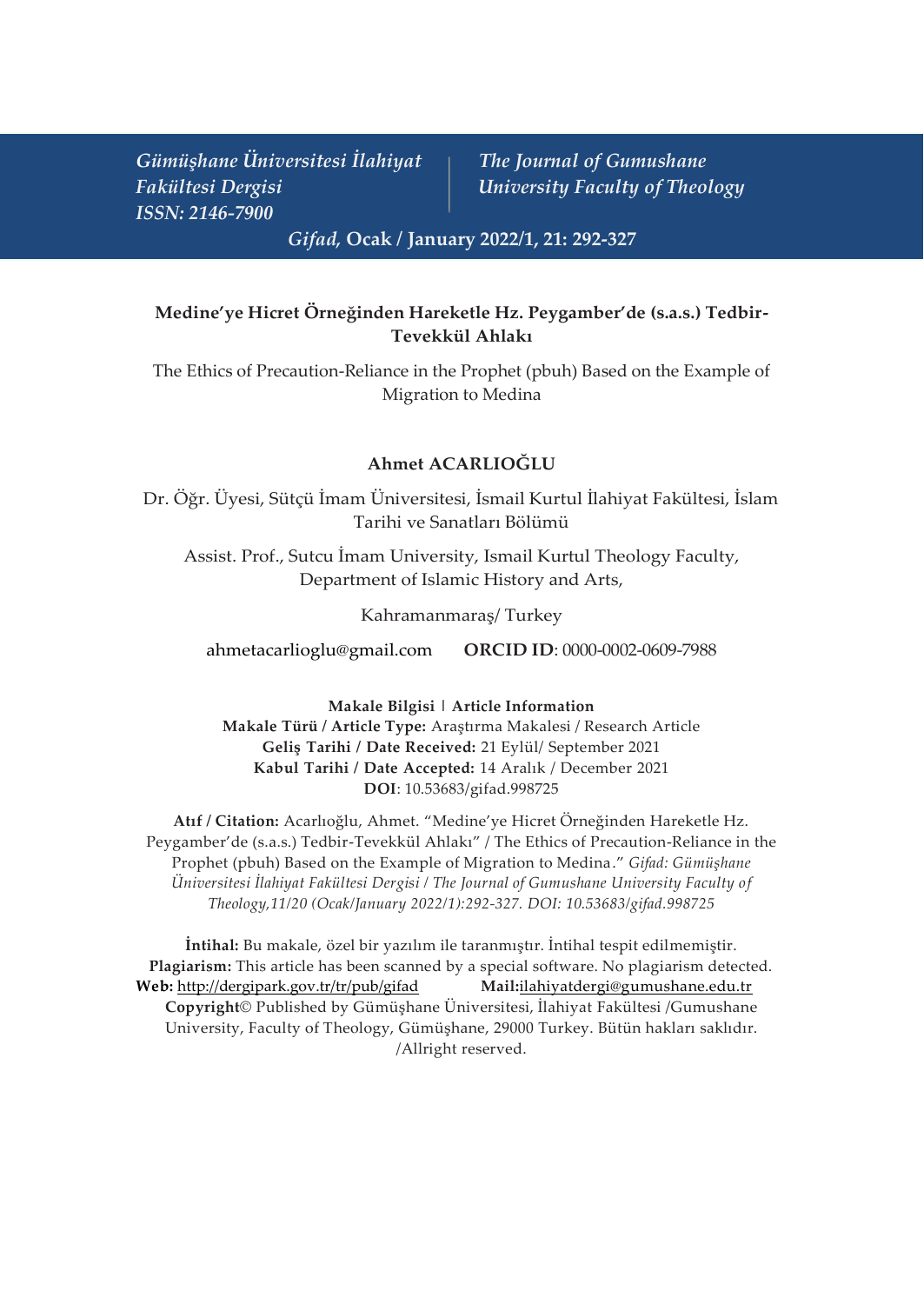*Gümüşhane Üniversitesi İlahiyat Fakültesi Dergisi*
*ISSN: 2146-7900*

*The Journal of Gumushane University Faculty of Theology*

***Gifad*, Ocak / January 2022/1, 21: 292-327**

## Medine'ye Hicret Örneğinden Hareketle Hz. Peygamber'de (s.a.s.) Tedbir-Tevekkül Ahlakı

The Ethics of Precaution-Reliance in the Prophet (pbuh) Based on the Example of Migration to Medina

**Ahmet ACARLIOĞLU**

Dr. Öğr. Üyesi, Sütçü İmam Üniversitesi, İsmail Kurtul İlahiyat Fakültesi, İslam Tarihi ve Sanatları Bölümü

Assist. Prof., Sutcu İmam University, Ismail Kurtul Theology Faculty, Department of Islamic History and Arts,

Kahramanmaraş/ Turkey

ahmetacarlioglu@gmail.com **ORCID ID**: 0000-0002-0609-7988

**Makale Bilgisi | Article Information**
**Makale Türü / Article Type:** Araştırma Makalesi / Research Article
**Geliş Tarihi / Date Received:** 21 Eylül/ September 2021
**Kabul Tarihi / Date Accepted:** 14 Aralık / December 2021
**DOI**: 10.53683/gifad.998725

**Atıf / Citation:** Acarlıoğlu, Ahmet. "Medine'ye Hicret Örneğinden Hareketle Hz. Peygamber'de (s.a.s.) Tedbir-Tevekkül Ahlakı" / The Ethics of Precaution-Reliance in the Prophet (pbuh) Based on the Example of Migration to Medina." *Gifad: Gümüşhane Üniversitesi İlahiyat Fakültesi Dergisi / The Journal of Gumushane University Faculty of Theology,11/20 (Ocak/January 2022/1):292-327. DOI: 10.53683/gifad.998725*

**İntihal:** Bu makale, özel bir yazılım ile taranmıştır. İntihal tespit edilmemiştir.
**Plagiarism:** This article has been scanned by a special software. No plagiarism detected.
**Web:** http://dergipark.gov.tr/tr/pub/gifad **Mail:**ilahiyatdergi@gumushane.edu.tr
**Copyright**© Published by Gümüşhane Üniversitesi, İlahiyat Fakültesi /Gumushane University, Faculty of Theology, Gümüşhane, 29000 Turkey. Bütün hakları saklıdır. /Allright reserved.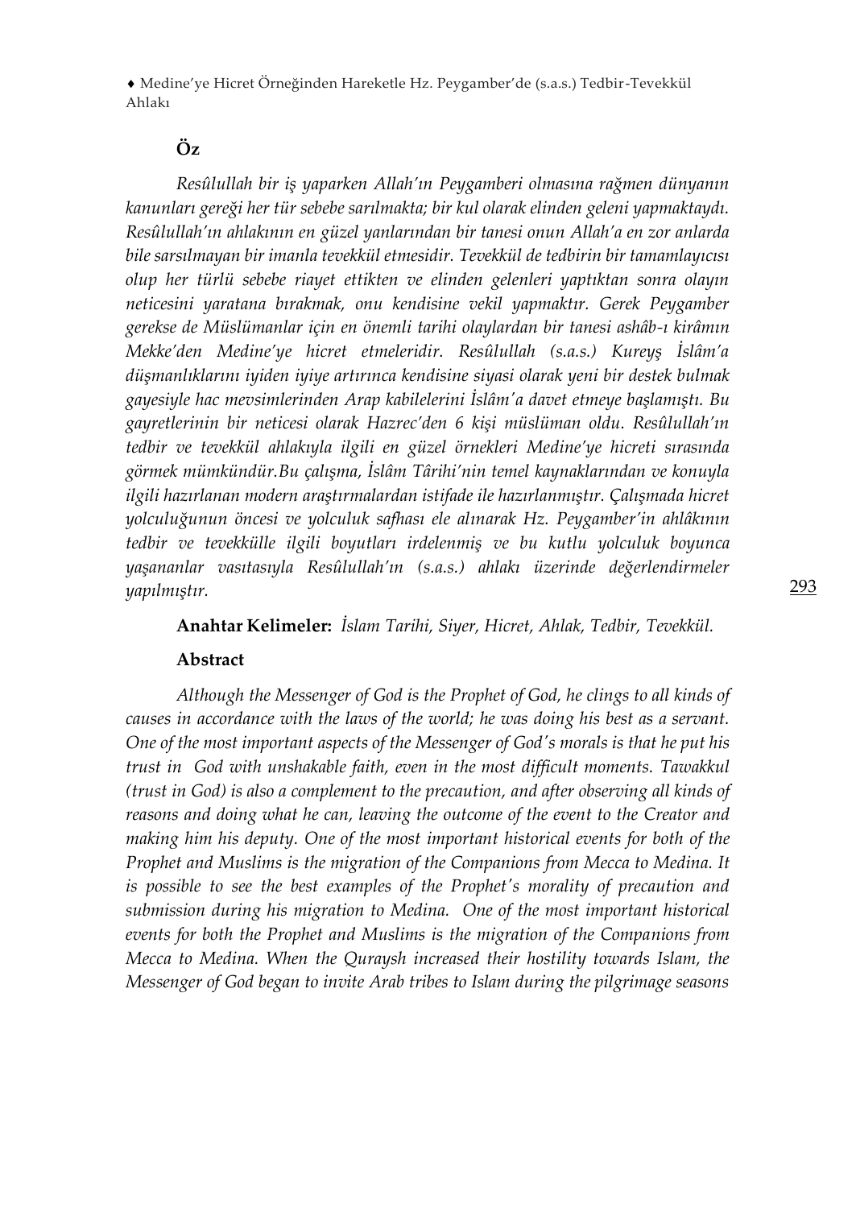## Öz

*Resûlullah bir iş yaparken Allah'ın Peygamberi olmasına rağmen dünyanın kanunları gereği her tür sebebe sarılmakta; bir kul olarak elinden geleni yapmaktaydı. Resûlullah'ın ahlakının en güzel yanlarından bir tanesi onun Allah'a en zor anlarda bile sarsılmayan bir imanla tevekkül etmesidir. Tevekkül de tedbirin bir tamamlayıcısı olup her türlü sebebe riayet ettikten ve elinden gelenleri yaptıktan sonra olayın neticesini yaratana bırakmak, onu kendisine vekil yapmaktır. Gerek Peygamber gerekse de Müslümanlar için en önemli tarihi olaylardan bir tanesi ashâb-ı kirâmın Mekke'den Medine'ye hicret etmeleridir. Resûlullah (s.a.s.) Kureyş İslâm'a düşmanlıklarını iyiden iyiye artırınca kendisine siyasi olarak yeni bir destek bulmak gayesiyle hac mevsimlerinden Arap kabilelerini İslâm'a davet etmeye başlamıştı. Bu gayretlerinin bir neticesi olarak Hazrec'den 6 kişi müslüman oldu. Resûlullah'ın tedbir ve tevekkül ahlakıyla ilgili en güzel örnekleri Medine'ye hicreti sırasında görmek mümkündür.Bu çalışma, İslâm Târihi'nin temel kaynaklarından ve konuyla ilgili hazırlanan modern araştırmalardan istifade ile hazırlanmıştır. Çalışmada hicret yolculuğunun öncesi ve yolculuk safhası ele alınarak Hz. Peygamber'in ahlâkının tedbir ve tevekkülle ilgili boyutları irdelenmiş ve bu kutlu yolculuk boyunca yaşananlar vasıtasıyla Resûlullah'ın (s.a.s.) ahlakı üzerinde değerlendirmeler yapılmıştır.*

**Anahtar Kelimeler:** *İslam Tarihi, Siyer, Hicret, Ahlak, Tedbir, Tevekkül.*

## Abstract

*Although the Messenger of God is the Prophet of God, he clings to all kinds of causes in accordance with the laws of the world; he was doing his best as a servant. One of the most important aspects of the Messenger of God's morals is that he put his trust in God with unshakable faith, even in the most difficult moments. Tawakkul (trust in God) is also a complement to the precaution, and after observing all kinds of reasons and doing what he can, leaving the outcome of the event to the Creator and making him his deputy. One of the most important historical events for both of the Prophet and Muslims is the migration of the Companions from Mecca to Medina. It is possible to see the best examples of the Prophet's morality of precaution and submission during his migration to Medina. One of the most important historical events for both the Prophet and Muslims is the migration of the Companions from Mecca to Medina. When the Quraysh increased their hostility towards Islam, the Messenger of God began to invite Arab tribes to Islam during the pilgrimage seasons*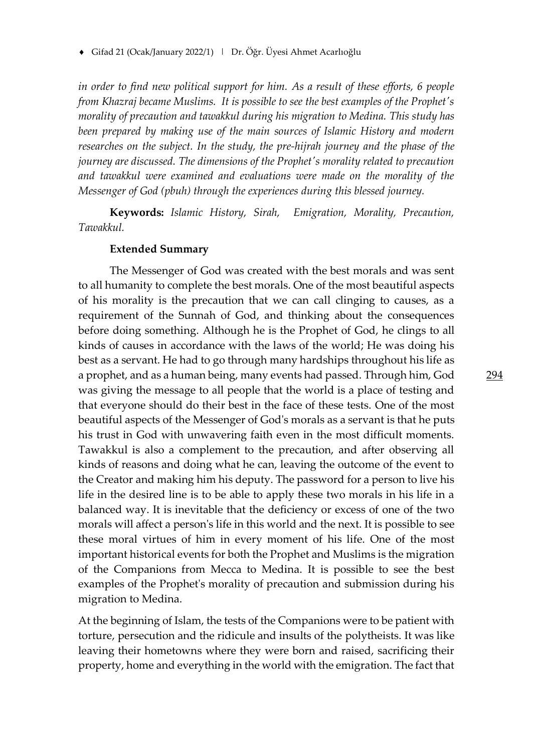*in order to find new political support for him. As a result of these efforts, 6 people from Khazraj became Muslims. It is possible to see the best examples of the Prophet's morality of precaution and tawakkul during his migration to Medina. This study has been prepared by making use of the main sources of Islamic History and modern researches on the subject. In the study, the pre-hijrah journey and the phase of the journey are discussed. The dimensions of the Prophet's morality related to precaution and tawakkul were examined and evaluations were made on the morality of the Messenger of God (pbuh) through the experiences during this blessed journey.*

**Keywords:** *Islamic History, Sirah, Emigration, Morality, Precaution, Tawakkul.*

**Extended Summary**

The Messenger of God was created with the best morals and was sent to all humanity to complete the best morals. One of the most beautiful aspects of his morality is the precaution that we can call clinging to causes, as a requirement of the Sunnah of God, and thinking about the consequences before doing something. Although he is the Prophet of God, he clings to all kinds of causes in accordance with the laws of the world; He was doing his best as a servant. He had to go through many hardships throughout his life as a prophet, and as a human being, many events had passed. Through him, God was giving the message to all people that the world is a place of testing and that everyone should do their best in the face of these tests. One of the most beautiful aspects of the Messenger of God's morals as a servant is that he puts his trust in God with unwavering faith even in the most difficult moments. Tawakkul is also a complement to the precaution, and after observing all kinds of reasons and doing what he can, leaving the outcome of the event to the Creator and making him his deputy. The password for a person to live his life in the desired line is to be able to apply these two morals in his life in a balanced way. It is inevitable that the deficiency or excess of one of the two morals will affect a person's life in this world and the next. It is possible to see these moral virtues of him in every moment of his life. One of the most important historical events for both the Prophet and Muslims is the migration of the Companions from Mecca to Medina. It is possible to see the best examples of the Prophet's morality of precaution and submission during his migration to Medina.

At the beginning of Islam, the tests of the Companions were to be patient with torture, persecution and the ridicule and insults of the polytheists. It was like leaving their hometowns where they were born and raised, sacrificing their property, home and everything in the world with the emigration. The fact that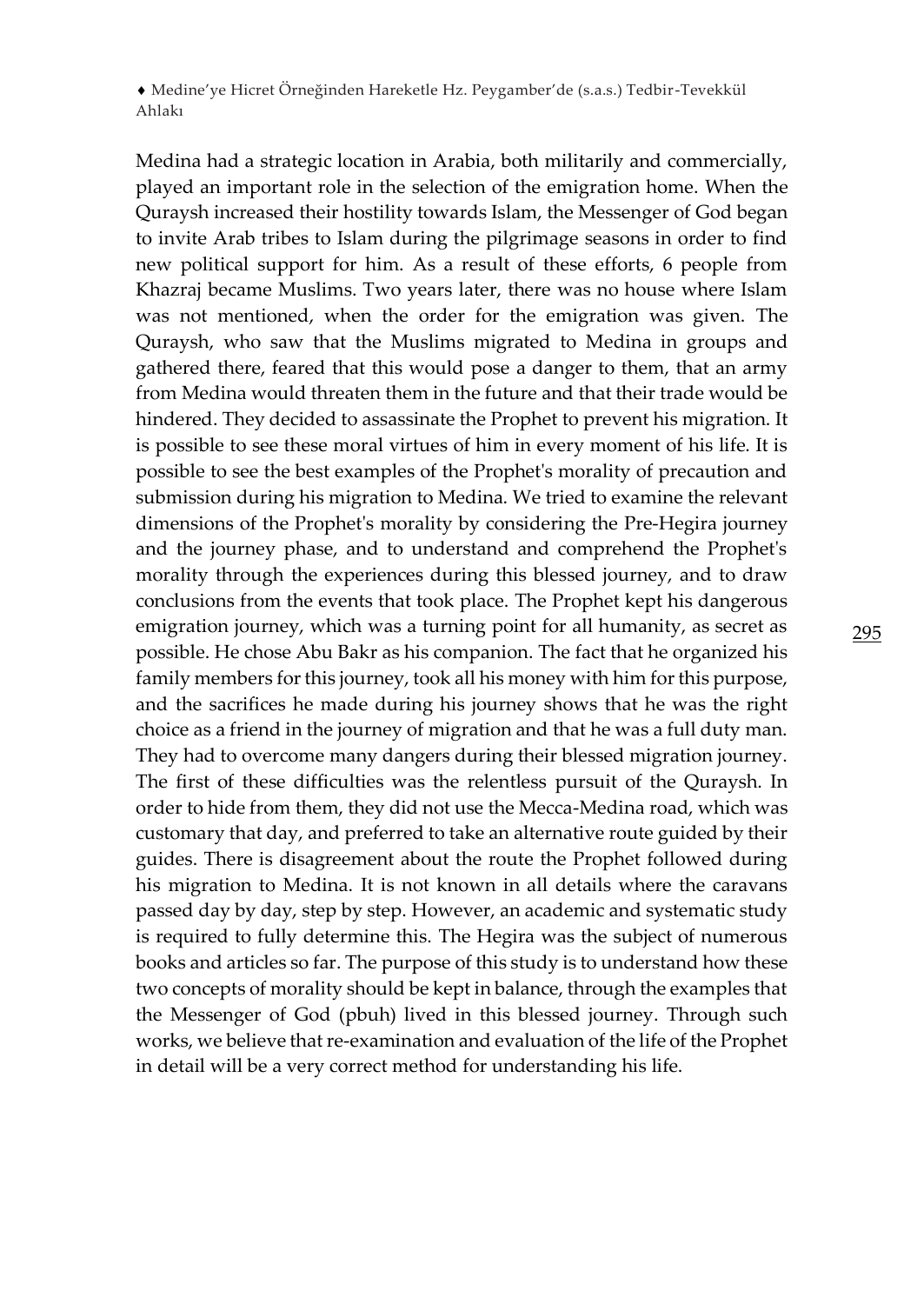Medina had a strategic location in Arabia, both militarily and commercially, played an important role in the selection of the emigration home. When the Quraysh increased their hostility towards Islam, the Messenger of God began to invite Arab tribes to Islam during the pilgrimage seasons in order to find new political support for him. As a result of these efforts, 6 people from Khazraj became Muslims. Two years later, there was no house where Islam was not mentioned, when the order for the emigration was given. The Quraysh, who saw that the Muslims migrated to Medina in groups and gathered there, feared that this would pose a danger to them, that an army from Medina would threaten them in the future and that their trade would be hindered. They decided to assassinate the Prophet to prevent his migration. It is possible to see these moral virtues of him in every moment of his life. It is possible to see the best examples of the Prophet's morality of precaution and submission during his migration to Medina. We tried to examine the relevant dimensions of the Prophet's morality by considering the Pre-Hegira journey and the journey phase, and to understand and comprehend the Prophet's morality through the experiences during this blessed journey, and to draw conclusions from the events that took place. The Prophet kept his dangerous emigration journey, which was a turning point for all humanity, as secret as possible. He chose Abu Bakr as his companion. The fact that he organized his family members for this journey, took all his money with him for this purpose, and the sacrifices he made during his journey shows that he was the right choice as a friend in the journey of migration and that he was a full duty man. They had to overcome many dangers during their blessed migration journey. The first of these difficulties was the relentless pursuit of the Quraysh. In order to hide from them, they did not use the Mecca-Medina road, which was customary that day, and preferred to take an alternative route guided by their guides. There is disagreement about the route the Prophet followed during his migration to Medina. It is not known in all details where the caravans passed day by day, step by step. However, an academic and systematic study is required to fully determine this. The Hegira was the subject of numerous books and articles so far. The purpose of this study is to understand how these two concepts of morality should be kept in balance, through the examples that the Messenger of God (pbuh) lived in this blessed journey. Through such works, we believe that re-examination and evaluation of the life of the Prophet in detail will be a very correct method for understanding his life.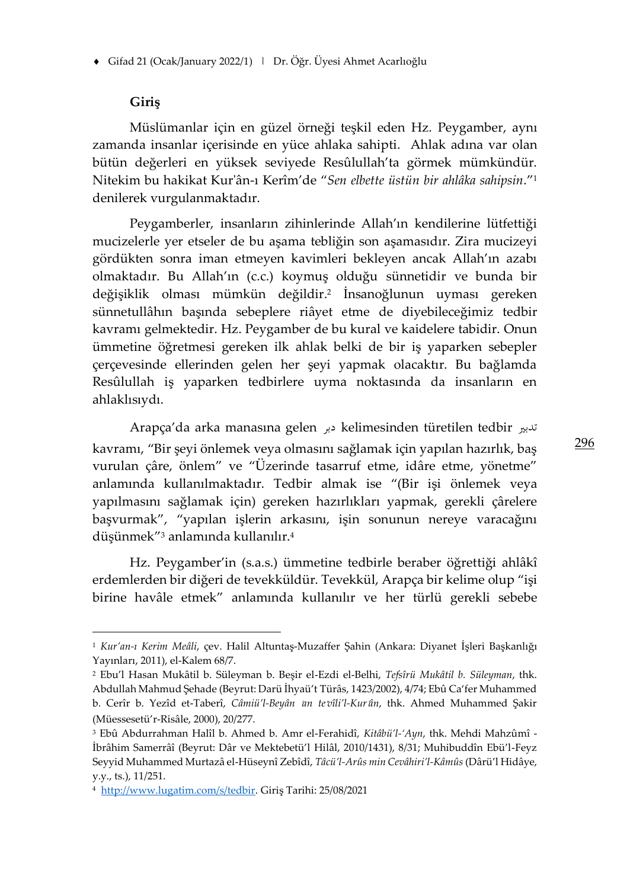## Giriş

Müslümanlar için en güzel örneği teşkil eden Hz. Peygamber, aynı zamanda insanlar içerisinde en yüce ahlaka sahipti. Ahlak adına var olan bütün değerleri en yüksek seviyede Resûlullah'ta görmek mümkündür. Nitekim bu hakikat Kur'ân-ı Kerîm'de "*Sen elbette üstün bir ahlâka sahipsin*."[1] denilerek vurgulanmaktadır.

Peygamberler, insanların zihinlerinde Allah'ın kendilerine lütfettiği mucizelerle yer etseler de bu aşama tebliğin son aşamasıdır. Zira mucizeyi gördükten sonra iman etmeyen kavimleri bekleyen ancak Allah'ın azabı olmaktadır. Bu Allah'ın (c.c.) koymuş olduğu sünnetidir ve bunda bir değişiklik olması mümkün değildir.[2] İnsanoğlunun uyması gereken sünnetullâhın başında sebeplere riâyet etme de diyebileceğimiz tedbir kavramı gelmektedir. Hz. Peygamber de bu kural ve kaidelere tabidir. Onun ümmetine öğretmesi gereken ilk ahlak belki de bir iş yaparken sebepler çerçevesinde ellerinden gelen her şeyi yapmak olacaktır. Bu bağlamda Resûlullah iş yaparken tedbirlere uyma noktasında da insanların en ahlaklısıydı.

Arapça'da arka manasına gelen دبر kelimesinden türetilen tedbir تدبير kavramı, "Bir şeyi önlemek veya olmasını sağlamak için yapılan hazırlık, baş vurulan çâre, önlem" ve "Üzerinde tasarruf etme, idâre etme, yönetme" anlamında kullanılmaktadır. Tedbir almak ise "(Bir işi önlemek veya yapılmasını sağlamak için) gereken hazırlıkları yapmak, gerekli çârelere başvurmak", "yapılan işlerin arkasını, işin sonunun nereye varacağını düşünmek"[3] anlamında kullanılır.[4]

Hz. Peygamber'in (s.a.s.) ümmetine tedbirle beraber öğrettiği ahlâkî erdemlerden bir diğeri de tevekküldür. Tevekkül, Arapça bir kelime olup "işi birine havâle etmek" anlamında kullanılır ve her türlü gerekli sebebe

---

[1] *Kur'an-ı Kerim Meâli*, çev. Halil Altuntaş-Muzaffer Şahin (Ankara: Diyanet İşleri Başkanlığı Yayınları, 2011), el-Kalem 68/7.

[2] Ebu'l Hasan Mukâtil b. Süleyman b. Beşir el-Ezdi el-Belhi, *Tefsîrü Mukâtil b. Süleyman*, thk. Abdullah Mahmud Şehade (Beyrut: Darü İhyaü't Türâs, 1423/2002), 4/74; Ebû Ca'fer Muhammed b. Cerîr b. Yezîd et-Taberî, *Câmiü'l-Beyân 'an te'vîli'l-Kur'ân*, thk. Ahmed Muhammed Şakir (Müessesetü'r-Risâle, 2000), 20/277.

[3] Ebû Abdurrahman Halîl b. Ahmed b. Amr el-Ferahidî, *Kitâbü'l-'Ayn*, thk. Mehdi Mahzûmî - İbrâhim Samerrâî (Beyrut: Dâr ve Mektebetü'l Hilâl, 2010/1431), 8/31; Muhibuddîn Ebü'l-Feyz Seyyid Muhammed Murtazâ el-Hüseynî Zebîdî, *Tâcü'l-Arûs min Cevâhiri'l-Kâmûs* (Dârü'l Hidâye, y.y., ts.), 11/251.

[4] http://www.lugatim.com/s/tedbir. Giriş Tarihi: 25/08/2021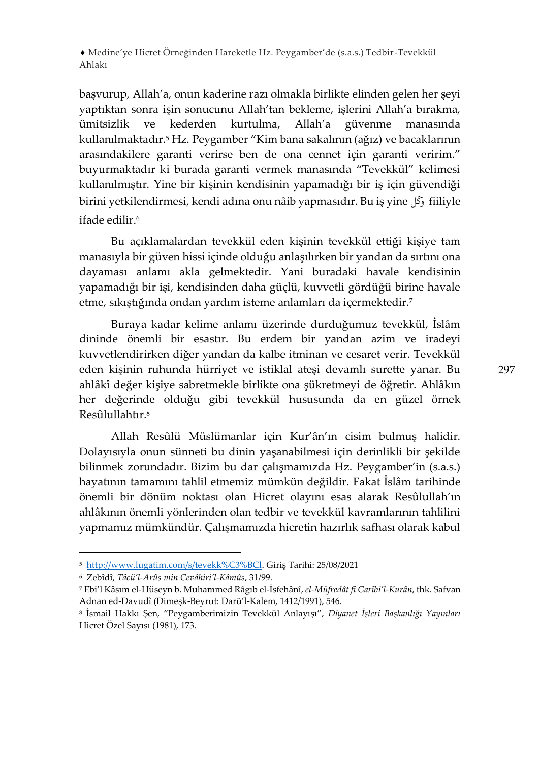başvurup, Allah'a, onun kaderine razı olmakla birlikte elinden gelen her şeyi yaptıktan sonra işin sonucunu Allah'tan bekleme, işlerini Allah'a bırakma, ümitsizlik ve kederden kurtulma, Allah'a güvenme manasında kullanılmaktadır.[5] Hz. Peygamber "Kim bana sakalının (ağız) ve bacaklarının arasındakilere garanti verirse ben de ona cennet için garanti veririm." buyurmaktadır ki burada garanti vermek manasında "Tevekkül" kelimesi kullanılmıştır. Yine bir kişinin kendisinin yapamadığı bir iş için güvendiği birini yetkilendirmesi, kendi adına onu nâib yapmasıdır. Bu iş yine وَكَّل fiiliyle ifade edilir.[6]

Bu açıklamalardan tevekkül eden kişinin tevekkül ettiği kişiye tam manasıyla bir güven hissi içinde olduğu anlaşılırken bir yandan da sırtını ona dayaması anlamı akla gelmektedir. Yani buradaki havale kendisinin yapamadığı bir işi, kendisinden daha güçlü, kuvvetli gördüğü birine havale etme, sıkıştığında ondan yardım isteme anlamları da içermektedir.[7]

Buraya kadar kelime anlamı üzerinde durduğumuz tevekkül, İslâm dininde önemli bir esastır. Bu erdem bir yandan azim ve iradeyi kuvvetlendirirken diğer yandan da kalbe itminan ve cesaret verir. Tevekkül eden kişinin ruhunda hürriyet ve istiklal ateşi devamlı surette yanar. Bu ahlâkî değer kişiye sabretmekle birlikte ona şükretmeyi de öğretir. Ahlâkın her değerinde olduğu gibi tevekkül hususunda da en güzel örnek Resûlullahtır.[8]

Allah Resûlü Müslümanlar için Kur'ân'ın cisim bulmuş halidir. Dolayısıyla onun sünneti bu dinin yaşanabilmesi için derinlikli bir şekilde bilinmek zorundadır. Bizim bu dar çalışmamızda Hz. Peygamber'in (s.a.s.) hayatının tamamını tahlil etmemiz mümkün değildir. Fakat İslâm tarihinde önemli bir dönüm noktası olan Hicret olayını esas alarak Resûlullah'ın ahlâkının önemli yönlerinden olan tedbir ve tevekkül kavramlarının tahlilini yapmamız mümkündür. Çalışmamızda hicretin hazırlık safhası olarak kabul

---

[5] http://www.lugatim.com/s/tevekk%C3%BCl. Giriş Tarihi: 25/08/2021

[6] Zebîdî, *Tâcü'l-Arûs min Cevâhiri'l-Kâmûs*, 31/99.

[7] Ebi'l Kâsım el-Hüseyn b. Muhammed Râgıb el-İsfehânî, *el-Müfredât fî Garîbi'l-Kurân*, thk. Safvan Adnan ed-Davudî (Dimeşk-Beyrut: Darü'l-Kalem, 1412/1991), 546.

[8] İsmail Hakkı Şen, "Peygamberimizin Tevekkül Anlayışı", *Diyanet İşleri Başkanlığı Yayınları* Hicret Özel Sayısı (1981), 173.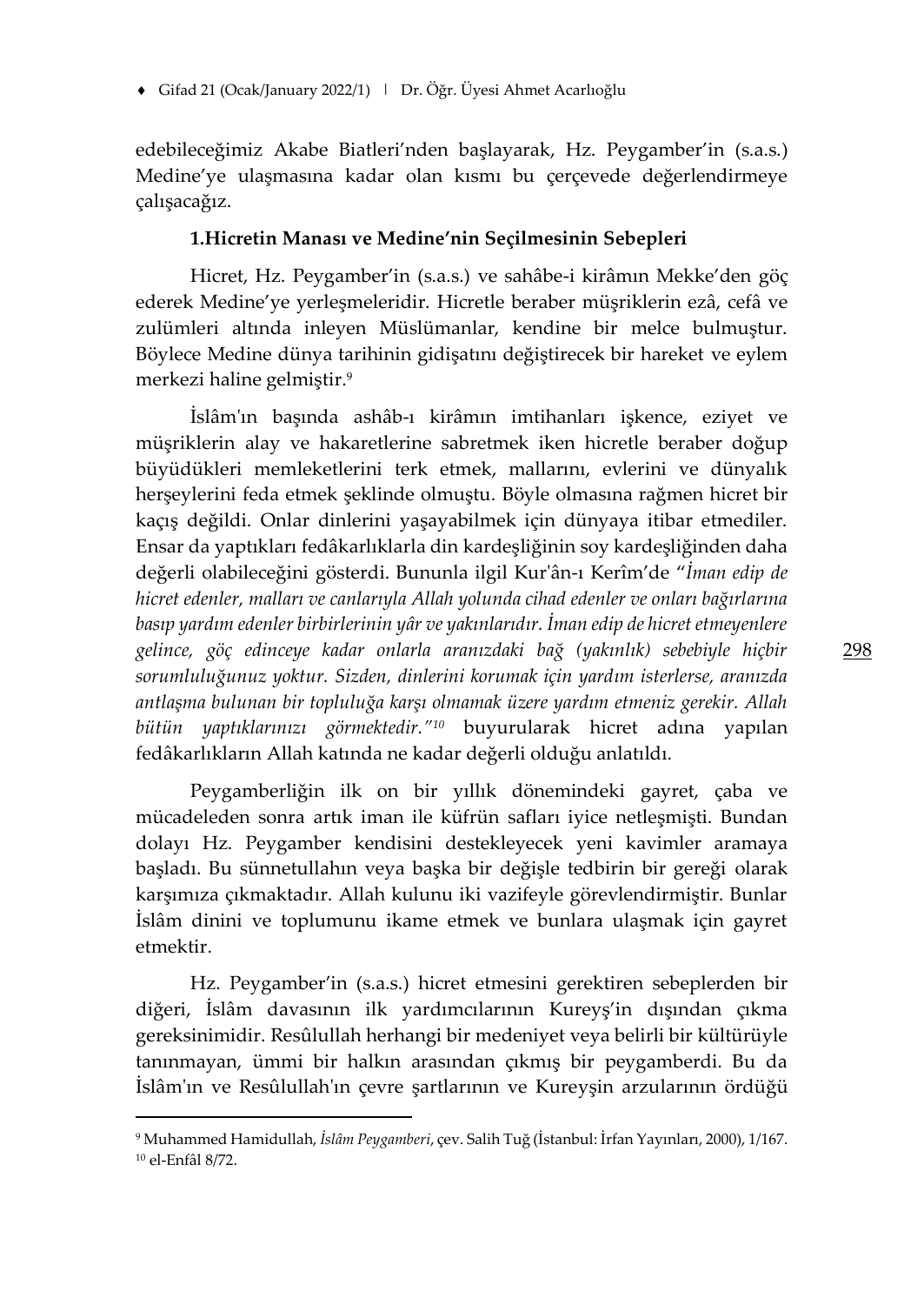edebileceğimiz Akabe Biatleri'nden başlayarak, Hz. Peygamber'in (s.a.s.) Medine'ye ulaşmasına kadar olan kısmı bu çerçevede değerlendirmeye çalışacağız.

## 1.Hicretin Manası ve Medine'nin Seçilmesinin Sebepleri

Hicret, Hz. Peygamber'in (s.a.s.) ve sahâbe-i kirâmın Mekke'den göç ederek Medine'ye yerleşmeleridir. Hicretle beraber müşriklerin ezâ, cefâ ve zulümleri altında inleyen Müslümanlar, kendine bir melce bulmuştur. Böylece Medine dünya tarihinin gidişatını değiştirecek bir hareket ve eylem merkezi haline gelmiştir.[9]

İslâm'ın başında ashâb-ı kirâmın imtihanları işkence, eziyet ve müşriklerin alay ve hakaretlerine sabretmek iken hicretle beraber doğup büyüdükleri memleketlerini terk etmek, mallarını, evlerini ve dünyalık herşeylerini feda etmek şeklinde olmuştu. Böyle olmasına rağmen hicret bir kaçış değildi. Onlar dinlerini yaşayabilmek için dünyaya itibar etmediler. Ensar da yaptıkları fedâkarlıklarla din kardeşliğinin soy kardeşliğinden daha değerli olabileceğini gösterdi. Bununla ilgil Kur'ân-ı Kerîm'de "*İman edip de hicret edenler, malları ve canlarıyla Allah yolunda cihad edenler ve onları bağırlarına basıp yardım edenler birbirlerinin yâr ve yakınlarıdır. İman edip de hicret etmeyenlere gelince, göç edinceye kadar onlarla aranızdaki bağ (yakınlık) sebebiyle hiçbir sorumluluğunuz yoktur. Sizden, dinlerini korumak için yardım isterlerse, aranızda antlaşma bulunan bir topluluğa karşı olmamak üzere yardım etmeniz gerekir. Allah bütün yaptıklarınızı görmektedir.*"[10] buyurularak hicret adına yapılan fedâkarlıkların Allah katında ne kadar değerli olduğu anlatıldı.

Peygamberliğin ilk on bir yıllık dönemindeki gayret, çaba ve mücadeleden sonra artık iman ile küfrün safları iyice netleşmişti. Bundan dolayı Hz. Peygamber kendisini destekleyecek yeni kavimler aramaya başladı. Bu sünnetullahın veya başka bir değişle tedbirin bir gereği olarak karşımıza çıkmaktadır. Allah kulunu iki vazifeyle görevlendirmiştir. Bunlar İslâm dinini ve toplumunu ikame etmek ve bunlara ulaşmak için gayret etmektir.

Hz. Peygamber'in (s.a.s.) hicret etmesini gerektiren sebeplerden bir diğeri, İslâm davasının ilk yardımcılarının Kureyş'in dışından çıkma gereksinimidir. Resûlullah herhangi bir medeniyet veya belirli bir kültürüyle tanınmayan, ümmi bir halkın arasından çıkmış bir peygamberdi. Bu da İslâm'ın ve Resûlullah'ın çevre şartlarının ve Kureyşin arzularının ördüğü

---

[9] Muhammed Hamidullah, *İslâm Peygamberi*, çev. Salih Tuğ (İstanbul: İrfan Yayınları, 2000), 1/167.

[10] el-Enfâl 8/72.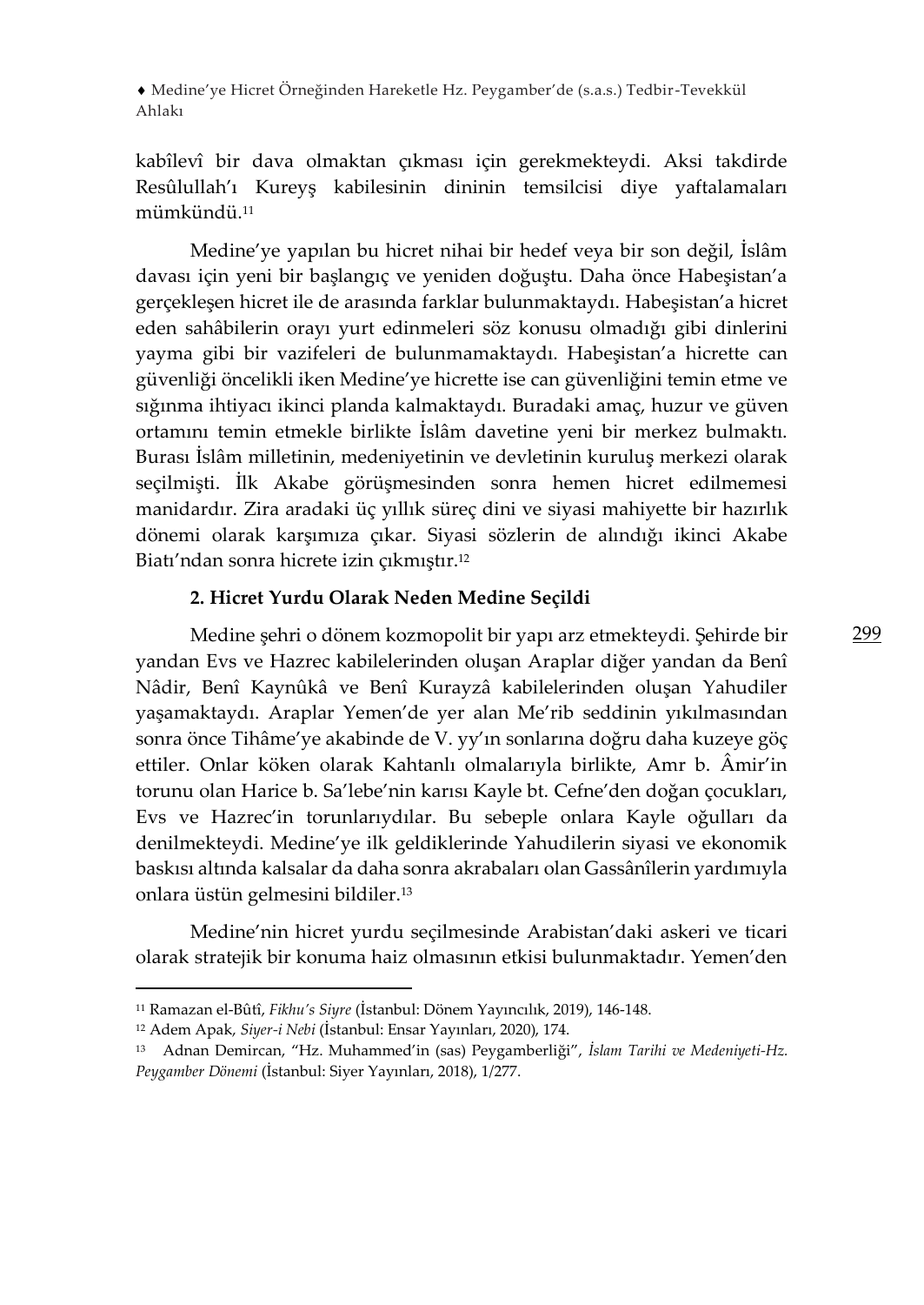kabîlevî bir dava olmaktan çıkması için gerekmekteydi. Aksi takdirde Resûlullah'ı Kureyş kabilesinin dininin temsilcisi diye yaftalamaları mümkündü.[11]

Medine'ye yapılan bu hicret nihai bir hedef veya bir son değil, İslâm davası için yeni bir başlangıç ve yeniden doğuştu. Daha önce Habeşistan'a gerçekleşen hicret ile de arasında farklar bulunmaktaydı. Habeşistan'a hicret eden sahâbilerin orayı yurt edinmeleri söz konusu olmadığı gibi dinlerini yayma gibi bir vazifeleri de bulunmamaktaydı. Habeşistan'a hicrette can güvenliği öncelikli iken Medine'ye hicrette ise can güvenliğini temin etme ve sığınma ihtiyacı ikinci planda kalmaktaydı. Buradaki amaç, huzur ve güven ortamını temin etmekle birlikte İslâm davetine yeni bir merkez bulmaktı. Burası İslâm milletinin, medeniyetinin ve devletinin kuruluş merkezi olarak seçilmişti. İlk Akabe görüşmesinden sonra hemen hicret edilmemesi manidardır. Zira aradaki üç yıllık süreç dini ve siyasi mahiyette bir hazırlık dönemi olarak karşımıza çıkar. Siyasi sözlerin de alındığı ikinci Akabe Biatı'ndan sonra hicrete izin çıkmıştır.[12]

### 2. Hicret Yurdu Olarak Neden Medine Seçildi

Medine şehri o dönem kozmopolit bir yapı arz etmekteydi. Şehirde bir yandan Evs ve Hazrec kabilelerinden oluşan Araplar diğer yandan da Benî Nâdir, Benî Kaynûkâ ve Benî Kurayzâ kabilelerinden oluşan Yahudiler yaşamaktaydı. Araplar Yemen'de yer alan Me'rib seddinin yıkılmasından sonra önce Tihâme'ye akabinde de V. yy'ın sonlarına doğru daha kuzeye göç ettiler. Onlar köken olarak Kahtanlı olmalarıyla birlikte, Amr b. Âmir'in torunu olan Harice b. Sa'lebe'nin karısı Kayle bt. Cefne'den doğan çocukları, Evs ve Hazrec'in torunlarıydılar. Bu sebeple onlara Kayle oğulları da denilmekteydi. Medine'ye ilk geldiklerinde Yahudilerin siyasi ve ekonomik baskısı altında kalsalar da daha sonra akrabaları olan Gassânîlerin yardımıyla onlara üstün gelmesini bildiler.[13]

Medine'nin hicret yurdu seçilmesinde Arabistan'daki askeri ve ticari olarak stratejik bir konuma haiz olmasının etkisi bulunmaktadır. Yemen'den

---

[11] Ramazan el-Bûtî, *Fikhu's Siyre* (İstanbul: Dönem Yayıncılık, 2019), 146-148.

[12] Adem Apak, *Siyer-i Nebi* (İstanbul: Ensar Yayınları, 2020), 174.

[13] Adnan Demircan, "Hz. Muhammed'in (sas) Peygamberliği", *İslam Tarihi ve Medeniyeti-Hz. Peygamber Dönemi* (İstanbul: Siyer Yayınları, 2018), 1/277.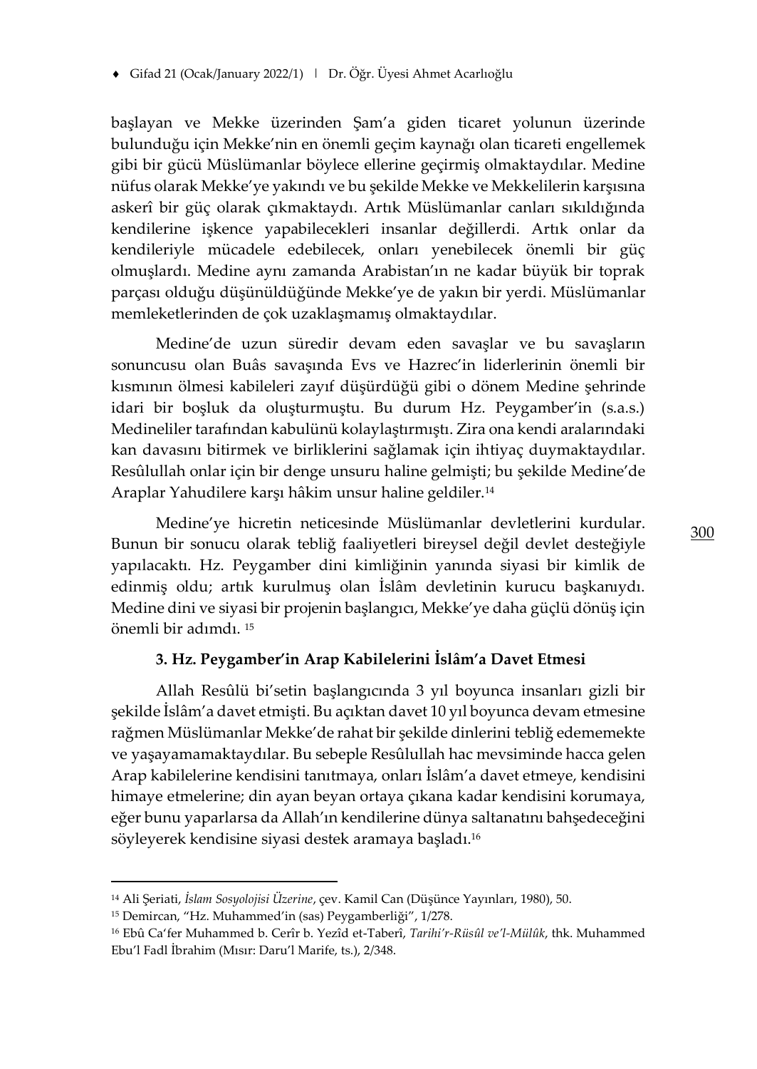başlayan ve Mekke üzerinden Şam'a giden ticaret yolunun üzerinde bulunduğu için Mekke'nin en önemli geçim kaynağı olan ticareti engellemek gibi bir gücü Müslümanlar böylece ellerine geçirmiş olmaktaydılar. Medine nüfus olarak Mekke'ye yakındı ve bu şekilde Mekke ve Mekkelilerin karşısına askerî bir güç olarak çıkmaktaydı. Artık Müslümanlar canları sıkıldığında kendilerine işkence yapabilecekleri insanlar değillerdi. Artık onlar da kendileriyle mücadele edebilecek, onları yenebilecek önemli bir güç olmuşlardı. Medine aynı zamanda Arabistan'ın ne kadar büyük bir toprak parçası olduğu düşünüldüğünde Mekke'ye de yakın bir yerdi. Müslümanlar memleketlerinden de çok uzaklaşmamış olmaktaydılar.

Medine'de uzun süredir devam eden savaşlar ve bu savaşların sonuncusu olan Buâs savaşında Evs ve Hazrec'in liderlerinin önemli bir kısmının ölmesi kabileleri zayıf düşürdüğü gibi o dönem Medine şehrinde idari bir boşluk da oluşturmuştu. Bu durum Hz. Peygamber'in (s.a.s.) Medineliler tarafından kabulünü kolaylaştırmıştı. Zira ona kendi aralarındaki kan davasını bitirmek ve birliklerini sağlamak için ihtiyaç duymaktaydılar. Resûlullah onlar için bir denge unsuru haline gelmişti; bu şekilde Medine'de Araplar Yahudilere karşı hâkim unsur haline geldiler.[14]

Medine'ye hicretin neticesinde Müslümanlar devletlerini kurdular. Bunun bir sonucu olarak tebliğ faaliyetleri bireysel değil devlet desteğiyle yapılacaktı. Hz. Peygamber dini kimliğinin yanında siyasi bir kimlik de edinmiş oldu; artık kurulmuş olan İslâm devletinin kurucu başkanıydı. Medine dini ve siyasi bir projenin başlangıcı, Mekke'ye daha güçlü dönüş için önemli bir adımdı. [15]

### 3. Hz. Peygamber'in Arap Kabilelerini İslâm'a Davet Etmesi

Allah Resûlü bi'setin başlangıcında 3 yıl boyunca insanları gizli bir şekilde İslâm'a davet etmişti. Bu açıktan davet 10 yıl boyunca devam etmesine rağmen Müslümanlar Mekke'de rahat bir şekilde dinlerini tebliğ edememekte ve yaşayamamaktaydılar. Bu sebeple Resûlullah hac mevsiminde hacca gelen Arap kabilelerine kendisini tanıtmaya, onları İslâm'a davet etmeye, kendisini himaye etmelerine; din ayan beyan ortaya çıkana kadar kendisini korumaya, eğer bunu yaparlarsa da Allah'ın kendilerine dünya saltanatını bahşedeceğini söyleyerek kendisine siyasi destek aramaya başladı.[16]

---

[14] Ali Şeriati, *İslam Sosyolojisi Üzerine*, çev. Kamil Can (Düşünce Yayınları, 1980), 50.

[15] Demircan, "Hz. Muhammed'in (sas) Peygamberliği", 1/278.

[16] Ebû Ca'fer Muhammed b. Cerîr b. Yezîd et-Taberî, *Tarihi'r-Rüsûl ve'l-Mülûk*, thk. Muhammed Ebu'l Fadl İbrahim (Mısır: Daru'l Marife, ts.), 2/348.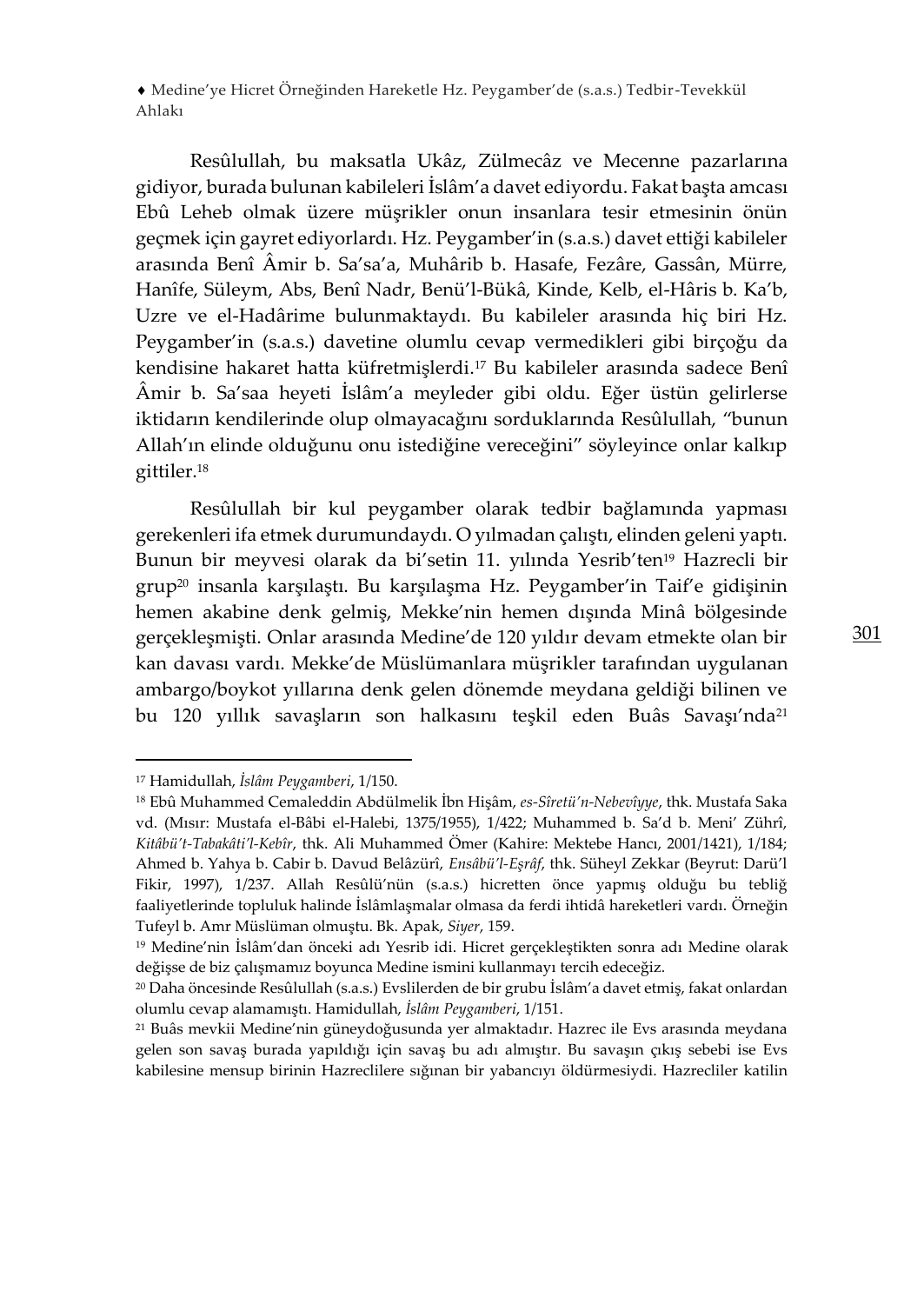Resûlullah, bu maksatla Ukâz, Zülmecâz ve Mecenne pazarlarına gidiyor, burada bulunan kabileleri İslâm'a davet ediyordu. Fakat başta amcası Ebû Leheb olmak üzere müşrikler onun insanlara tesir etmesinin önün geçmek için gayret ediyorlardı. Hz. Peygamber'in (s.a.s.) davet ettiği kabileler arasında Benî Âmir b. Sa'sa'a, Muhârib b. Hasafe, Fezâre, Gassân, Mürre, Hanîfe, Süleym, Abs, Benî Nadr, Benü'l-Bükâ, Kinde, Kelb, el-Hâris b. Ka'b, Uzre ve el-Hadârime bulunmaktaydı. Bu kabileler arasında hiç biri Hz. Peygamber'in (s.a.s.) davetine olumlu cevap vermedikleri gibi birçoğu da kendisine hakaret hatta küfretmişlerdi.[17] Bu kabileler arasında sadece Benî Âmir b. Sa'saa heyeti İslâm'a meyleder gibi oldu. Eğer üstün gelirlerse iktidarın kendilerinde olup olmayacağını sorduklarında Resûlullah, "bunun Allah'ın elinde olduğunu onu istediğine vereceğini" söyleyince onlar kalkıp gittiler.[18]

Resûlullah bir kul peygamber olarak tedbir bağlamında yapması gerekenleri ifa etmek durumundaydı. O yılmadan çalıştı, elinden geleni yaptı. Bunun bir meyvesi olarak da bi'setin 11. yılında Yesrib'ten[19] Hazrecli bir grup[20] insanla karşılaştı. Bu karşılaşma Hz. Peygamber'in Taif'e gidişinin hemen akabine denk gelmiş, Mekke'nin hemen dışında Minâ bölgesinde gerçekleşmişti. Onlar arasında Medine'de 120 yıldır devam etmekte olan bir kan davası vardı. Mekke'de Müslümanlara müşrikler tarafından uygulanan ambargo/boykot yıllarına denk gelen dönemde meydana geldiği bilinen ve bu 120 yıllık savaşların son halkasını teşkil eden Buâs Savaşı'nda[21]

---

[17] Hamidullah, *İslâm Peygamberi*, 1/150.

[18] Ebû Muhammed Cemaleddin Abdülmelik İbn Hişâm, *es-Sîretü'n-Nebevîyye*, thk. Mustafa Saka vd. (Mısır: Mustafa el-Bâbi el-Halebi, 1375/1955), 1/422; Muhammed b. Sa'd b. Meni' Zührî, *Kitâbü't-Tabakâti'l-Kebîr*, thk. Ali Muhammed Ömer (Kahire: Mektebe Hancı, 2001/1421), 1/184; Ahmed b. Yahya b. Cabir b. Davud Belâzürî, *Ensâbü'l-Eşrâf*, thk. Süheyl Zekkar (Beyrut: Darü'l Fikir, 1997), 1/237. Allah Resûlü'nün (s.a.s.) hicretten önce yapmış olduğu bu tebliğ faaliyetlerinde topluluk halinde İslâmlaşmalar olmasa da ferdi ihtidâ hareketleri vardı. Örneğin Tufeyl b. Amr Müslüman olmuştu. Bk. Apak, *Siyer*, 159.

[19] Medine'nin İslâm'dan önceki adı Yesrib idi. Hicret gerçekleştikten sonra adı Medine olarak değişse de biz çalışmamız boyunca Medine ismini kullanmayı tercih edeceğiz.

[20] Daha öncesinde Resûlullah (s.a.s.) Evslilerden de bir grubu İslâm'a davet etmiş, fakat onlardan olumlu cevap alamamıştı. Hamidullah, *İslâm Peygamberi*, 1/151.

[21] Buâs mevkii Medine'nin güneydoğusunda yer almaktadır. Hazrec ile Evs arasında meydana gelen son savaş burada yapıldığı için savaş bu adı almıştır. Bu savaşın çıkış sebebi ise Evs kabilesine mensup birinin Hazreclilere sığınan bir yabancıyı öldürmesiydi. Hazrecliler katilin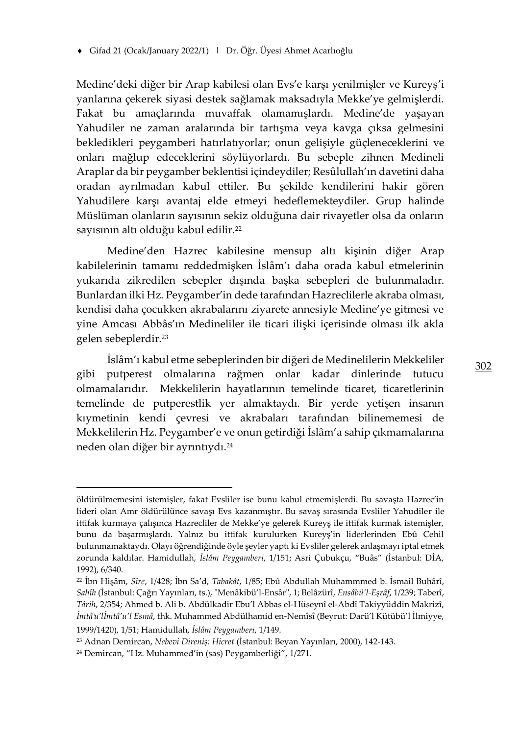Medine'deki diğer bir Arap kabilesi olan Evs'e karşı yenilmişler ve Kureyş'i yanlarına çekerek siyasi destek sağlamak maksadıyla Mekke'ye gelmişlerdi. Fakat bu amaçlarında muvaffak olamamışlardı. Medine'de yaşayan Yahudiler ne zaman aralarında bir tartışma veya kavga çıksa gelmesini bekledikleri peygamberi hatırlatıyorlar; onun gelişiyle güçleneceklerini ve onları mağlup edeceklerini söylüyorlardı. Bu sebeple zihnen Medineli Araplar da bir peygamber beklentisi içindeydiler; Resûlullah'ın davetini daha oradan ayrılmadan kabul ettiler. Bu şekilde kendilerini hakir gören Yahudilere karşı avantaj elde etmeyi hedeflemekteydiler. Grup halinde Müslüman olanların sayısının sekiz olduğuna dair rivayetler olsa da onların sayısının altı olduğu kabul edilir.[22]

Medine'den Hazrec kabilesine mensup altı kişinin diğer Arap kabilelerinin tamamı reddedmişken İslâm'ı daha orada kabul etmelerinin yukarıda zikredilen sebepler dışında başka sebepleri de bulunmaladır. Bunlardan ilki Hz. Peygamber'in dede tarafından Hazreclilerle akraba olması, kendisi daha çocukken akrabalarını ziyarete annesiyle Medine'ye gitmesi ve yine Amcası Abbâs'ın Medineliler ile ticari ilişki içerisinde olması ilk akla gelen sebeplerdir.[23]

İslâm'ı kabul etme sebeplerinden bir diğeri de Medinelilerin Mekkeliler gibi putperest olmalarına rağmen onlar kadar dinlerinde tutucu olmamalarıdır. Mekkelilerin hayatlarının temelinde ticaret, ticaretlerinin temelinde de putperestlik yer almaktaydı. Bir yerde yetişen insanın kıymetinin kendi çevresi ve akrabaları tarafından bilinememesi de Mekkelilerin Hz. Peygamber'e ve onun getirdiği İslâm'a sahip çıkmamalarına neden olan diğer bir ayrıntıydı.[24]

---

öldürülmemesini istemişler, fakat Evsliler ise bunu kabul etmemişlerdi. Bu savaşta Hazrec'in lideri olan Amr öldürülünce savaşı Evs kazanmıştır. Bu savaş sırasında Evsliler Yahudiler ile ittifak kurmaya çalışınca Hazrecliler de Mekke'ye gelerek Kureyş ile ittifak kurmak istemişler, bunu da başarmışlardı. Yalnız bu ittifak kurulurken Kureyş'in liderlerinden Ebû Cehil bulunmamaktaydı. Olayı öğrendiğinde öyle şeyler yaptı ki Evsliler gelerek anlaşmayı iptal etmek zorunda kaldılar. Hamidullah, *İslâm Peygamberi*, 1/151; Asri Çubukçu, "Buâs" (İstanbul: DİA, 1992), 6/340.

[22] İbn Hişâm, *Sîre*, 1/428; İbn Sa'd, *Tabakât*, 1/85; Ebû Abdullah Muhammmed b. İsmail Buhârî, *Sahîh* (İstanbul: Çağrı Yayınları, ts.), "Menâkibü'l-Ensâr", 1; Belâzürî, *Ensâbü'l-Eşrâf*, 1/239; Taberî, *Târih*, 2/354; Ahmed b. Ali b. Abdülkadir Ebu'l Abbas el-Hüseynî el-Abdî Takiyyüddin Makrizî, *İmtâ'u'lİmtâ'u'l Esmâ*, thk. Muhammed Abdülhamid en-Nemîsî (Beyrut: Darü'l Kütübü'l İlmiyye, 1999/1420), 1/51; Hamidullah, *İslâm Peygamberi*, 1/149.

[23] Adnan Demircan, *Nebevi Direniş: Hicret* (İstanbul: Beyan Yayınları, 2000), 142-143.

[24] Demircan, "Hz. Muhammed'in (sas) Peygamberliği", 1/271.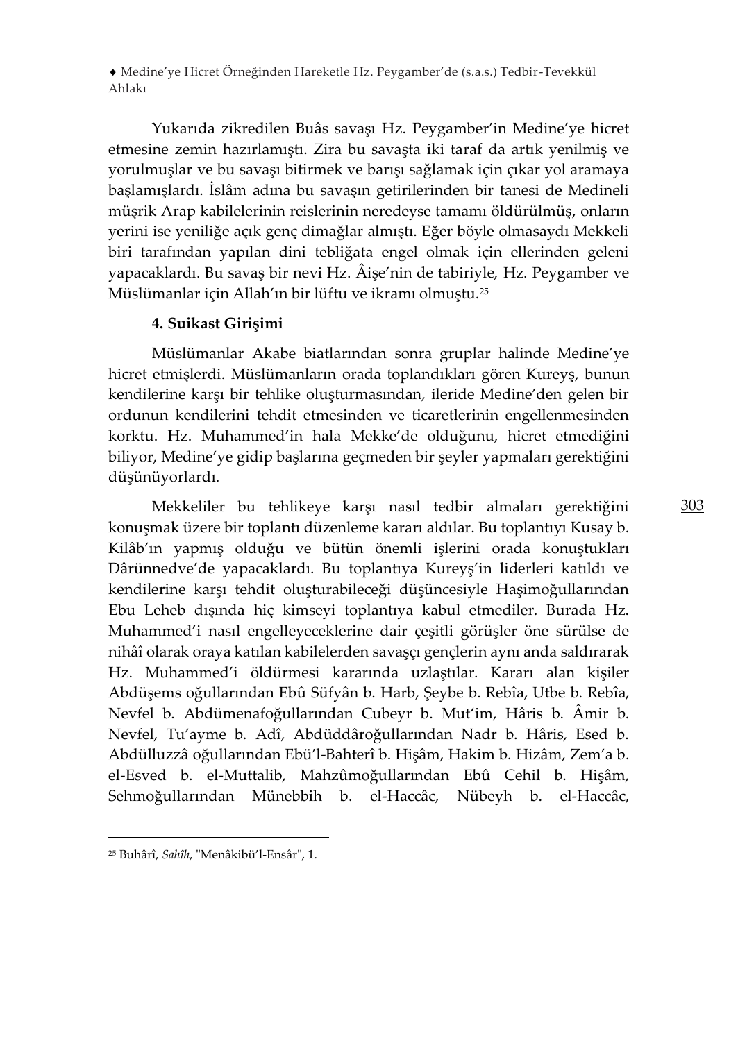Yukarıda zikredilen Buâs savaşı Hz. Peygamber'in Medine'ye hicret etmesine zemin hazırlamıştı. Zira bu savaşta iki taraf da artık yenilmiş ve yorulmuşlar ve bu savaşı bitirmek ve barışı sağlamak için çıkar yol aramaya başlamışlardı. İslâm adına bu savaşın getirilerinden bir tanesi de Medineli müşrik Arap kabilelerinin reislerinin neredeyse tamamı öldürülmüş, onların yerini ise yeniliğe açık genç dimağlar almıştı. Eğer böyle olmasaydı Mekkeli biri tarafından yapılan dini tebliğata engel olmak için ellerinden geleni yapacaklardı. Bu savaş bir nevi Hz. Âişe'nin de tabiriyle, Hz. Peygamber ve Müslümanlar için Allah'ın bir lüftu ve ikramı olmuştu.[25]

#### 4. Suikast Girişimi

Müslümanlar Akabe biatlarından sonra gruplar halinde Medine'ye hicret etmişlerdi. Müslümanların orada toplandıkları gören Kureyş, bunun kendilerine karşı bir tehlike oluşturmasından, ileride Medine'den gelen bir ordunun kendilerini tehdit etmesinden ve ticaretlerinin engellenmesinden korktu. Hz. Muhammed'in hala Mekke'de olduğunu, hicret etmediğini biliyor, Medine'ye gidip başlarına geçmeden bir şeyler yapmaları gerektiğini düşünüyorlardı.

Mekkeliler bu tehlikeye karşı nasıl tedbir almaları gerektiğini konuşmak üzere bir toplantı düzenleme kararı aldılar. Bu toplantıyı Kusay b. Kilâb'ın yapmış olduğu ve bütün önemli işlerini orada konuştukları Dârünnedve'de yapacaklardı. Bu toplantıya Kureyş'in liderleri katıldı ve kendilerine karşı tehdit oluşturabileceği düşüncesiyle Haşimoğullarından Ebu Leheb dışında hiç kimseyi toplantıya kabul etmediler. Burada Hz. Muhammed'i nasıl engelleyeceklerine dair çeşitli görüşler öne sürülse de nihâî olarak oraya katılan kabilelerden savaşçı gençlerin aynı anda saldırarak Hz. Muhammed'i öldürmesi kararında uzlaştılar. Kararı alan kişiler Abdüşems oğullarından Ebû Süfyân b. Harb, Şeybe b. Rebîa, Utbe b. Rebîa, Nevfel b. Abdümenafoğullarından Cubeyr b. Mut'im, Hâris b. Âmir b. Nevfel, Tu'ayme b. Adî, Abdüddâroğullarından Nadr b. Hâris, Esed b. Abdülluzzâ oğullarından Ebü'l-Bahterî b. Hişâm, Hakim b. Hizâm, Zem'a b. el-Esved b. el-Muttalib, Mahzûmoğullarından Ebû Cehil b. Hişâm, Sehmoğullarından Münebbih b. el-Haccâc, Nübeyh b. el-Haccâc,

---

[25] Buhârî, *Sahîh*, "Menâkibü'l-Ensâr", 1.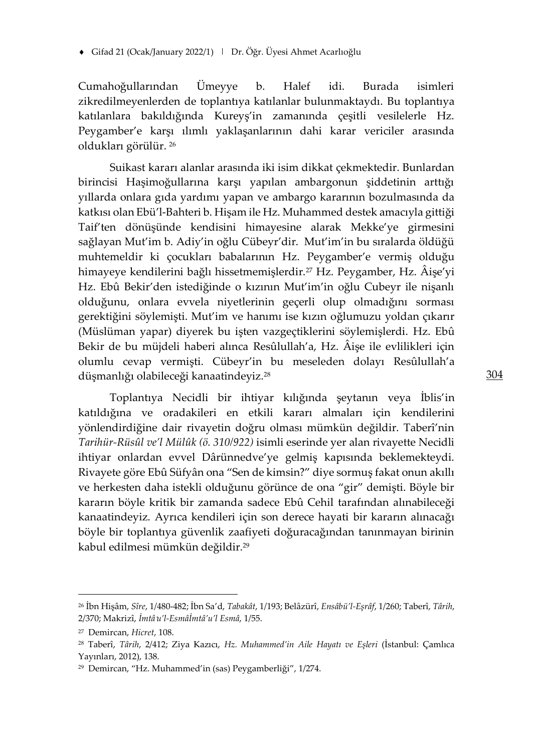Cumahoğullarından Ümeyye b. Halef idi. Burada isimleri zikredilmeyenlerden de toplantıya katılanlar bulunmaktaydı. Bu toplantıya katılanlara bakıldığında Kureyş'in zamanında çeşitli vesilelerle Hz. Peygamber'e karşı ılımlı yaklaşanlarının dahi karar vericiler arasında oldukları görülür. [26]

Suikast kararı alanlar arasında iki isim dikkat çekmektedir. Bunlardan birincisi Haşimoğullarına karşı yapılan ambargonun şiddetinin arttığı yıllarda onlara gıda yardımı yapan ve ambargo kararının bozulmasında da katkısı olan Ebü'l-Bahteri b. Hişam ile Hz. Muhammed destek amacıyla gittiği Taif'ten dönüşünde kendisini himayesine alarak Mekke'ye girmesini sağlayan Mut'im b. Adiy'in oğlu Cübeyr'dir. Mut'im'in bu sıralarda öldüğü muhtemeldir ki çocukları babalarının Hz. Peygamber'e vermiş olduğu himayeye kendilerini bağlı hissetmemişlerdir.[27] Hz. Peygamber, Hz. Âişe'yi Hz. Ebû Bekir'den istediğinde o kızının Mut'im'in oğlu Cubeyr ile nişanlı olduğunu, onlara evvela niyetlerinin geçerli olup olmadığını sorması gerektiğini söylemişti. Mut'im ve hanımı ise kızın oğlumuzu yoldan çıkarır (Müslüman yapar) diyerek bu işten vazgeçtiklerini söylemişlerdi. Hz. Ebû Bekir de bu müjdeli haberi alınca Resûlullah'a, Hz. Âişe ile evlilikleri için olumlu cevap vermişti. Cübeyr'in bu meseleden dolayı Resûlullah'a düşmanlığı olabileceği kanaatindeyiz.[28]

Toplantıya Necidli bir ihtiyar kılığında şeytanın veya İblis'in katıldığına ve oradakileri en etkili kararı almaları için kendilerini yönlendirdiğine dair rivayetin doğru olması mümkün değildir. Taberî'nin *Tarihür-Rüsûl ve'l Mülûk (ö. 310/922)* isimli eserinde yer alan rivayette Necidli ihtiyar onlardan evvel Dârünnedve'ye gelmiş kapısında beklemekteydi. Rivayete göre Ebû Süfyân ona "Sen de kimsin?" diye sormuş fakat onun akıllı ve herkesten daha istekli olduğunu görünce de ona "gir" demişti. Böyle bir kararın böyle kritik bir zamanda sadece Ebû Cehil tarafından alınabileceği kanaatindeyiz. Ayrıca kendileri için son derece hayati bir kararın alınacağı böyle bir toplantıya güvenlik zaafiyeti doğuracağından tanınmayan birinin kabul edilmesi mümkün değildir.[29]

---

[26] İbn Hişâm, *Sîre*, 1/480-482; İbn Sa'd, *Tabakât*, 1/193; Belâzürî, *Ensâbü'l-Eşrâf*, 1/260; Taberî, *Târih*, 2/370; Makrizî, *İmtâu'l-Esmâİmtâ'u'l Esmâ*, 1/55.

[27] Demircan, *Hicret*, 108.

[28] Taberî, *Târih*, 2/412; Ziya Kazıcı, *Hz. Muhammed'in Aile Hayatı ve Eşleri* (İstanbul: Çamlıca Yayınları, 2012), 138.

[29] Demircan, "Hz. Muhammed'in (sas) Peygamberliği", 1/274.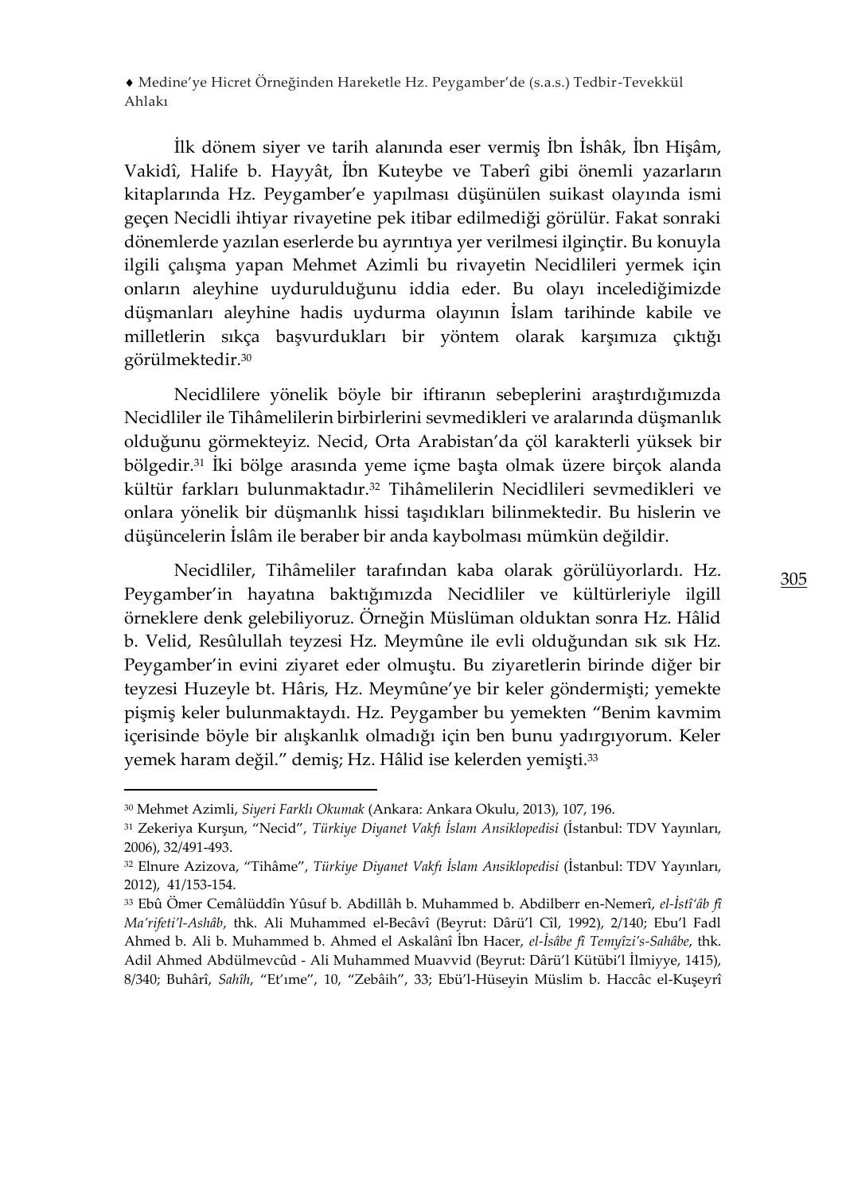İlk dönem siyer ve tarih alanında eser vermiş İbn İshâk, İbn Hişâm, Vakidî, Halife b. Hayyât, İbn Kuteybe ve Taberî gibi önemli yazarların kitaplarında Hz. Peygamber'e yapılması düşünülen suikast olayında ismi geçen Necidli ihtiyar rivayetine pek itibar edilmediği görülür. Fakat sonraki dönemlerde yazılan eserlerde bu ayrıntıya yer verilmesi ilginçtir. Bu konuyla ilgili çalışma yapan Mehmet Azimli bu rivayetin Necidlileri yermek için onların aleyhine uydurulduğunu iddia eder. Bu olayı incelediğimizde düşmanları aleyhine hadis uydurma olayının İslam tarihinde kabile ve milletlerin sıkça başvurdukları bir yöntem olarak karşımıza çıktığı görülmektedir.[30]

Necidlilere yönelik böyle bir iftiranın sebeplerini araştırdığımızda Necidliler ile Tihâmelilerin birbirlerini sevmedikleri ve aralarında düşmanlık olduğunu görmekteyiz. Necid, Orta Arabistan'da çöl karakterli yüksek bir bölgedir.[31] İki bölge arasında yeme içme başta olmak üzere birçok alanda kültür farkları bulunmaktadır.[32] Tihâmelilerin Necidlileri sevmedikleri ve onlara yönelik bir düşmanlık hissi taşıdıkları bilinmektedir. Bu hislerin ve düşüncelerin İslâm ile beraber bir anda kaybolması mümkün değildir.

Necidliler, Tihâmeliler tarafından kaba olarak görülüyorlardı. Hz. Peygamber'in hayatına baktığımızda Necidliler ve kültürleriyle ilgill örneklere denk gelebiliyoruz. Örneğin Müslüman olduktan sonra Hz. Hâlid b. Velid, Resûlullah teyzesi Hz. Meymûne ile evli olduğundan sık sık Hz. Peygamber'in evini ziyaret eder olmuştu. Bu ziyaretlerin birinde diğer bir teyzesi Huzeyle bt. Hâris, Hz. Meymûne'ye bir keler göndermişti; yemekte pişmiş keler bulunmaktaydı. Hz. Peygamber bu yemekten "Benim kavmim içerisinde böyle bir alışkanlık olmadığı için ben bunu yadırgıyorum. Keler yemek haram değil." demiş; Hz. Hâlid ise kelerden yemişti.[33]

---

[30] Mehmet Azimli, *Siyeri Farklı Okumak* (Ankara: Ankara Okulu, 2013), 107, 196.

[31] Zekeriya Kurşun, "Necid", *Türkiye Diyanet Vakfı İslam Ansiklopedisi* (İstanbul: TDV Yayınları, 2006), 32/491-493.

[32] Elnure Azizova, "Tihâme", *Türkiye Diyanet Vakfı İslam Ansiklopedisi* (İstanbul: TDV Yayınları, 2012), 41/153-154.

[33] Ebû Ömer Cemâlüddîn Yûsuf b. Abdillâh b. Muhammed b. Abdilberr en-Nemerî, *el-İstî'âb fî Ma'rifeti'l-Ashâb*, thk. Ali Muhammed el-Becâvî (Beyrut: Dârü'l Cîl, 1992), 2/140; Ebu'l Fadl Ahmed b. Ali b. Muhammed b. Ahmed el Askalânî İbn Hacer, *el-İsâbe fî Temyîzi's-Sahâbe*, thk. Adil Ahmed Abdülmevcûd - Ali Muhammed Muavvid (Beyrut: Dârü'l Kütübi'l İlmiyye, 1415), 8/340; Buhârî, *Sahîh*, "Et'ıme", 10, "Zebâih", 33; Ebü'l-Hüseyin Müslim b. Haccâc el-Kuşeyrî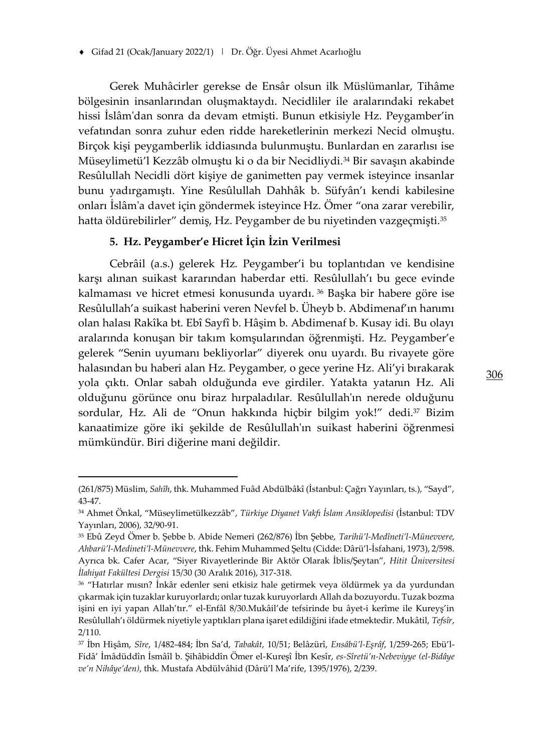Gerek Muhâcirler gerekse de Ensâr olsun ilk Müslümanlar, Tihâme bölgesinin insanlarından oluşmaktaydı. Necidliler ile aralarındaki rekabet hissi İslâm'dan sonra da devam etmişti. Bunun etkisiyle Hz. Peygamber'in vefatından sonra zuhur eden ridde hareketlerinin merkezi Necid olmuştu. Birçok kişi peygamberlik iddiasında bulunmuştu. Bunlardan en zararlısı ise Müseylimetü'l Kezzâb olmuştu ki o da bir Necidliydi.[34] Bir savaşın akabinde Resûlullah Necidli dört kişiye de ganimetten pay vermek isteyince insanlar bunu yadırgamıştı. Yine Resûlullah Dahhâk b. Süfyân'ı kendi kabilesine onları İslâm'a davet için göndermek isteyince Hz. Ömer "ona zarar verebilir, hatta öldürebilirler" demiş, Hz. Peygamber de bu niyetinden vazgeçmişti.[35]

### 5. Hz. Peygamber'e Hicret İçin İzin Verilmesi

Cebrâil (a.s.) gelerek Hz. Peygamber'i bu toplantıdan ve kendisine karşı alınan suikast kararından haberdar etti. Resûlullah'ı bu gece evinde kalmaması ve hicret etmesi konusunda uyardı. [36] Başka bir habere göre ise Resûlullah'a suikast haberini veren Nevfel b. Üheyb b. Abdimenaf'ın hanımı olan halası Rakîka bt. Ebî Sayfî b. Hâşim b. Abdimenaf b. Kusay idi. Bu olayı aralarında konuşan bir takım komşularından öğrenmişti. Hz. Peygamber'e gelerek "Senin uyumanı bekliyorlar" diyerek onu uyardı. Bu rivayete göre halasından bu haberi alan Hz. Peygamber, o gece yerine Hz. Ali'yi bırakarak yola çıktı. Onlar sabah olduğunda eve girdiler. Yatakta yatanın Hz. Ali olduğunu görünce onu biraz hırpaladılar. Resûlullah'ın nerede olduğunu sordular, Hz. Ali de "Onun hakkında hiçbir bilgim yok!" dedi.[37] Bizim kanaatimize göre iki şekilde de Resûlullah'ın suikast haberini öğrenmesi mümkündür. Biri diğerine mani değildir.

---

(261/875) Müslim, *Sahîh*, thk. Muhammed Fuâd Abdülbâkî (İstanbul: Çağrı Yayınları, ts.), "Sayd", 43-47.

[34] Ahmet Önkal, "Müseylimetülkezzâb", *Türkiye Diyanet Vakfı İslam Ansiklopedisi* (İstanbul: TDV Yayınları, 2006), 32/90-91.

[35] Ebû Zeyd Ömer b. Şebbe b. Abide Nemeri (262/876) İbn Şebbe, *Tarihü'l-Medîneti'l-Münevvere, Ahbarü'l-Medineti'l-Münevvere*, thk. Fehim Muhammed Şeltu (Cidde: Dârü'l-İsfahani, 1973), 2/598. Ayrıca bk. Cafer Acar, "Siyer Rivayetlerinde Bir Aktör Olarak İblis/Şeytan", *Hitit Üniversitesi İlahiyat Fakültesi Dergisi* 15/30 (30 Aralık 2016), 317-318.

[36] "Hatırlar mısın? İnkâr edenler seni etkisiz hale getirmek veya öldürmek ya da yurdundan çıkarmak için tuzaklar kuruyorlardı; onlar tuzak kuruyorlardı Allah da bozuyordu. Tuzak bozma işini en iyi yapan Allah'tır." el-Enfâl 8/30.Mukâil'de tefsirinde bu âyet-i kerîme ile Kureyş'in Resûlullah'ı öldürmek niyetiyle yaptıkları plana işaret edildiğini ifade etmektedir. Mukâtil, *Tefsîr*, 2/110.

[37] İbn Hişâm, *Sîre*, 1/482-484; İbn Sa'd, *Tabakât*, 10/51; Belâzürî, *Ensâbü'l-Eşrâf*, 1/259-265; Ebü'l-Fidâ' İmâdüddîn İsmâîl b. Şihâbiddîn Ömer el-Kureşî İbn Kesîr, *es-Sîretü'n-Nebeviyye (el-Bidâye ve'n Nihâye'den)*, thk. Mustafa Abdülvâhid (Dârü'l Ma'rife, 1395/1976), 2/239.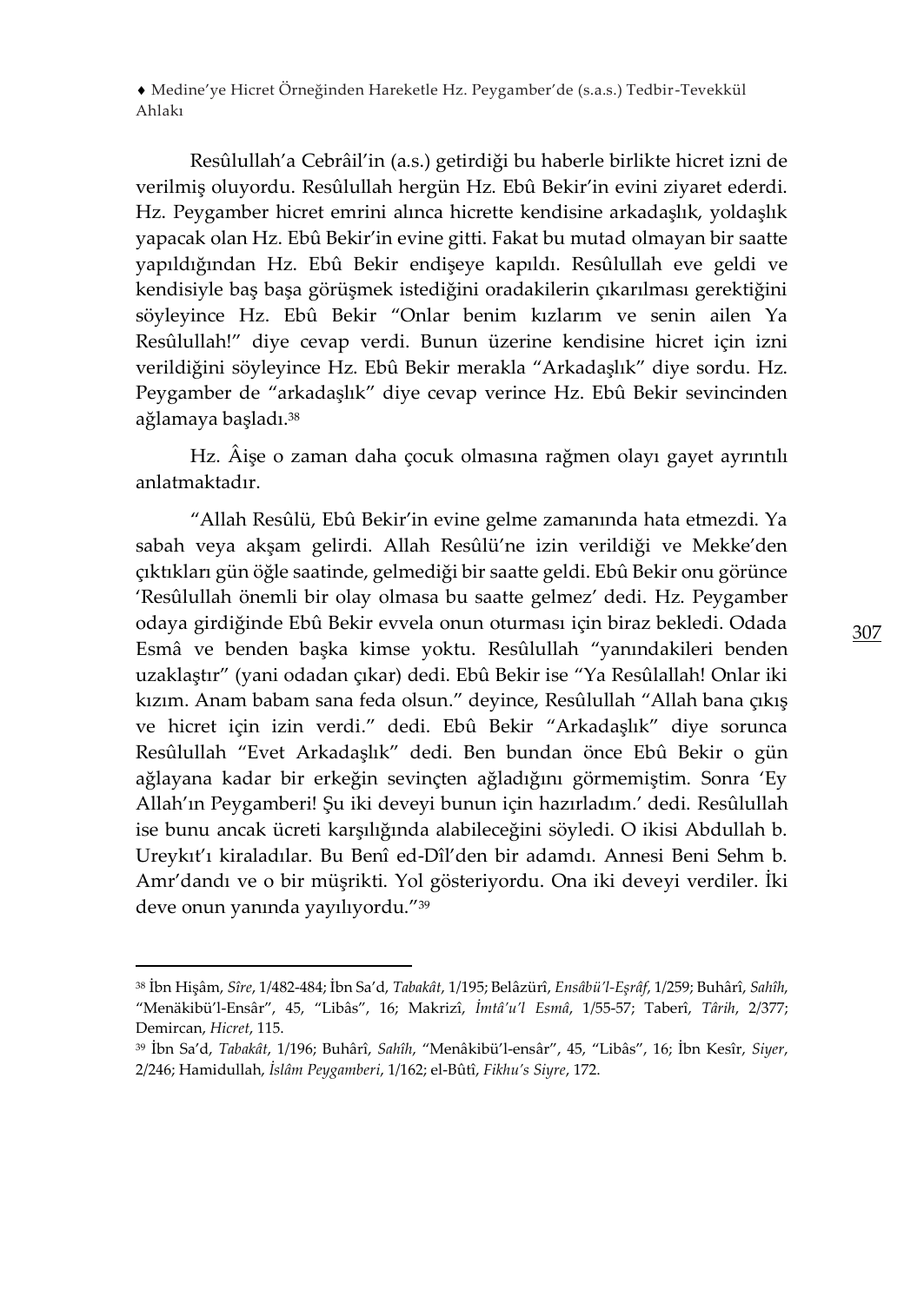Resûlullah'a Cebrâil'in (a.s.) getirdiği bu haberle birlikte hicret izni de verilmiş oluyordu. Resûlullah hergün Hz. Ebû Bekir'in evini ziyaret ederdi. Hz. Peygamber hicret emrini alınca hicrette kendisine arkadaşlık, yoldaşlık yapacak olan Hz. Ebû Bekir'in evine gitti. Fakat bu mutad olmayan bir saatte yapıldığından Hz. Ebû Bekir endişeye kapıldı. Resûlullah eve geldi ve kendisiyle baş başa görüşmek istediğini oradakilerin çıkarılması gerektiğini söyleyince Hz. Ebû Bekir "Onlar benim kızlarım ve senin ailen Ya Resûlullah!" diye cevap verdi. Bunun üzerine kendisine hicret için izni verildiğini söyleyince Hz. Ebû Bekir merakla "Arkadaşlık" diye sordu. Hz. Peygamber de "arkadaşlık" diye cevap verince Hz. Ebû Bekir sevincinden ağlamaya başladı.[38]

Hz. Âişe o zaman daha çocuk olmasına rağmen olayı gayet ayrıntılı anlatmaktadır.

"Allah Resûlü, Ebû Bekir'in evine gelme zamanında hata etmezdi. Ya sabah veya akşam gelirdi. Allah Resûlü'ne izin verildiği ve Mekke'den çıktıkları gün öğle saatinde, gelmediği bir saatte geldi. Ebû Bekir onu görünce 'Resûlullah önemli bir olay olmasa bu saatte gelmez' dedi. Hz. Peygamber odaya girdiğinde Ebû Bekir evvela onun oturması için biraz bekledi. Odada Esmâ ve benden başka kimse yoktu. Resûlullah "yanındakileri benden uzaklaştır" (yani odadan çıkar) dedi. Ebû Bekir ise "Ya Resûlallah! Onlar iki kızım. Anam babam sana feda olsun." deyince, Resûlullah "Allah bana çıkış ve hicret için izin verdi." dedi. Ebû Bekir "Arkadaşlık" diye sorunca Resûlullah "Evet Arkadaşlık" dedi. Ben bundan önce Ebû Bekir o gün ağlayana kadar bir erkeğin sevinçten ağladığını görmemiştim. Sonra 'Ey Allah'ın Peygamberi! Şu iki deveyi bunun için hazırladım.' dedi. Resûlullah ise bunu ancak ücreti karşılığında alabileceğini söyledi. O ikisi Abdullah b. Ureykıt'ı kiraladılar. Bu Benî ed-Dîl'den bir adamdı. Annesi Beni Sehm b. Amr'dandı ve o bir müşrikti. Yol gösteriyordu. Ona iki deveyi verdiler. İki deve onun yanında yayılıyordu."[39]

---

[38] İbn Hişâm, *Sîre*, 1/482-484; İbn Sa'd, *Tabakât*, 1/195; Belâzürî, *Ensâbü'l-Eşrâf*, 1/259; Buhârî, *Sahîh*, "Menäkibü'l-Ensâr", 45, "Libâs", 16; Makrizî, *İmtâ'u'l Esmâ*, 1/55-57; Taberî, *Târih*, 2/377; Demircan, *Hicret*, 115.

[39] İbn Sa'd, *Tabakât*, 1/196; Buhârî, *Sahîh*, "Menâkibü'l-ensâr", 45, "Libâs", 16; İbn Kesîr, *Siyer*, 2/246; Hamidullah, *İslâm Peygamberi*, 1/162; el-Bûtî, *Fikhu's Siyre*, 172.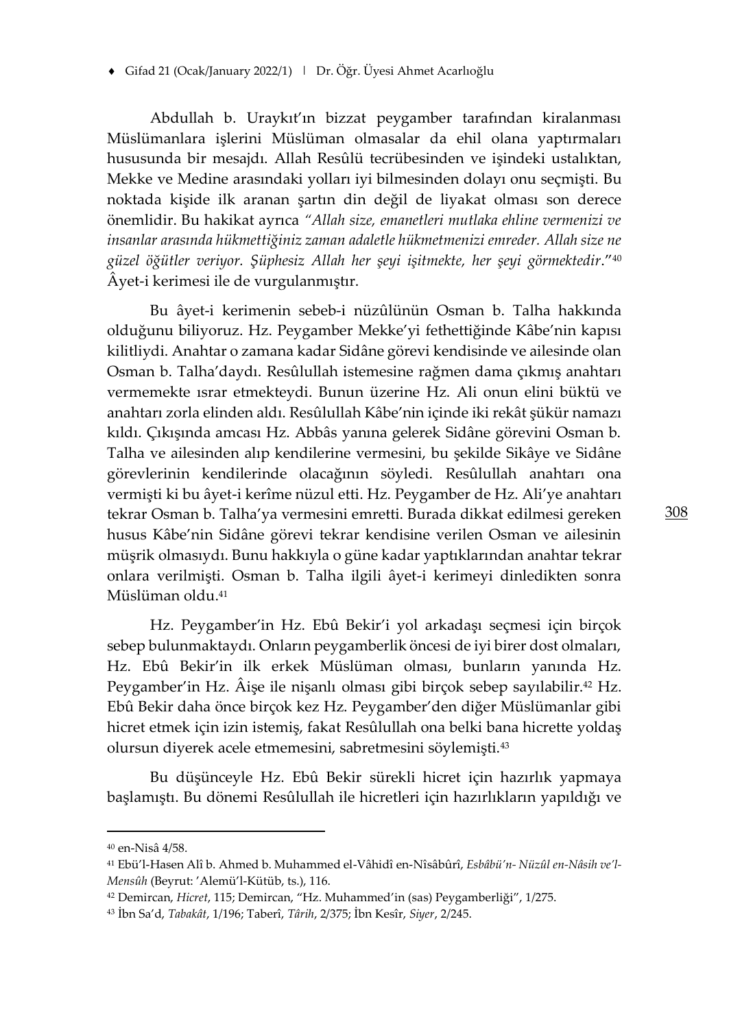Abdullah b. Uraykıt'ın bizzat peygamber tarafından kiralanması Müslümanlara işlerini Müslüman olmasalar da ehil olana yaptırmaları hususunda bir mesajdı. Allah Resûlü tecrübesinden ve işindeki ustalıktan, Mekke ve Medine arasındaki yolları iyi bilmesinden dolayı onu seçmişti. Bu noktada kişide ilk aranan şartın din değil de liyakat olması son derece önemlidir. Bu hakikat ayrıca *"Allah size, emanetleri mutlaka ehline vermenizi ve insanlar arasında hükmettiğiniz zaman adaletle hükmetmenizi emreder. Allah size ne güzel öğütler veriyor. Şüphesiz Allah her şeyi işitmekte, her şeyi görmektedir*."[40] Âyet-i kerimesi ile de vurgulanmıştır.

Bu âyet-i kerimenin sebeb-i nüzûlünün Osman b. Talha hakkında olduğunu biliyoruz. Hz. Peygamber Mekke'yi fethettiğinde Kâbe'nin kapısı kilitliydi. Anahtar o zamana kadar Sidâne görevi kendisinde ve ailesinde olan Osman b. Talha'daydı. Resûlullah istemesine rağmen dama çıkmış anahtarı vermemekte ısrar etmekteydi. Bunun üzerine Hz. Ali onun elini büktü ve anahtarı zorla elinden aldı. Resûlullah Kâbe'nin içinde iki rekât şükür namazı kıldı. Çıkışında amcası Hz. Abbâs yanına gelerek Sidâne görevini Osman b. Talha ve ailesinden alıp kendilerine vermesini, bu şekilde Sikâye ve Sidâne görevlerinin kendilerinde olacağının söyledi. Resûlullah anahtarı ona vermişti ki bu âyet-i kerîme nüzul etti. Hz. Peygamber de Hz. Ali'ye anahtarı tekrar Osman b. Talha'ya vermesini emretti. Burada dikkat edilmesi gereken husus Kâbe'nin Sidâne görevi tekrar kendisine verilen Osman ve ailesinin müşrik olmasıydı. Bunu hakkıyla o güne kadar yaptıklarından anahtar tekrar onlara verilmişti. Osman b. Talha ilgili âyet-i kerimeyi dinledikten sonra Müslüman oldu.[41]

Hz. Peygamber'in Hz. Ebû Bekir'i yol arkadaşı seçmesi için birçok sebep bulunmaktaydı. Onların peygamberlik öncesi de iyi birer dost olmaları, Hz. Ebû Bekir'in ilk erkek Müslüman olması, bunların yanında Hz. Peygamber'in Hz. Âişe ile nişanlı olması gibi birçok sebep sayılabilir.[42] Hz. Ebû Bekir daha önce birçok kez Hz. Peygamber'den diğer Müslümanlar gibi hicret etmek için izin istemiş, fakat Resûlullah ona belki bana hicrette yoldaş olursun diyerek acele etmemesini, sabretmesini söylemişti.[43]

Bu düşünceyle Hz. Ebû Bekir sürekli hicret için hazırlık yapmaya başlamıştı. Bu dönemi Resûlullah ile hicretleri için hazırlıkların yapıldığı ve

---

[40] en-Nisâ 4/58.

[41] Ebü'l-Hasen Alî b. Ahmed b. Muhammed el-Vâhidî en-Nîsâbûrî, *Esbâbü'n- Nüzûl en-Nâsih ve'l-Mensûh* (Beyrut: 'Alemü'l-Kütüb, ts.), 116.

[42] Demircan, *Hicret*, 115; Demircan, "Hz. Muhammed'in (sas) Peygamberliği", 1/275.

[43] İbn Sa'd, *Tabakât*, 1/196; Taberî, *Târih*, 2/375; İbn Kesîr, *Siyer*, 2/245.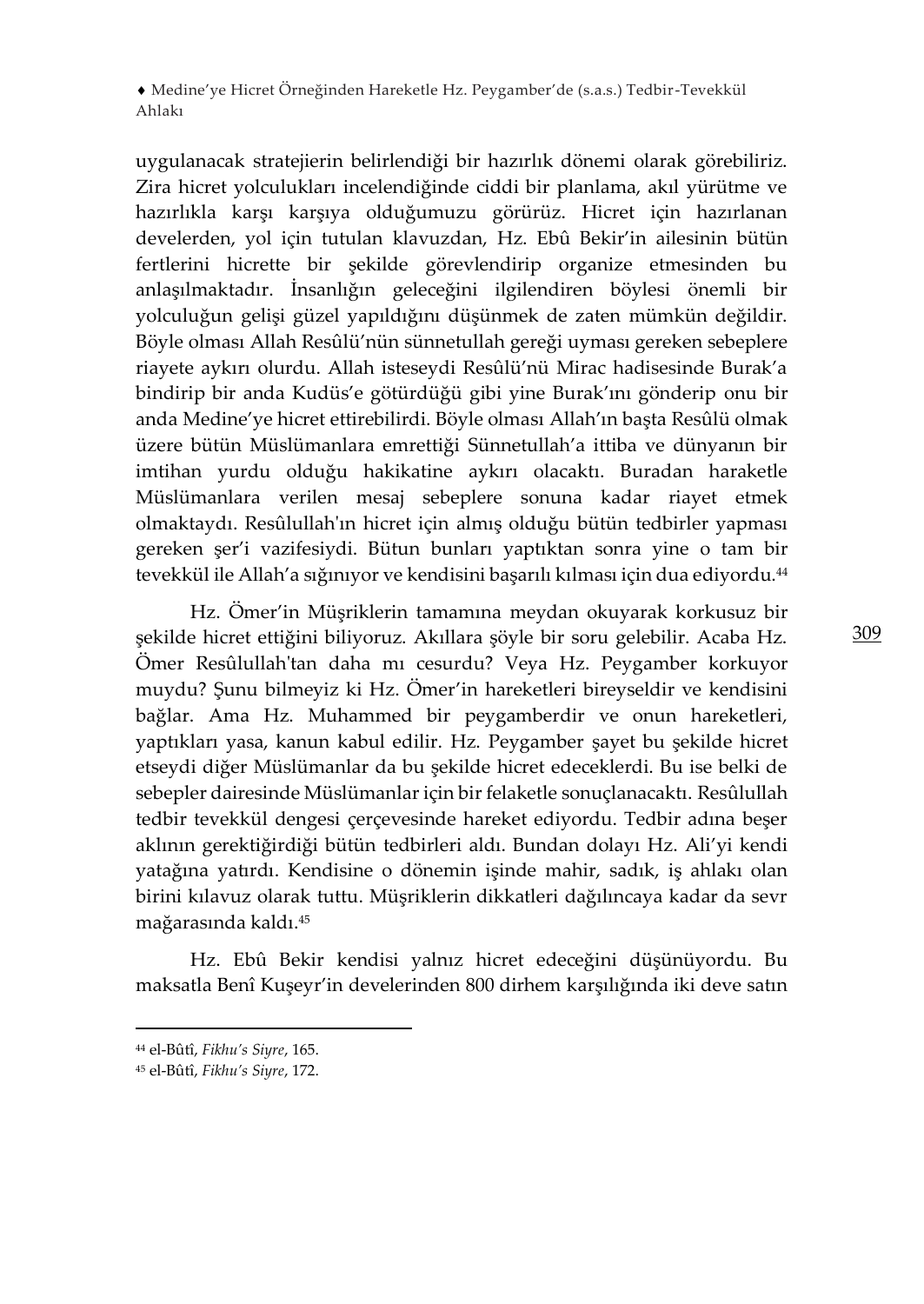uygulanacak stratejierin belirlendiği bir hazırlık dönemi olarak görebiliriz. Zira hicret yolculukları incelendiğinde ciddi bir planlama, akıl yürütme ve hazırlıkla karşı karşıya olduğumuzu görürüz. Hicret için hazırlanan develerden, yol için tutulan klavuzdan, Hz. Ebû Bekir'in ailesinin bütün fertlerini hicrette bir şekilde görevlendirip organize etmesinden bu anlaşılmaktadır. İnsanlığın geleceğini ilgilendiren böylesi önemli bir yolculuğun gelişi güzel yapıldığını düşünmek de zaten mümkün değildir. Böyle olması Allah Resûlü'nün sünnetullah gereği uyması gereken sebeplere riayete aykırı olurdu. Allah isteseydi Resûlü'nü Mirac hadisesinde Burak'a bindirip bir anda Kudüs'e götürdüğü gibi yine Burak'ını gönderip onu bir anda Medine'ye hicret ettirebilirdi. Böyle olması Allah'ın başta Resûlü olmak üzere bütün Müslümanlara emrettiği Sünnetullah'a ittiba ve dünyanın bir imtihan yurdu olduğu hakikatine aykırı olacaktı. Buradan haraketle Müslümanlara verilen mesaj sebeplere sonuna kadar riayet etmek olmaktaydı. Resûlullah'ın hicret için almış olduğu bütün tedbirler yapması gereken şer'i vazifesiydi. Bütun bunları yaptıktan sonra yine o tam bir tevekkül ile Allah'a sığınıyor ve kendisini başarılı kılması için dua ediyordu.[44]

Hz. Ömer'in Müşriklerin tamamına meydan okuyarak korkusuz bir şekilde hicret ettiğini biliyoruz. Akıllara şöyle bir soru gelebilir. Acaba Hz. Ömer Resûlullah'tan daha mı cesurdu? Veya Hz. Peygamber korkuyor muydu? Şunu bilmeyiz ki Hz. Ömer'in hareketleri bireyseldir ve kendisini bağlar. Ama Hz. Muhammed bir peygamberdir ve onun hareketleri, yaptıkları yasa, kanun kabul edilir. Hz. Peygamber şayet bu şekilde hicret etseydi diğer Müslümanlar da bu şekilde hicret edeceklerdi. Bu ise belki de sebepler dairesinde Müslümanlar için bir felaketle sonuçlanacaktı. Resûlullah tedbir tevekkül dengesi çerçevesinde hareket ediyordu. Tedbir adına beşer aklının gerektiğirdiği bütün tedbirleri aldı. Bundan dolayı Hz. Ali'yi kendi yatağına yatırdı. Kendisine o dönemin işinde mahir, sadık, iş ahlakı olan birini kılavuz olarak tuttu. Müşriklerin dikkatleri dağılıncaya kadar da sevr mağarasında kaldı.[45]

Hz. Ebû Bekir kendisi yalnız hicret edeceğini düşünüyordu. Bu maksatla Benî Kuşeyr'in develerinden 800 dirhem karşılığında iki deve satın

---

[44] el-Bûtî, *Fikhu's Siyre*, 165.

[45] el-Bûtî, *Fikhu's Siyre*, 172.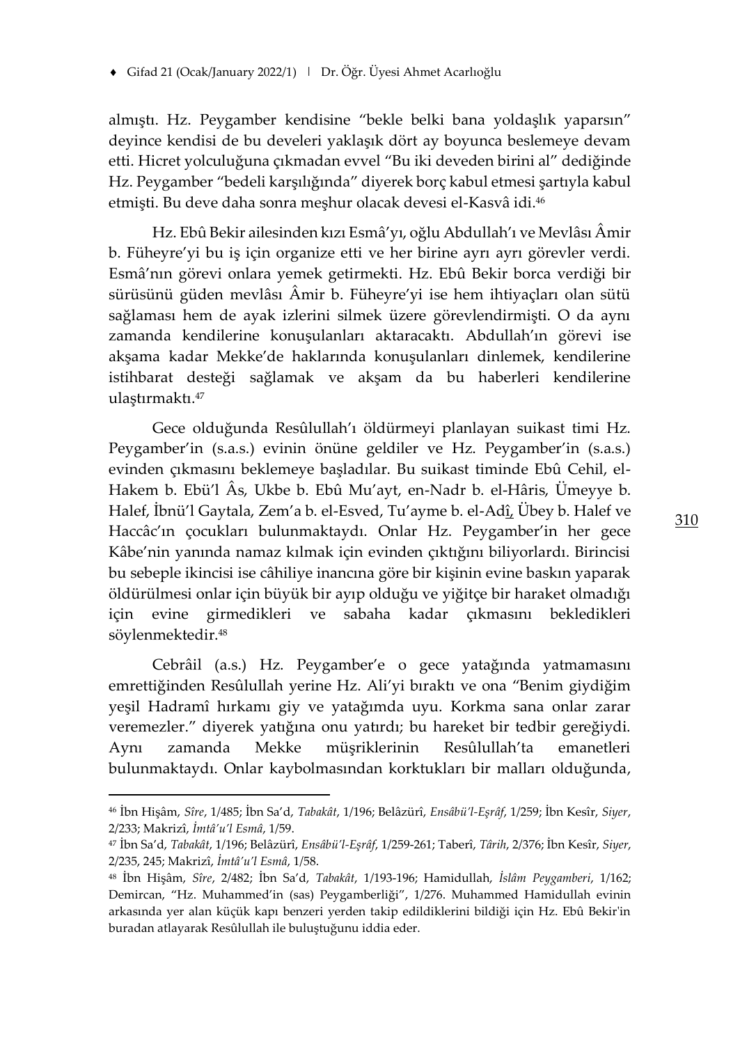almıştı. Hz. Peygamber kendisine “bekle belki bana yoldaşlık yaparsın” deyince kendisi de bu develeri yaklaşık dört ay boyunca beslemeye devam etti. Hicret yolculuğuna çıkmadan evvel “Bu iki deveden birini al” dediğinde Hz. Peygamber “bedeli karşılığında” diyerek borç kabul etmesi şartıyla kabul etmişti. Bu deve daha sonra meşhur olacak devesi el-Kasvâ idi.[46]

Hz. Ebû Bekir ailesinden kızı Esmâ’yı, oğlu Abdullah’ı ve Mevlâsı Âmir b. Füheyre’yi bu iş için organize etti ve her birine ayrı ayrı görevler verdi. Esmâ’nın görevi onlara yemek getirmekti. Hz. Ebû Bekir borca verdiği bir sürüsünü güden mevlâsı Âmir b. Füheyre’yi ise hem ihtiyaçları olan sütü sağlaması hem de ayak izlerini silmek üzere görevlendirmişti. O da aynı zamanda kendilerine konuşulanları aktaracaktı. Abdullah’ın görevi ise akşama kadar Mekke’de haklarında konuşulanları dinlemek, kendilerine istihbarat desteği sağlamak ve akşam da bu haberleri kendilerine ulaştırmaktı.[47]

Gece olduğunda Resûlullah’ı öldürmeyi planlayan suikast timi Hz. Peygamber’in (s.a.s.) evinin önüne geldiler ve Hz. Peygamber’in (s.a.s.) evinden çıkmasını beklemeye başladılar. Bu suikast timinde Ebû Cehil, el-Hakem b. Ebü’l Âs, Ukbe b. Ebû Mu’ayt, en-Nadr b. el-Hâris, Ümeyye b. Halef, İbnü’l Gaytala, Zem’a b. el-Esved, Tu’ayme b. el-Adî, Übey b. Halef ve Haccâc’ın çocukları bulunmaktaydı. Onlar Hz. Peygamber’in her gece Kâbe’nin yanında namaz kılmak için evinden çıktığını biliyorlardı. Birincisi bu sebeple ikincisi ise câhiliye inancına göre bir kişinin evine baskın yaparak öldürülmesi onlar için büyük bir ayıp olduğu ve yiğitçe bir haraket olmadığı için evine girmedikleri ve sabaha kadar çıkmasını bekledikleri söylenmektedir.[48]

Cebrâil (a.s.) Hz. Peygamber’e o gece yatağında yatmamasını emrettiğinden Resûlullah yerine Hz. Ali’yi bıraktı ve ona “Benim giydiğim yeşil Hadramî hırkamı giy ve yatağımda uyu. Korkma sana onlar zarar veremezler.” diyerek yatığına onu yatırdı; bu hareket bir tedbir gereğiydi. Aynı zamanda Mekke müşriklerinin Resûlullah’ta emanetleri bulunmaktaydı. Onlar kaybolmasından korktukları bir malları olduğunda,

---

[46] İbn Hişâm, *Sîre*, 1/485; İbn Sa’d, *Tabakât*, 1/196; Belâzürî, *Ensâbü’l-Eşrâf*, 1/259; İbn Kesîr, *Siyer*, 2/233; Makrizî, *İmtâ’u’l Esmâ*, 1/59.

[47] İbn Sa’d, *Tabakât*, 1/196; Belâzürî, *Ensâbü’l-Eşrâf*, 1/259-261; Taberî, *Târih*, 2/376; İbn Kesîr, *Siyer*, 2/235, 245; Makrizî, *İmtâ’u’l Esmâ*, 1/58.

[48] İbn Hişâm, *Sîre*, 2/482; İbn Sa’d, *Tabakât*, 1/193-196; Hamidullah, *İslâm Peygamberi*, 1/162; Demircan, “Hz. Muhammed’in (sas) Peygamberliği”, 1/276. Muhammed Hamidullah evinin arkasında yer alan küçük kapı benzeri yerden takip edildiklerini bildiği için Hz. Ebû Bekir'in buradan atlayarak Resûlullah ile buluştuğunu iddia eder.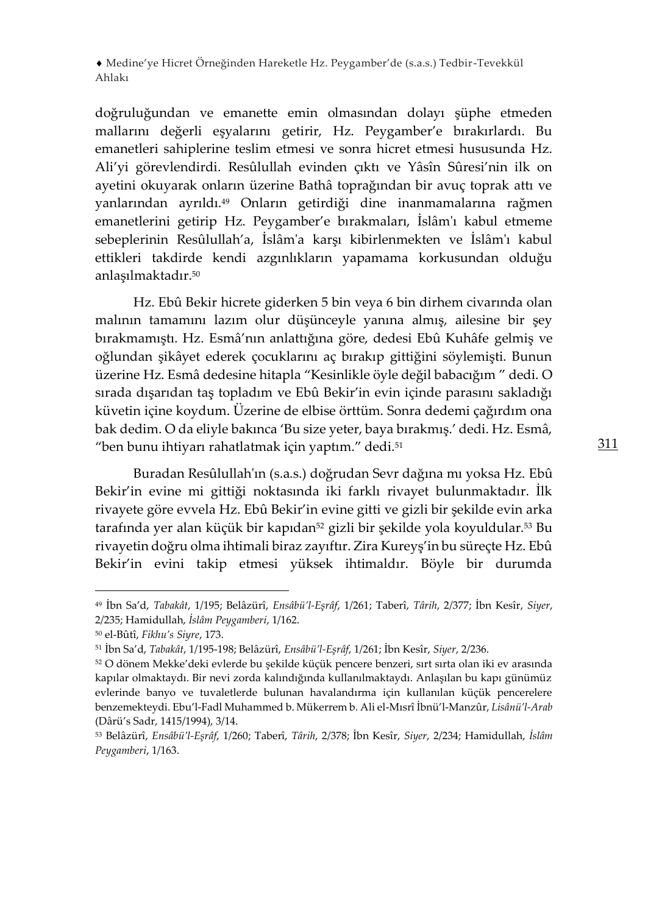doğruluğundan ve emanette emin olmasından dolayı şüphe etmeden mallarını değerli eşyalarını getirir, Hz. Peygamber'e bırakırlardı. Bu emanetleri sahiplerine teslim etmesi ve sonra hicret etmesi hususunda Hz. Ali'yi görevlendirdi. Resûlullah evinden çıktı ve Yâsîn Sûresi'nin ilk on ayetini okuyarak onların üzerine Bathâ toprağından bir avuç toprak attı ve yanlarından ayrıldı.[49] Onların getirdiği dine inanmamalarına rağmen emanetlerini getirip Hz. Peygamber'e bırakmaları, İslâm'ı kabul etmeme sebeplerinin Resûlullah'a, İslâm'a karşı kibirlenmekten ve İslâm'ı kabul ettikleri takdirde kendi azgınlıkların yapamama korkusundan olduğu anlaşılmaktadır.[50]

Hz. Ebû Bekir hicrete giderken 5 bin veya 6 bin dirhem civarında olan malının tamamını lazım olur düşünceyle yanına almış, ailesine bir şey bırakmamıştı. Hz. Esmâ'nın anlattığına göre, dedesi Ebû Kuhâfe gelmiş ve oğlundan şikâyet ederek çocuklarını aç bırakıp gittiğini söylemişti. Bunun üzerine Hz. Esmâ dedesine hitapla "Kesinlikle öyle değil babacığım " dedi. O sırada dışarıdan taş topladım ve Ebû Bekir'in evin içinde parasını sakladığı küvetin içine koydum. Üzerine de elbise örttüm. Sonra dedemi çağırdım ona bak dedim. O da eliyle bakınca 'Bu size yeter, baya bırakmış.' dedi. Hz. Esmâ, "ben bunu ihtiyarı rahatlatmak için yaptım." dedi.[51]

Buradan Resûlullah'ın (s.a.s.) doğrudan Sevr dağına mı yoksa Hz. Ebû Bekir'in evine mi gittiği noktasında iki farklı rivayet bulunmaktadır. İlk rivayete göre evvela Hz. Ebû Bekir'in evine gitti ve gizli bir şekilde evin arka tarafında yer alan küçük bir kapıdan[52] gizli bir şekilde yola koyuldular.[53] Bu rivayetin doğru olma ihtimali biraz zayıftır. Zira Kureyş'in bu süreçte Hz. Ebû Bekir'in evini takip etmesi yüksek ihtimaldır. Böyle bir durumda

---

[49] İbn Sa'd, *Tabakât*, 1/195; Belâzürî, *Ensâbü'l-Eşrâf*, 1/261; Taberî, *Târih*, 2/377; İbn Kesîr, *Siyer*, 2/235; Hamidullah, *İslâm Peygamberi*, 1/162.

[50] el-Bûtî, *Fıkhu's Siyre*, 173.

[51] İbn Sa'd, *Tabakât*, 1/195-198; Belâzürî, *Ensâbü'l-Eşrâf*, 1/261; İbn Kesîr, *Siyer*, 2/236.

[52] O dönem Mekke'deki evlerde bu şekilde küçük pencere benzeri, sırt sırta olan iki ev arasında kapılar olmaktaydı. Bir nevi zorda kalındığında kullanılmaktaydı. Anlaşılan bu kapı günümüz evlerinde banyo ve tuvaletlerde bulunan havalandırma için kullanılan küçük pencerelere benzemekteydi. Ebu'l-Fadl Muhammed b. Mükerrem b. Ali el-Mısrî İbnü'l-Manzûr, *Lisânü'l-Arab* (Dârü's Sadr, 1415/1994), 3/14.

[53] Belâzürî, *Ensâbü'l-Eşrâf*, 1/260; Taberî, *Târih*, 2/378; İbn Kesîr, *Siyer*, 2/234; Hamidullah, *İslâm Peygamberi*, 1/163.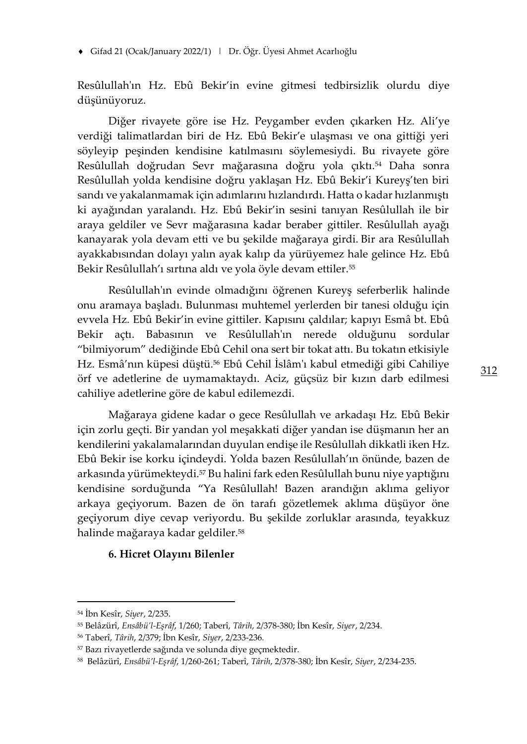Resûlullah'ın Hz. Ebû Bekir'in evine gitmesi tedbirsizlik olurdu diye düşünüyoruz.

Diğer rivayete göre ise Hz. Peygamber evden çıkarken Hz. Ali'ye verdiği talimatlardan biri de Hz. Ebû Bekir'e ulaşması ve ona gittiği yeri söyleyip peşinden kendisine katılmasını söylemesiydi. Bu rivayete göre Resûlullah doğrudan Sevr mağarasına doğru yola çıktı.[54] Daha sonra Resûlullah yolda kendisine doğru yaklaşan Hz. Ebû Bekir'i Kureyş'ten biri sandı ve yakalanmamak için adımlarını hızlandırdı. Hatta o kadar hızlanmıştı ki ayağından yaralandı. Hz. Ebû Bekir'in sesini tanıyan Resûlullah ile bir araya geldiler ve Sevr mağarasına kadar beraber gittiler. Resûlullah ayağı kanayarak yola devam etti ve bu şekilde mağaraya girdi. Bir ara Resûlullah ayakkabısından dolayı yalın ayak kalıp da yürüyemez hale gelince Hz. Ebû Bekir Resûlullah'ı sırtına aldı ve yola öyle devam ettiler.[55]

Resûlullah'ın evinde olmadığını öğrenen Kureyş seferberlik halinde onu aramaya başladı. Bulunması muhtemel yerlerden bir tanesi olduğu için evvela Hz. Ebû Bekir'in evine gittiler. Kapısını çaldılar; kapıyı Esmâ bt. Ebû Bekir açtı. Babasının ve Resûlullah'ın nerede olduğunu sordular "bilmiyorum" dediğinde Ebû Cehil ona sert bir tokat attı. Bu tokatın etkisiyle Hz. Esmâ'nın küpesi düştü.[56] Ebû Cehil İslâm'ı kabul etmediği gibi Cahiliye örf ve adetlerine de uymamaktaydı. Aciz, güçsüz bir kızın darb edilmesi cahiliye adetlerine göre de kabul edilemezdi.

Mağaraya gidene kadar o gece Resûlullah ve arkadaşı Hz. Ebû Bekir için zorlu geçti. Bir yandan yol meşakkati diğer yandan ise düşmanın her an kendilerini yakalamalarından duyulan endişe ile Resûlullah dikkatli iken Hz. Ebû Bekir ise korku içindeydi. Yolda bazen Resûlullah'ın önünde, bazen de arkasında yürümekteydi.[57] Bu halini fark eden Resûlullah bunu niye yaptığını kendisine sorduğunda "Ya Resûlullah! Bazen arandığın aklıma geliyor arkaya geçiyorum. Bazen de ön tarafı gözetlemek aklıma düşüyor öne geçiyorum diye cevap veriyordu. Bu şekilde zorluklar arasında, teyakkuz halinde mağaraya kadar geldiler.[58]

**6. Hicret Olayını Bilenler**

---

[54] İbn Kesîr, *Siyer*, 2/235.

[55] Belâzürî, *Ensâbü'l-Eşrâf*, 1/260; Taberî, *Târîh*, 2/378-380; İbn Kesîr, *Siyer*, 2/234.

[56] Taberî, *Târîh*, 2/379; İbn Kesîr, *Siyer*, 2/233-236.

[57] Bazı rivayetlerde sağında ve solunda diye geçmektedir.

[58] Belâzürî, *Ensâbü'l-Eşrâf*, 1/260-261; Taberî, *Târîh*, 2/378-380; İbn Kesîr, *Siyer*, 2/234-235.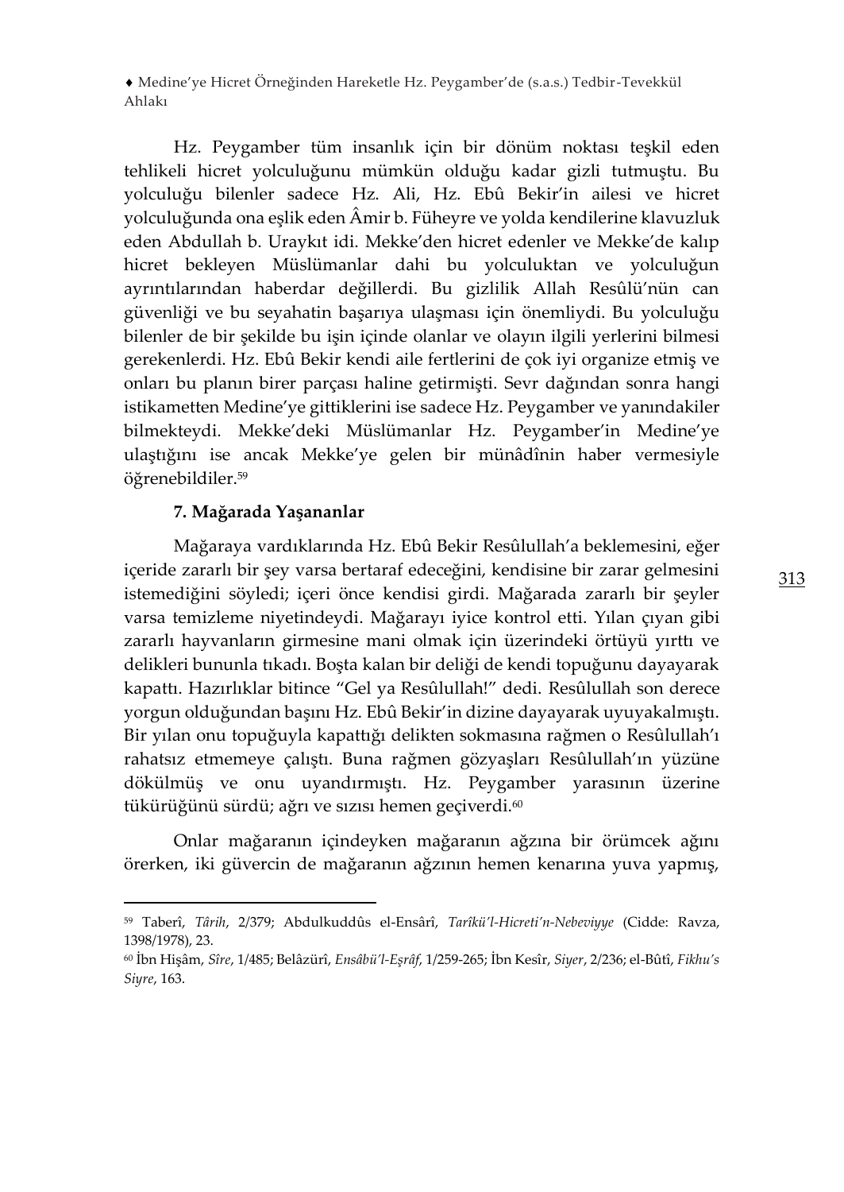Hz. Peygamber tüm insanlık için bir dönüm noktası teşkil eden tehlikeli hicret yolculuğunu mümkün olduğu kadar gizli tutmuştu. Bu yolculuğu bilenler sadece Hz. Ali, Hz. Ebû Bekir'in ailesi ve hicret yolculuğunda ona eşlik eden Âmir b. Füheyre ve yolda kendilerine klavuzluk eden Abdullah b. Uraykıt idi. Mekke'den hicret edenler ve Mekke'de kalıp hicret bekleyen Müslümanlar dahi bu yolculuktan ve yolculuğun ayrıntılarından haberdar değillerdi. Bu gizlilik Allah Resûlü'nün can güvenliği ve bu seyahatin başarıya ulaşması için önemliydi. Bu yolculuğu bilenler de bir şekilde bu işin içinde olanlar ve olayın ilgili yerlerini bilmesi gerekenlerdi. Hz. Ebû Bekir kendi aile fertlerini de çok iyi organize etmiş ve onları bu planın birer parçası haline getirmişti. Sevr dağından sonra hangi istikametten Medine'ye gittiklerini ise sadece Hz. Peygamber ve yanındakiler bilmekteydi. Mekke'deki Müslümanlar Hz. Peygamber'in Medine'ye ulaştığını ise ancak Mekke'ye gelen bir münâdînin haber vermesiyle öğrenebildiler.[59]

### 7. Mağarada Yaşananlar

Mağaraya vardıklarında Hz. Ebû Bekir Resûlullah'a beklemesini, eğer içeride zararlı bir şey varsa bertaraf edeceğini, kendisine bir zarar gelmesini istemediğini söyledi; içeri önce kendisi girdi. Mağarada zararlı bir şeyler varsa temizleme niyetindeydi. Mağarayı iyice kontrol etti. Yılan çıyan gibi zararlı hayvanların girmesine mani olmak için üzerindeki örtüyü yırttı ve delikleri bununla tıkadı. Boşta kalan bir deliği de kendi topuğunu dayayarak kapattı. Hazırlıklar bitince "Gel ya Resûlullah!" dedi. Resûlullah son derece yorgun olduğundan başını Hz. Ebû Bekir'in dizine dayayarak uyuyakalmıştı. Bir yılan onu topuğuyla kapattığı delikten sokmasına rağmen o Resûlullah'ı rahatsız etmemeye çalıştı. Buna rağmen gözyaşları Resûlullah'ın yüzüne dökülmüş ve onu uyandırmıştı. Hz. Peygamber yarasının üzerine tükürüğünü sürdü; ağrı ve sızısı hemen geçiverdi.[60]

Onlar mağaranın içindeyken mağaranın ağzına bir örümcek ağını örerken, iki güvercin de mağaranın ağzının hemen kenarına yuva yapmış,

---

[59] Taberî, *Târih*, 2/379; Abdulkuddûs el-Ensârî, *Tarîkü'l-Hicreti'n-Nebeviyye* (Cidde: Ravza, 1398/1978), 23.

[60] İbn Hişâm, *Sîre*, 1/485; Belâzürî, *Ensâbü'l-Eşrâf*, 1/259-265; İbn Kesîr, *Siyer*, 2/236; el-Bûtî, *Fikhu's Siyre*, 163.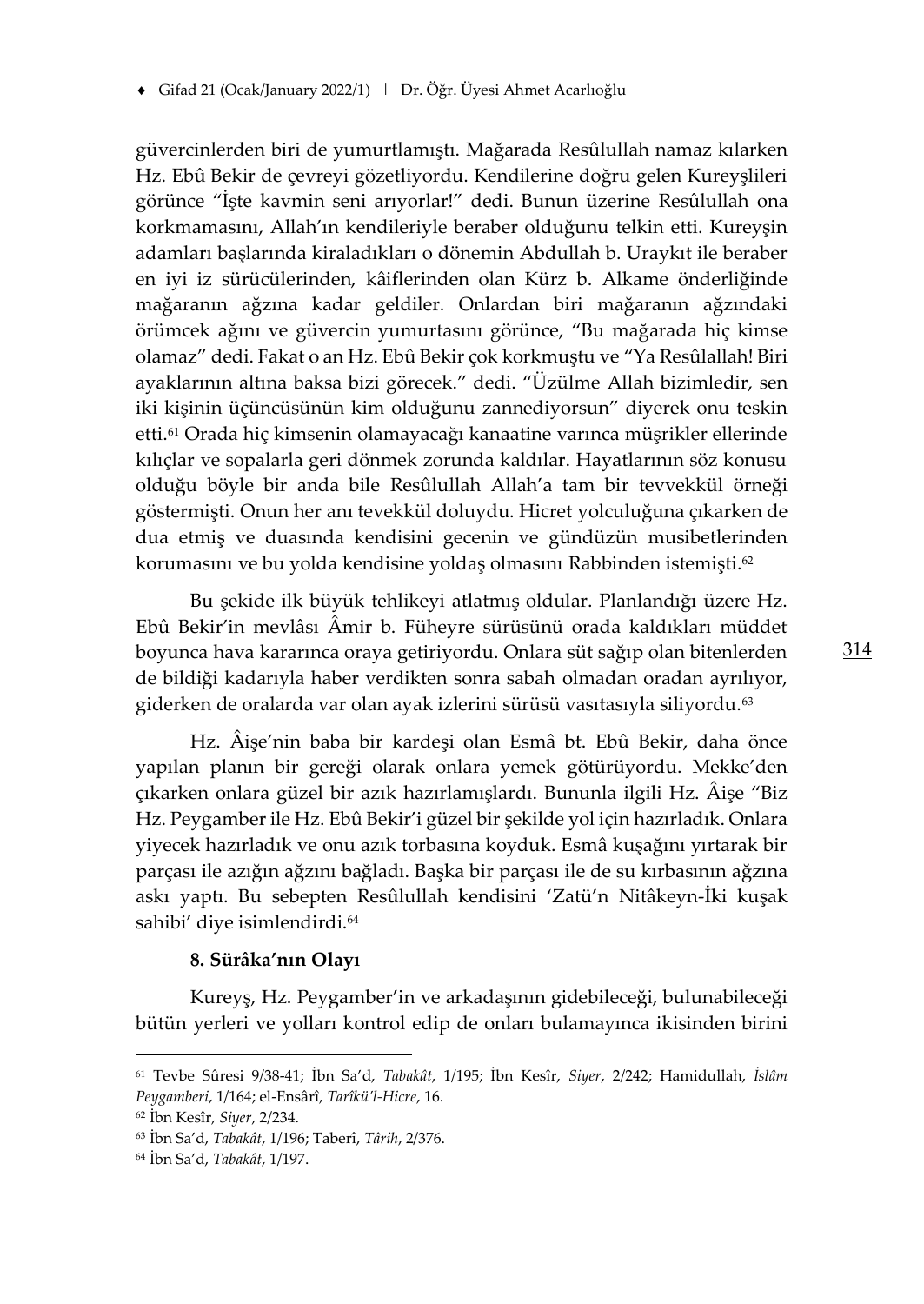güvercinlerden biri de yumurtlamıştı. Mağarada Resûlullah namaz kılarken Hz. Ebû Bekir de çevreyi gözetliyordu. Kendilerine doğru gelen Kureyşlileri görünce "İşte kavmin seni arıyorlar!" dedi. Bunun üzerine Resûlullah ona korkmamasını, Allah'ın kendileriyle beraber olduğunu telkin etti. Kureyşin adamları başlarında kiraladıkları o dönemin Abdullah b. Uraykıt ile beraber en iyi iz sürücülerinden, kâiflerinden olan Kürz b. Alkame önderliğinde mağaranın ağzına kadar geldiler. Onlardan biri mağaranın ağzındaki örümcek ağını ve güvercin yumurtasını görünce, "Bu mağarada hiç kimse olamaz" dedi. Fakat o an Hz. Ebû Bekir çok korkmuştu ve "Ya Resûlallah! Biri ayaklarının altına baksa bizi görecek." dedi. "Üzülme Allah bizimledir, sen iki kişinin üçüncüsünün kim olduğunu zannediyorsun" diyerek onu teskin etti.[61] Orada hiç kimsenin olamayacağı kanaatine varınca müşrikler ellerinde kılıçlar ve sopalarla geri dönmek zorunda kaldılar. Hayatlarının söz konusu olduğu böyle bir anda bile Resûlullah Allah'a tam bir tevvekkül örneği göstermişti. Onun her anı tevekkül doluydu. Hicret yolculuğuna çıkarken de dua etmiş ve duasında kendisini gecenin ve gündüzün musibetlerinden korumasını ve bu yolda kendisine yoldaş olmasını Rabbinden istemişti.[62]

Bu şekide ilk büyük tehlikeyi atlatmış oldular. Planlandığı üzere Hz. Ebû Bekir'in mevlâsı Âmir b. Füheyre sürüsünü orada kaldıkları müddet boyunca hava kararınca oraya getiriyordu. Onlara süt sağıp olan bitenlerden de bildiği kadarıyla haber verdikten sonra sabah olmadan oradan ayrılıyor, giderken de oralarda var olan ayak izlerini sürüsü vasıtasıyla siliyordu.[63]

Hz. Âişe'nin baba bir kardeşi olan Esmâ bt. Ebû Bekir, daha önce yapılan planın bir gereği olarak onlara yemek götürüyordu. Mekke'den çıkarken onlara güzel bir azık hazırlamışlardı. Bununla ilgili Hz. Âişe "Biz Hz. Peygamber ile Hz. Ebû Bekir'i güzel bir şekilde yol için hazırladık. Onlara yiyecek hazırladık ve onu azık torbasına koyduk. Esmâ kuşağını yırtarak bir parçası ile azığın ağzını bağladı. Başka bir parçası ile de su kırbasının ağzına askı yaptı. Bu sebepten Resûlullah kendisini 'Zatü'n Nitâkeyn-İki kuşak sahibi' diye isimlendirdi.[64]

### 8. Sürâka'nın Olayı

Kureyş, Hz. Peygamber'in ve arkadaşının gidebileceği, bulunabileceği bütün yerleri ve yolları kontrol edip de onları bulamayınca ikisinden birini

---

[61] Tevbe Sûresi 9/38-41; İbn Sa'd, *Tabakât*, 1/195; İbn Kesîr, *Siyer*, 2/242; Hamidullah, *İslâm Peygamberi*, 1/164; el-Ensârî, *Tarîkü'l-Hicre*, 16.

[62] İbn Kesîr, *Siyer*, 2/234.

[63] İbn Sa'd, *Tabakât*, 1/196; Taberî, *Târih*, 2/376.

[64] İbn Sa'd, *Tabakât*, 1/197.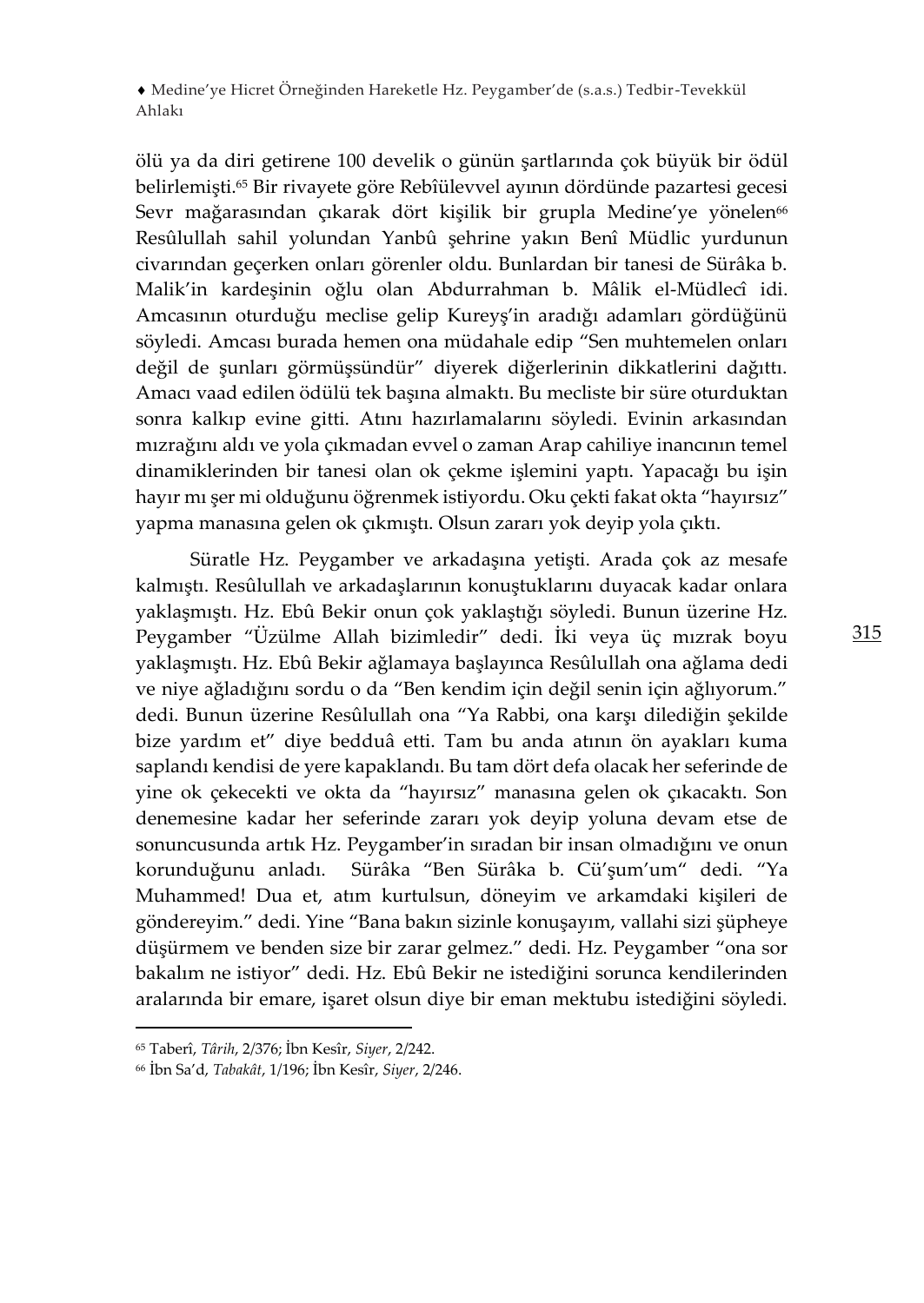ölü ya da diri getirene 100 develik o günün şartlarında çok büyük bir ödül belirlemişti.[65] Bir rivayete göre Rebîülevvel ayının dördünde pazartesi gecesi Sevr mağarasından çıkarak dört kişilik bir grupla Medine'ye yönelen[66] Resûlullah sahil yolundan Yanbû şehrine yakın Benî Müdlic yurdunun civarından geçerken onları görenler oldu. Bunlardan bir tanesi de Sürâka b. Malik'in kardeşinin oğlu olan Abdurrahman b. Mâlik el-Müdlecî idi. Amcasının oturduğu meclise gelip Kureyş'in aradığı adamları gördüğünü söyledi. Amcası burada hemen ona müdahale edip "Sen muhtemelen onları değil de şunları görmüşsündür" diyerek diğerlerinin dikkatlerini dağıttı. Amacı vaad edilen ödülü tek başına almaktı. Bu mecliste bir süre oturduktan sonra kalkıp evine gitti. Atını hazırlamalarını söyledi. Evinin arkasından mızrağını aldı ve yola çıkmadan evvel o zaman Arap cahiliye inancının temel dinamiklerinden bir tanesi olan ok çekme işlemini yaptı. Yapacağı bu işin hayır mı şer mi olduğunu öğrenmek istiyordu. Oku çekti fakat okta "hayırsız" yapma manasına gelen ok çıkmıştı. Olsun zararı yok deyip yola çıktı.

Süratle Hz. Peygamber ve arkadaşına yetişti. Arada çok az mesafe kalmıştı. Resûlullah ve arkadaşlarının konuştuklarını duyacak kadar onlara yaklaşmıştı. Hz. Ebû Bekir onun çok yaklaştığı söyledi. Bunun üzerine Hz. Peygamber "Üzülme Allah bizimledir" dedi. İki veya üç mızrak boyu yaklaşmıştı. Hz. Ebû Bekir ağlamaya başlayınca Resûlullah ona ağlama dedi ve niye ağladığını sordu o da "Ben kendim için değil senin için ağlıyorum." dedi. Bunun üzerine Resûlullah ona "Ya Rabbi, ona karşı dilediğin şekilde bize yardım et" diye bedduâ etti. Tam bu anda atının ön ayakları kuma saplandı kendisi de yere kapaklandı. Bu tam dört defa olacak her seferinde de yine ok çekecekti ve okta da "hayırsız" manasına gelen ok çıkacaktı. Son denemesine kadar her seferinde zararı yok deyip yoluna devam etse de sonuncusunda artık Hz. Peygamber'in sıradan bir insan olmadığını ve onun korunduğunu anladı. Sürâka "Ben Sürâka b. Cü'şum'um" dedi. "Ya Muhammed! Dua et, atım kurtulsun, döneyim ve arkamdaki kişileri de göndereyim." dedi. Yine "Bana bakın sizinle konuşayım, vallahi sizi şüpheye düşürmem ve benden size bir zarar gelmez." dedi. Hz. Peygamber "ona sor bakalım ne istiyor" dedi. Hz. Ebû Bekir ne istediğini sorunca kendilerinden aralarında bir emare, işaret olsun diye bir eman mektubu istediğini söyledi.

---

[65] Taberî, *Târih*, 2/376; İbn Kesîr, *Siyer*, 2/242.

[66] İbn Sa'd, *Tabakât*, 1/196; İbn Kesîr, *Siyer*, 2/246.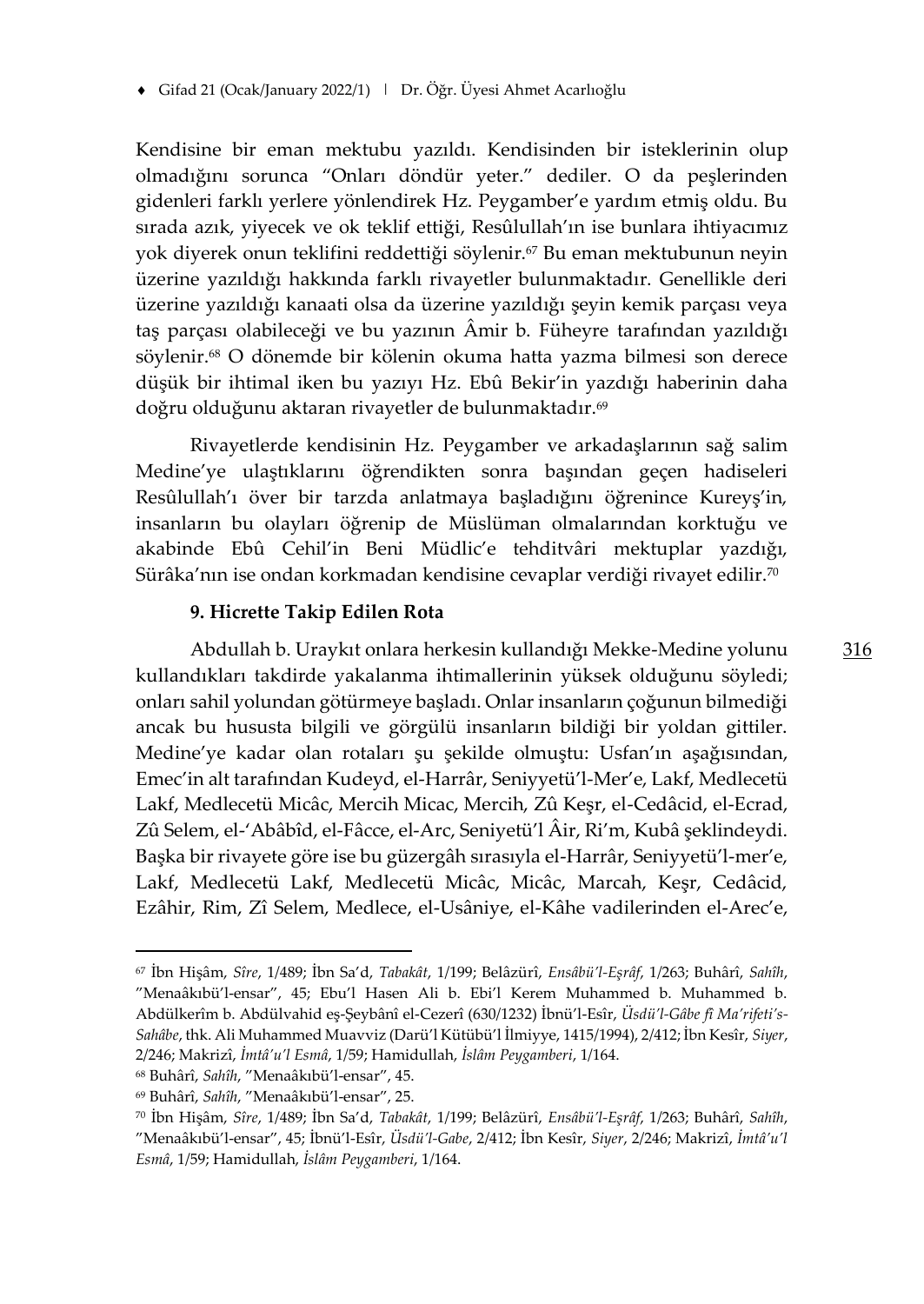Kendisine bir eman mektubu yazıldı. Kendisinden bir isteklerinin olup olmadığını sorunca "Onları döndür yeter." dediler. O da peşlerinden gidenleri farklı yerlere yönlendirek Hz. Peygamber'e yardım etmiş oldu. Bu sırada azık, yiyecek ve ok teklif ettiği, Resûlullah'ın ise bunlara ihtiyacımız yok diyerek onun teklifini reddettiği söylenir.[67] Bu eman mektubunun neyin üzerine yazıldığı hakkında farklı rivayetler bulunmaktadır. Genellikle deri üzerine yazıldığı kanaati olsa da üzerine yazıldığı şeyin kemik parçası veya taş parçası olabileceği ve bu yazının Âmir b. Füheyre tarafından yazıldığı söylenir.[68] O dönemde bir kölenin okuma hatta yazma bilmesi son derece düşük bir ihtimal iken bu yazıyı Hz. Ebû Bekir'in yazdığı haberinin daha doğru olduğunu aktaran rivayetler de bulunmaktadır.[69]

Rivayetlerde kendisinin Hz. Peygamber ve arkadaşlarının sağ salim Medine'ye ulaştıklarını öğrendikten sonra başından geçen hadiseleri Resûlullah'ı över bir tarzda anlatmaya başladığını öğrenince Kureyş'in, insanların bu olayları öğrenip de Müslüman olmalarından korktuğu ve akabinde Ebû Cehil'in Beni Müdlic'e tehditvâri mektuplar yazdığı, Sürâka'nın ise ondan korkmadan kendisine cevaplar verdiği rivayet edilir.[70]

### 9. Hicrette Takip Edilen Rota

Abdullah b. Uraykıt onlara herkesin kullandığı Mekke-Medine yolunu kullandıkları takdirde yakalanma ihtimallerinin yüksek olduğunu söyledi; onları sahil yolundan götürmeye başladı. Onlar insanların çoğunun bilmediği ancak bu hususta bilgili ve görgülü insanların bildiği bir yoldan gittiler. Medine'ye kadar olan rotaları şu şekilde olmuştu: Usfan'ın aşağısından, Emec'in alt tarafından Kudeyd, el-Harrâr, Seniyyetü'l-Mer'e, Lakf, Medlecetü Lakf, Medlecetü Micâc, Mercih Micac, Mercih, Zû Keşr, el-Cedâcid, el-Ecrad, Zû Selem, el-'Abâbîd, el-Fâcce, el-Arc, Seniyetü'l Âir, Ri'm, Kubâ şeklindeydi. Başka bir rivayete göre ise bu güzergâh sırasıyla el-Harrâr, Seniyyetü'l-mer'e, Lakf, Medlecetü Lakf, Medlecetü Micâc, Micâc, Marcah, Keşr, Cedâcid, Ezâhir, Rim, Zî Selem, Medlece, el-Usâniye, el-Kâhe vadilerinden el-Arec'e,

---

[67] İbn Hişâm, *Sîre*, 1/489; İbn Sa'd, *Tabakât*, 1/199; Belâzürî, *Ensâbü'l-Eşrâf*, 1/263; Buhârî, *Sahîh*, "Menaâkıbü'l-ensar", 45; Ebu'l Hasen Ali b. Ebi'l Kerem Muhammed b. Muhammed b. Abdülkerîm b. Abdülvahid eş-Şeybânî el-Cezerî (630/1232) İbnü'l-Esîr, *Üsdü'l-Gâbe fî Ma'rifeti's-Sahâbe*, thk. Ali Muhammed Muavviz (Darü'l Kütübü'l İlmiyye, 1415/1994), 2/412; İbn Kesîr, *Siyer*, 2/246; Makrizî, *İmtâ'u'l Esmâ*, 1/59; Hamidullah, *İslâm Peygamberi*, 1/164.

[68] Buhârî, *Sahîh*, "Menaâkıbü'l-ensar", 45.

[69] Buhârî, *Sahîh*, "Menaâkıbü'l-ensar", 25.

[70] İbn Hişâm, *Sîre*, 1/489; İbn Sa'd, *Tabakât*, 1/199; Belâzürî, *Ensâbü'l-Eşrâf*, 1/263; Buhârî, *Sahîh*, "Menaâkıbü'l-ensar", 45; İbnü'l-Esîr, *Üsdü'l-Gabe*, 2/412; İbn Kesîr, *Siyer*, 2/246; Makrizî, *İmtâ'u'l Esmâ*, 1/59; Hamidullah, *İslâm Peygamberi*, 1/164.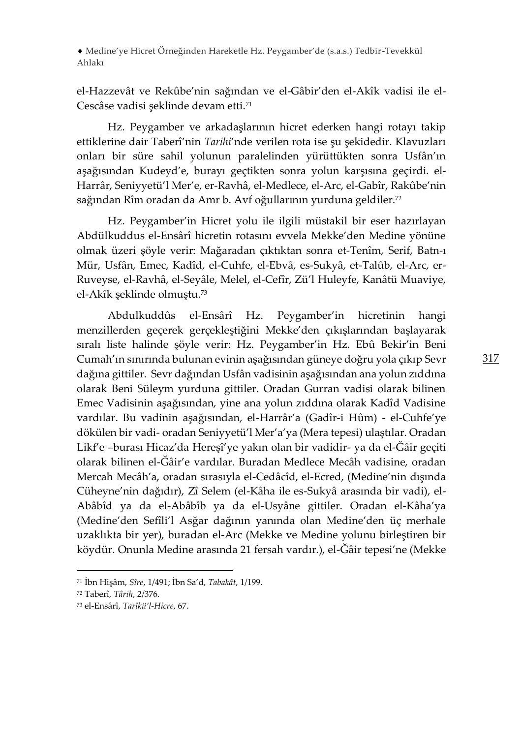el-Hazzevât ve Rekûbe'nin sağından ve el-Gâbir'den el-Akîk vadisi ile el-Cescâse vadisi şeklinde devam etti.[71]

Hz. Peygamber ve arkadaşlarının hicret ederken hangi rotayı takip ettiklerine dair Taberî'nin *Tarihi*'nde verilen rota ise şu şekidedir. Klavuzları onları bir süre sahil yolunun paralelinden yürüttükten sonra Usfân'ın aşağısından Kudeyd'e, burayı geçtikten sonra yolun karşısına geçirdi. el-Harrâr, Seniyyetü'l Mer'e, er-Ravhâ, el-Medlece, el-Arc, el-Gabîr, Rakûbe'nin sağından Rîm oradan da Amr b. Avf oğullarının yurduna geldiler.[72]

Hz. Peygamber'in Hicret yolu ile ilgili müstakil bir eser hazırlayan Abdülkuddus el-Ensârî hicretin rotasını evvela Mekke'den Medine yönüne olmak üzeri şöyle verir: Mağaradan çıktıktan sonra et-Tenîm, Serif, Batn-ı Mür, Usfân, Emec, Kadîd, el-Cuhfe, el-Ebvâ, es-Sukyâ, et-Talûb, el-Arc, er-Ruveyse, el-Ravhâ, el-Seyâle, Melel, el-Cefîr, Zü'l Huleyfe, Kanâtü Muaviye, el-Akîk şeklinde olmuştu.[73]

Abdulkuddûs el-Ensârî Hz. Peygamber'in hicretinin hangi menzillerden geçerek gerçekleştiğini Mekke'den çıkışlarından başlayarak sıralı liste halinde şöyle verir: Hz. Peygamber'in Hz. Ebû Bekir'in Beni Cumah'ın sınırında bulunan evinin aşağısından güneye doğru yola çıkıp Sevr dağına gittiler. Sevr dağından Usfân vadisinin aşağısından ana yolun zıddına olarak Beni Süleym yurduna gittiler. Oradan Gurran vadisi olarak bilinen Emec Vadisinin aşağısından, yine ana yolun zıddına olarak Kadîd Vadisine vardılar. Bu vadinin aşağısından, el-Harrâr'a (Gadîr-i Hûm) - el-Cuhfe'ye dökülen bir vadi- oradan Seniyyetü'l Mer'a'ya (Mera tepesi) ulaştılar. Oradan Likf'e –burası Hicaz'da Hereşî'ye yakın olan bir vadidir- ya da el-Ğâir geçiti olarak bilinen el-Ğâir'e vardılar. Buradan Medlece Mecâh vadisine, oradan Mercah Mecâh'a, oradan sırasıyla el-Cedâcîd, el-Ecred, (Medine'nin dışında Cüheyne'nin dağıdır), Zî Selem (el-Kâha ile es-Sukyâ arasında bir vadi), el-Abâbîd ya da el-Abâbîb ya da el-Usyâne gittiler. Oradan el-Kâha'ya (Medine'den Sefîli'l Asğar dağının yanında olan Medine'den üç merhale uzaklıkta bir yer), buradan el-Arc (Mekke ve Medine yolunu birleştiren bir köydür. Onunla Medine arasında 21 fersah vardır.), el-Ğâir tepesi'ne (Mekke

---

[71] İbn Hişâm, *Sîre*, 1/491; İbn Sa'd, *Tabakât*, 1/199.

[72] Taberî, *Târih*, 2/376.

[73] el-Ensârî, *Tarîkü'l-Hicre*, 67.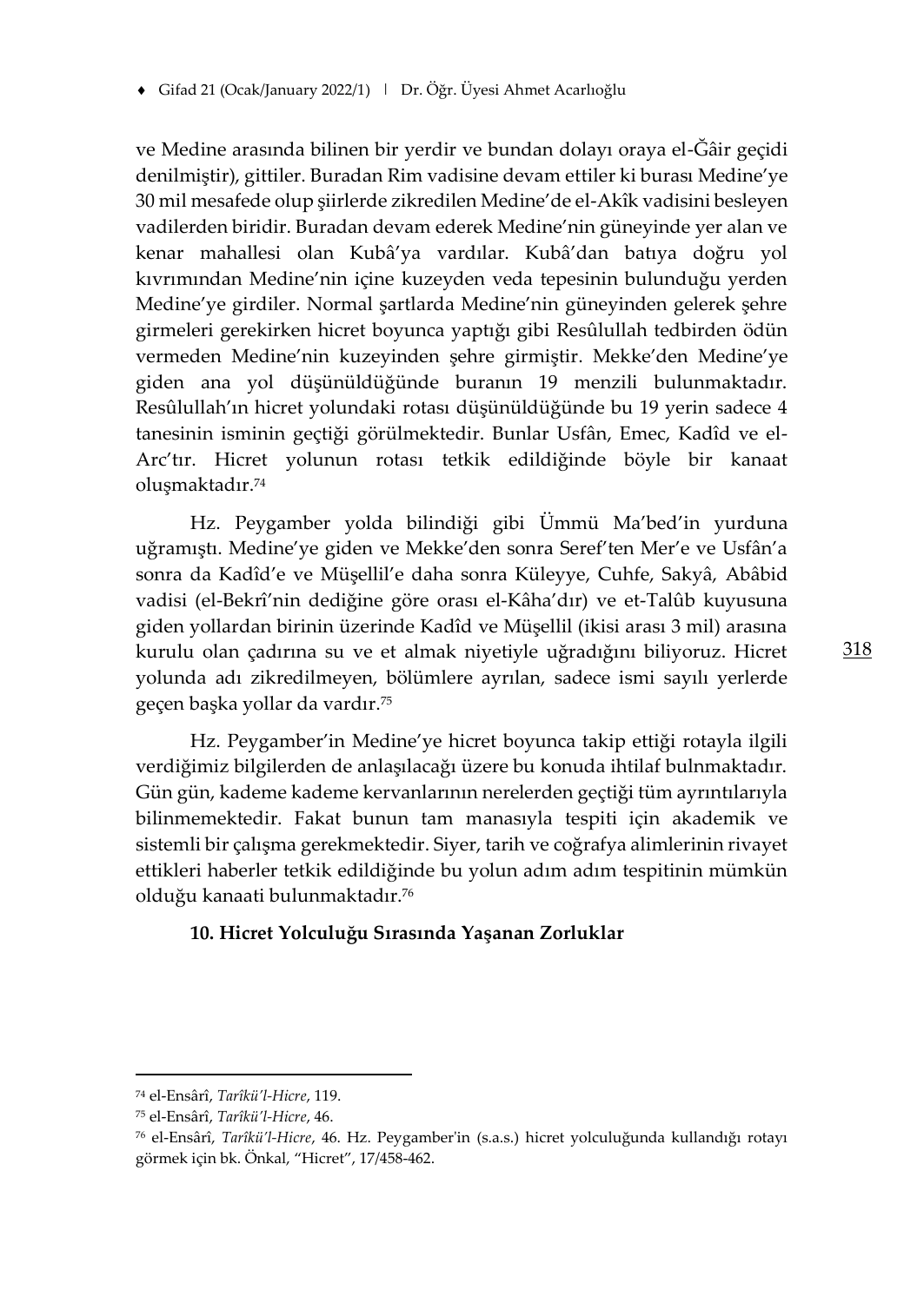ve Medine arasında bilinen bir yerdir ve bundan dolayı oraya el-Ğâir geçidi denilmiştir), gittiler. Buradan Rim vadisine devam ettiler ki burası Medine'ye 30 mil mesafede olup şiirlerde zikredilen Medine'de el-Akîk vadisini besleyen vadilerden biridir. Buradan devam ederek Medine'nin güneyinde yer alan ve kenar mahallesi olan Kubâ'ya vardılar. Kubâ'dan batıya doğru yol kıvrımından Medine'nin içine kuzeyden veda tepesinin bulunduğu yerden Medine'ye girdiler. Normal şartlarda Medine'nin güneyinden gelerek şehre girmeleri gerekirken hicret boyunca yaptığı gibi Resûlullah tedbirden ödün vermeden Medine'nin kuzeyinden şehre girmiştir. Mekke'den Medine'ye giden ana yol düşünüldüğünde buranın 19 menzili bulunmaktadır. Resûlullah'ın hicret yolundaki rotası düşünüldüğünde bu 19 yerin sadece 4 tanesinin isminin geçtiği görülmektedir. Bunlar Usfân, Emec, Kadîd ve el-Arc'tır. Hicret yolunun rotası tetkik edildiğinde böyle bir kanaat oluşmaktadır.[74]

Hz. Peygamber yolda bilindiği gibi Ümmü Ma'bed'in yurduna uğramıştı. Medine'ye giden ve Mekke'den sonra Seref'ten Mer'e ve Usfân'a sonra da Kadîd'e ve Müşellil'e daha sonra Küleyye, Cuhfe, Sakyâ, Abâbid vadisi (el-Bekrî'nin dediğine göre orası el-Kâha'dır) ve et-Talûb kuyusuna giden yollardan birinin üzerinde Kadîd ve Müşellil (ikisi arası 3 mil) arasına kurulu olan çadırına su ve et almak niyetiyle uğradığını biliyoruz. Hicret yolunda adı zikredilmeyen, bölümlere ayrılan, sadece ismi sayılı yerlerde geçen başka yollar da vardır.[75]

Hz. Peygamber'in Medine'ye hicret boyunca takip ettiği rotayla ilgili verdiğimiz bilgilerden de anlaşılacağı üzere bu konuda ihtilaf bulnmaktadır. Gün gün, kademe kademe kervanlarının nerelerden geçtiği tüm ayrıntılarıyla bilinmemektedir. Fakat bunun tam manasıyla tespiti için akademik ve sistemli bir çalışma gerekmektedir. Siyer, tarih ve coğrafya alimlerinin rivayet ettikleri haberler tetkik edildiğinde bu yolun adım adım tespitinin mümkün olduğu kanaati bulunmaktadır.[76]

### 10. Hicret Yolculuğu Sırasında Yaşanan Zorluklar

---

[74] el-Ensârî, *Tarîkü'l-Hicre*, 119.

[75] el-Ensârî, *Tarîkü'l-Hicre*, 46.

[76] el-Ensârî, *Tarîkü'l-Hicre*, 46. Hz. Peygamber'in (s.a.s.) hicret yolculuğunda kullandığı rotayı görmek için bk. Önkal, "Hicret", 17/458-462.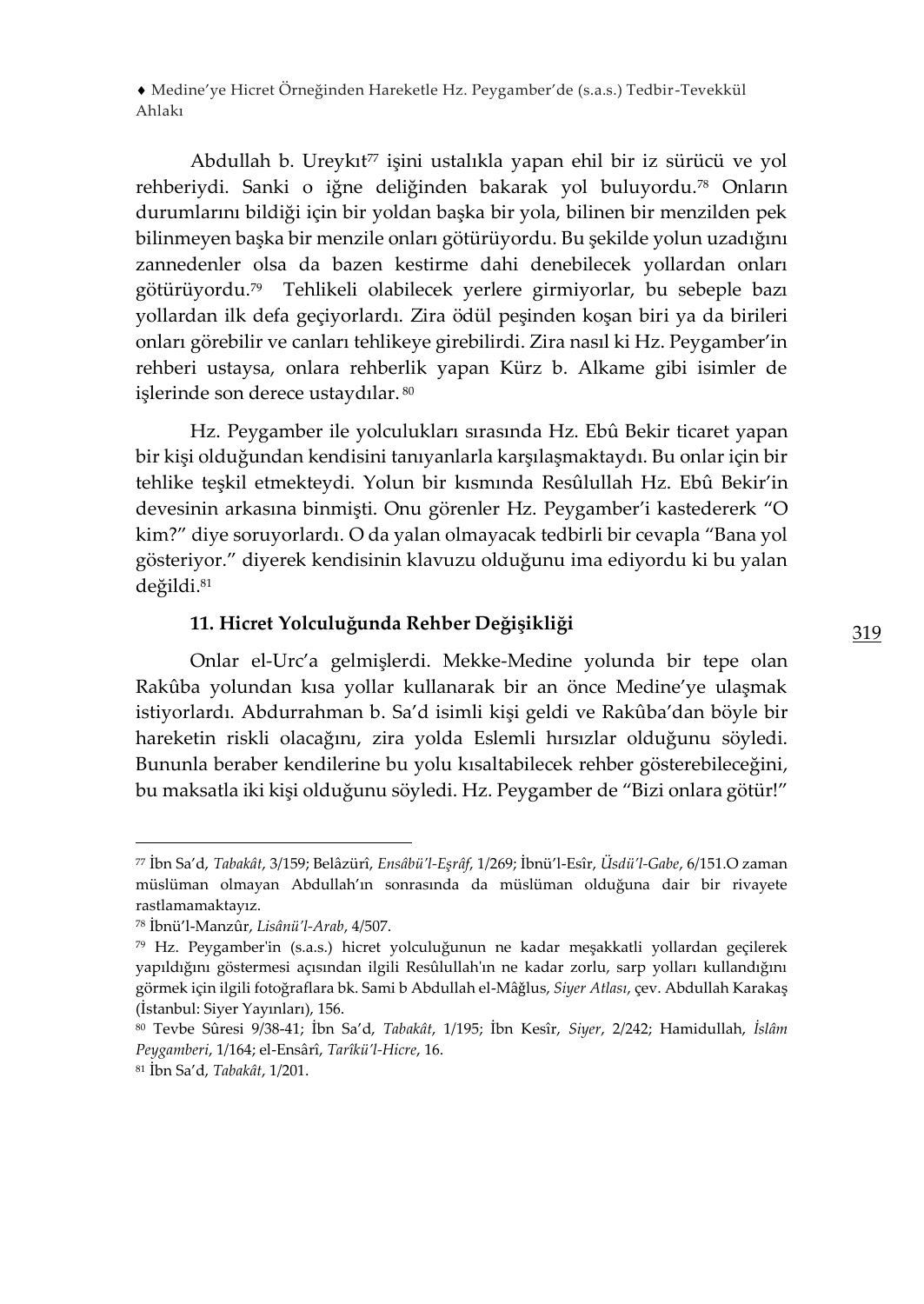Abdullah b. Ureykıt[77] işini ustalıkla yapan ehil bir iz sürücü ve yol rehberiydi. Sanki o iğne deliğinden bakarak yol buluyordu.[78] Onların durumlarını bildiği için bir yoldan başka bir yola, bilinen bir menzilden pek bilinmeyen başka bir menzile onları götürüyordu. Bu şekilde yolun uzadığını zannedenler olsa da bazen kestirme dahi denebilecek yollardan onları götürüyordu.[79] Tehlikeli olabilecek yerlere girmiyorlar, bu sebeple bazı yollardan ilk defa geçiyorlardı. Zira ödül peşinden koşan biri ya da birileri onları görebilir ve canları tehlikeye girebilirdi. Zira nasıl ki Hz. Peygamber'in rehberi ustaysa, onlara rehberlik yapan Kürz b. Alkame gibi isimler de işlerinde son derece ustaydılar.[80]

Hz. Peygamber ile yolculukları sırasında Hz. Ebû Bekir ticaret yapan bir kişi olduğundan kendisini tanıyanlarla karşılaşmaktaydı. Bu onlar için bir tehlike teşkil etmekteydi. Yolun bir kısmında Resûlullah Hz. Ebû Bekir'in devesinin arkasına binmişti. Onu görenler Hz. Peygamber'i kastedererk "O kim?" diye soruyorlardı. O da yalan olmayacak tedbirli bir cevapla "Bana yol gösteriyor." diyerek kendisinin klavuzu olduğunu ima ediyordu ki bu yalan değildi.[81]

### 11. Hicret Yolculuğunda Rehber Değişikliği

Onlar el-Urc'a gelmişlerdi. Mekke-Medine yolunda bir tepe olan Rakûba yolundan kısa yollar kullanarak bir an önce Medine'ye ulaşmak istiyorlardı. Abdurrahman b. Sa'd isimli kişi geldi ve Rakûba'dan böyle bir hareketin riskli olacağını, zira yolda Eslemli hırsızlar olduğunu söyledi. Bununla beraber kendilerine bu yolu kısaltabilecek rehber gösterebileceğini, bu maksatla iki kişi olduğunu söyledi. Hz. Peygamber de "Bizi onlara götür!"

---

[77] İbn Sa'd, *Tabakât*, 3/159; Belâzürî, *Ensâbü'l-Eşrâf*, 1/269; İbnü'l-Esîr, *Üsdü'l-Gabe*, 6/151.O zaman müslüman olmayan Abdullah'ın sonrasında da müslüman olduğuna dair bir rivayete rastlamamaktayız.

[78] İbnü'l-Manzûr, *Lisânü'l-Arab*, 4/507.

[79] Hz. Peygamber'in (s.a.s.) hicret yolculuğunun ne kadar meşakkatli yollardan geçilerek yapıldığını göstermesi açısından ilgili Resûlullah'ın ne kadar zorlu, sarp yolları kullandığını görmek için ilgili fotoğraflara bk. Sami b Abdullah el-Mâğlus, *Siyer Atlası*, çev. Abdullah Karakaş (İstanbul: Siyer Yayınları), 156.

[80] Tevbe Sûresi 9/38-41; İbn Sa'd, *Tabakât*, 1/195; İbn Kesîr, *Siyer*, 2/242; Hamidullah, *İslâm Peygamberi*, 1/164; el-Ensârî, *Tarîkü'l-Hicre*, 16.

[81] İbn Sa'd, *Tabakât*, 1/201.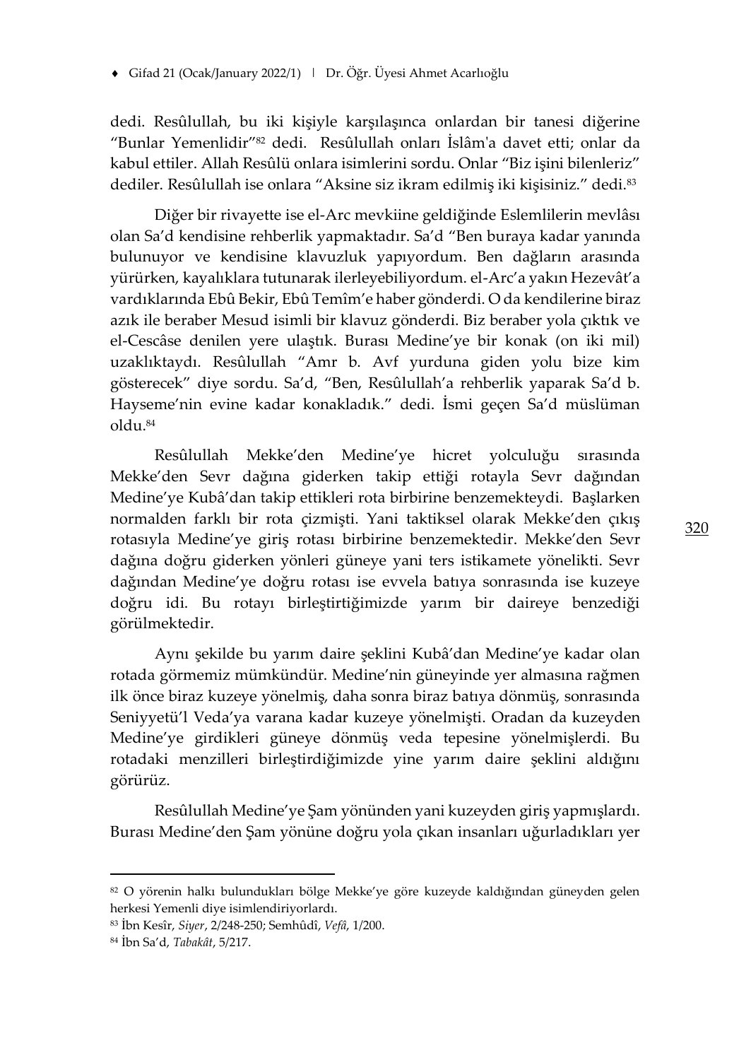dedi. Resûlullah, bu iki kişiyle karşılaşınca onlardan bir tanesi diğerine "Bunlar Yemenlidir"[82] dedi. Resûlullah onları İslâm'a davet etti; onlar da kabul ettiler. Allah Resûlü onlara isimlerini sordu. Onlar "Biz işini bilenleriz" dediler. Resûlullah ise onlara "Aksine siz ikram edilmiş iki kişisiniz." dedi.[83]

Diğer bir rivayette ise el-Arc mevkiine geldiğinde Eslemlilerin mevlâsı olan Sa'd kendisine rehberlik yapmaktadır. Sa'd "Ben buraya kadar yanında bulunuyor ve kendisine klavuzluk yapıyordum. Ben dağların arasında yürürken, kayalıklara tutunarak ilerleyebiliyordum. el-Arc'a yakın Hezevât'a vardıklarında Ebû Bekir, Ebû Temîm'e haber gönderdi. O da kendilerine biraz azık ile beraber Mesud isimli bir klavuz gönderdi. Biz beraber yola çıktık ve el-Cescâse denilen yere ulaştık. Burası Medine'ye bir konak (on iki mil) uzaklıktaydı. Resûlullah "Amr b. Avf yurduna giden yolu bize kim gösterecek" diye sordu. Sa'd, "Ben, Resûlullah'a rehberlik yaparak Sa'd b. Hayseme'nin evine kadar konakladık." dedi. İsmi geçen Sa'd müslüman oldu.[84]

Resûlullah Mekke'den Medine'ye hicret yolculuğu sırasında Mekke'den Sevr dağına giderken takip ettiği rotayla Sevr dağından Medine'ye Kubâ'dan takip ettikleri rota birbirine benzemekteydi. Başlarken normalden farklı bir rota çizmişti. Yani taktiksel olarak Mekke'den çıkış rotasıyla Medine'ye giriş rotası birbirine benzemektedir. Mekke'den Sevr dağına doğru giderken yönleri güneye yani ters istikamete yönelikti. Sevr dağından Medine'ye doğru rotası ise evvela batıya sonrasında ise kuzeye doğru idi. Bu rotayı birleştirtiğimizde yarım bir daireye benzediği görülmektedir.

Aynı şekilde bu yarım daire şeklini Kubâ'dan Medine'ye kadar olan rotada görmemiz mümkündür. Medine'nin güneyinde yer almasına rağmen ilk önce biraz kuzeye yönelmiş, daha sonra biraz batıya dönmüş, sonrasında Seniyyetü'l Veda'ya varana kadar kuzeye yönelmişti. Oradan da kuzeyden Medine'ye girdikleri güneye dönmüş veda tepesine yönelmişlerdi. Bu rotadaki menzilleri birleştirdiğimizde yine yarım daire şeklini aldığını görürüz.

Resûlullah Medine'ye Şam yönünden yani kuzeyden giriş yapmışlardı. Burası Medine'den Şam yönüne doğru yola çıkan insanları uğurladıkları yer

---

[82] O yörenin halkı bulundukları bölge Mekke'ye göre kuzeyde kaldığından güneyden gelen herkesi Yemenli diye isimlendiriyorlardı.

[83] İbn Kesîr, *Siyer*, 2/248-250; Semhûdî, *Vefâ*, 1/200.

[84] İbn Sa'd, *Tabakât*, 5/217.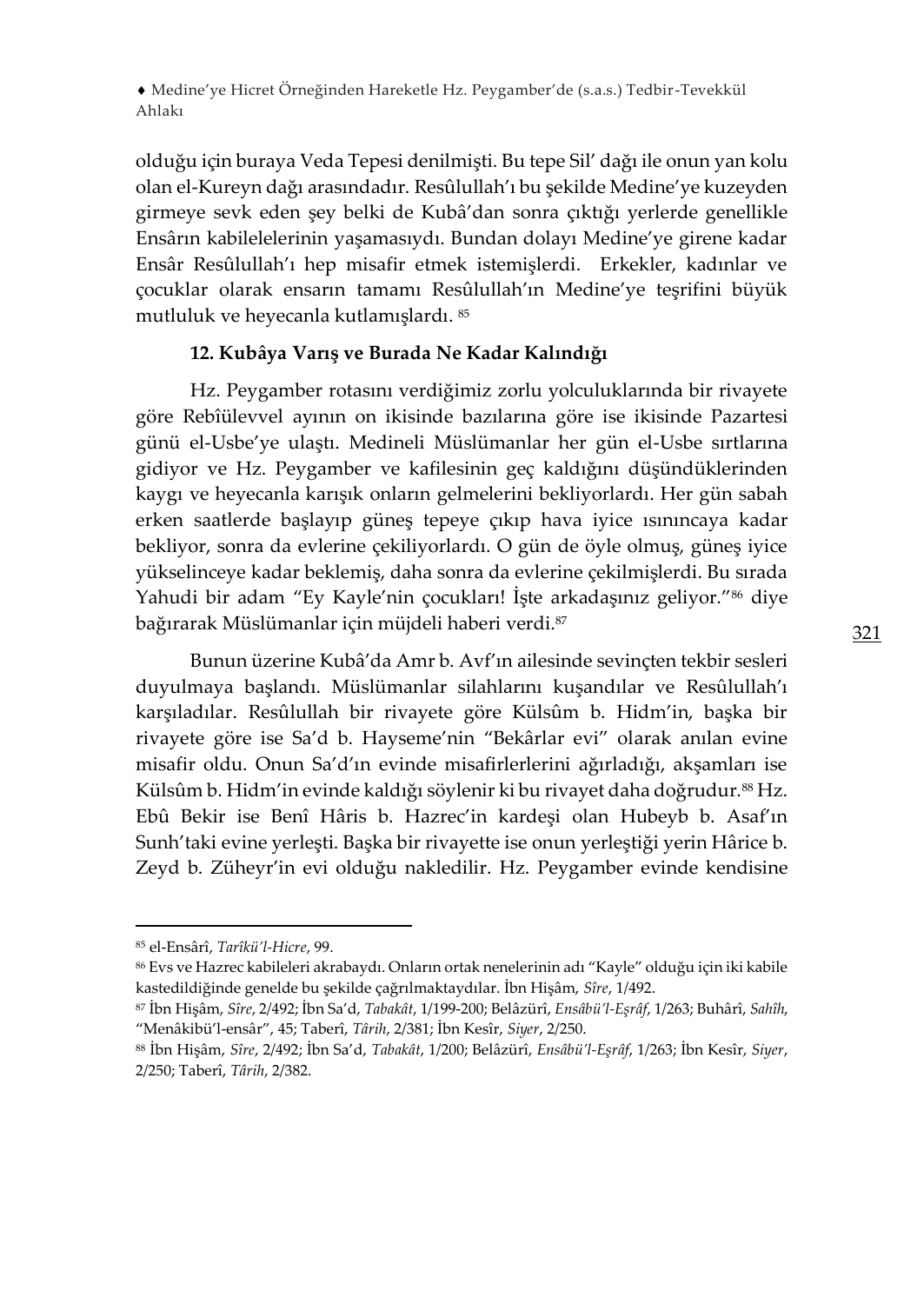olduğu için buraya Veda Tepesi denilmişti. Bu tepe Sil' dağı ile onun yan kolu olan el-Kureyn dağı arasındadır. Resûlullah'ı bu şekilde Medine'ye kuzeyden girmeye sevk eden şey belki de Kubâ'dan sonra çıktığı yerlerde genellikle Ensârın kabilelelerinin yaşamasıydı. Bundan dolayı Medine'ye girene kadar Ensâr Resûlullah'ı hep misafir etmek istemişlerdi. Erkekler, kadınlar ve çocuklar olarak ensarın tamamı Resûlullah'ın Medine'ye teşrifini büyük mutluluk ve heyecanla kutlamışlardı. [85]

### 12. Kubâya Varış ve Burada Ne Kadar Kalındığı

Hz. Peygamber rotasını verdiğimiz zorlu yolculuklarında bir rivayete göre Rebîülevvel ayının on ikisinde bazılarına göre ise ikisinde Pazartesi günü el-Usbe'ye ulaştı. Medineli Müslümanlar her gün el-Usbe sırtlarına gidiyor ve Hz. Peygamber ve kafilesinin geç kaldığını düşündüklerinden kaygı ve heyecanla karışık onların gelmelerini bekliyorlardı. Her gün sabah erken saatlerde başlayıp güneş tepeye çıkıp hava iyice ısınıncaya kadar bekliyor, sonra da evlerine çekiliyorlardı. O gün de öyle olmuş, güneş iyice yükselinceye kadar beklemiş, daha sonra da evlerine çekilmişlerdi. Bu sırada Yahudi bir adam "Ey Kayle'nin çocukları! İşte arkadaşınız geliyor."[86] diye bağırarak Müslümanlar için müjdeli haberi verdi.[87]

Bunun üzerine Kubâ'da Amr b. Avf'ın ailesinde sevinçten tekbir sesleri duyulmaya başlandı. Müslümanlar silahlarını kuşandılar ve Resûlullah'ı karşıladılar. Resûlullah bir rivayete göre Külsûm b. Hidm'in, başka bir rivayete göre ise Sa'd b. Hayseme'nin "Bekârlar evi" olarak anılan evine misafir oldu. Onun Sa'd'ın evinde misafirlerlerini ağırladığı, akşamları ise Külsûm b. Hidm'in evinde kaldığı söylenir ki bu rivayet daha doğrudur.[88] Hz. Ebû Bekir ise Benî Hâris b. Hazrec'in kardeşi olan Hubeyb b. Asaf'ın Sunh'taki evine yerleşti. Başka bir rivayette ise onun yerleştiği yerin Hârice b. Zeyd b. Züheyr'in evi olduğu nakledilir. Hz. Peygamber evinde kendisine

---

[85] el-Ensârî, *Tarîkü'l-Hicre*, 99.

[86] Evs ve Hazrec kabileleri akrabaydı. Onların ortak nenelerinin adı "Kayle" olduğu için iki kabile kastedildiğinde genelde bu şekilde çağrılmaktaydılar. İbn Hişâm, *Sîre*, 1/492.

[87] İbn Hişâm, *Sîre*, 2/492; İbn Sa'd, *Tabakât*, 1/199-200; Belâzürî, *Ensâbü'l-Eşrâf*, 1/263; Buhârî, *Sahîh*, "Menâkibü'l-ensâr", 45; Taberî, *Târih*, 2/381; İbn Kesîr, *Siyer*, 2/250.

[88] İbn Hişâm, *Sîre*, 2/492; İbn Sa'd, *Tabakât*, 1/200; Belâzürî, *Ensâbü'l-Eşrâf*, 1/263; İbn Kesîr, *Siyer*, 2/250; Taberî, *Târih*, 2/382.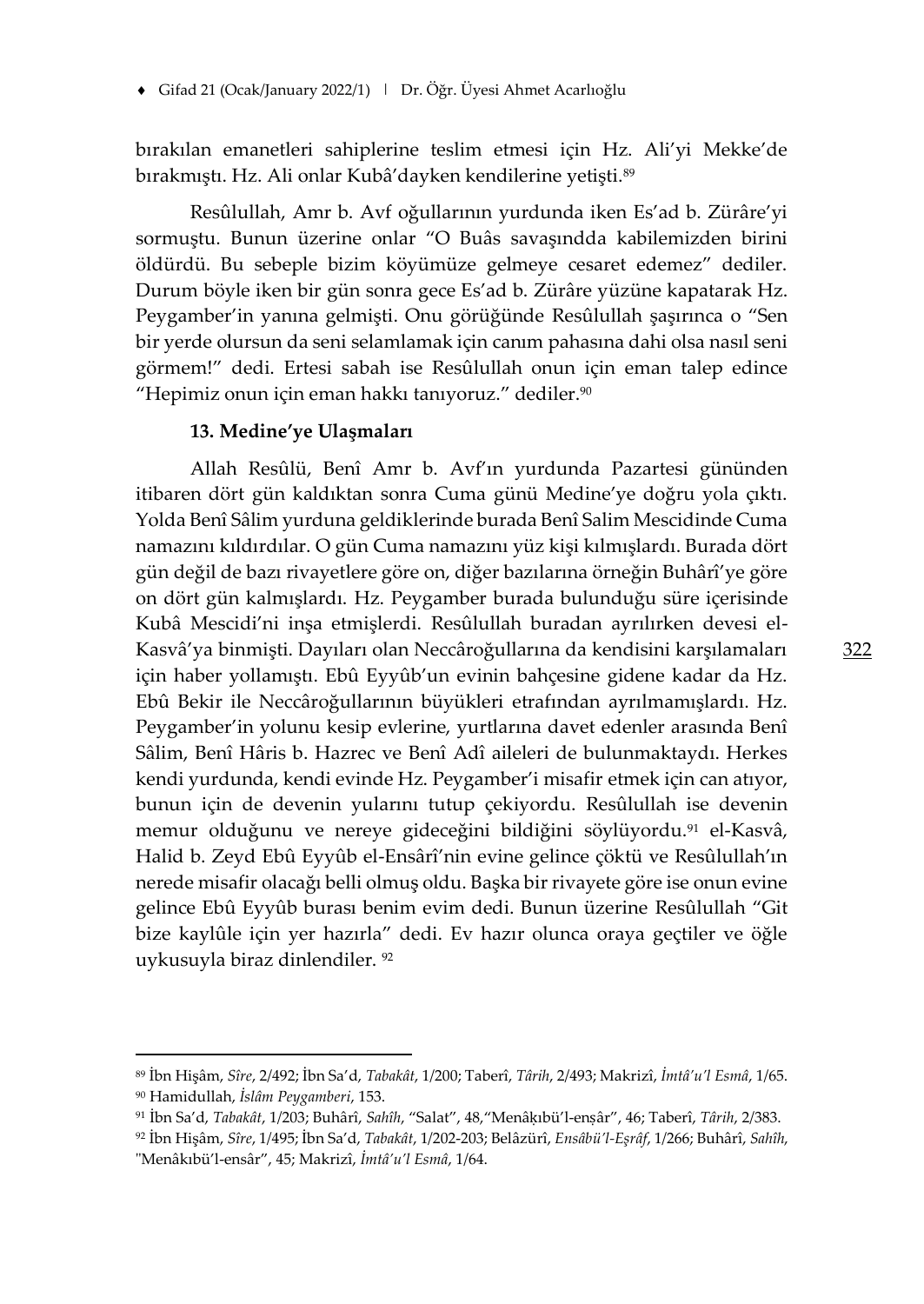bırakılan emanetleri sahiplerine teslim etmesi için Hz. Ali'yi Mekke'de bırakmıştı. Hz. Ali onlar Kubâ'dayken kendilerine yetişti.[89]

Resûlullah, Amr b. Avf oğullarının yurdunda iken Es'ad b. Zürâre'yi sormuştu. Bunun üzerine onlar "O Buâs savaşındda kabilemizden birini öldürdü. Bu sebeple bizim köyümüze gelmeye cesaret edemez" dediler. Durum böyle iken bir gün sonra gece Es'ad b. Zürâre yüzüne kapatarak Hz. Peygamber'in yanına gelmişti. Onu görüğünde Resûlullah şaşırınca o "Sen bir yerde olursun da seni selamlamak için canım pahasına dahi olsa nasıl seni görmem!" dedi. Ertesi sabah ise Resûlullah onun için eman talep edince "Hepimiz onun için eman hakkı tanıyoruz." dediler.[90]

### 13. Medine'ye Ulaşmaları

Allah Resûlü, Benî Amr b. Avf'ın yurdunda Pazartesi gününden itibaren dört gün kaldıktan sonra Cuma günü Medine'ye doğru yola çıktı. Yolda Benî Sâlim yurduna geldiklerinde burada Benî Salim Mescidinde Cuma namazını kıldırdılar. O gün Cuma namazını yüz kişi kılmışlardı. Burada dört gün değil de bazı rivayetlere göre on, diğer bazılarına örneğin Buhârî'ye göre on dört gün kalmışlardı. Hz. Peygamber burada bulunduğu süre içerisinde Kubâ Mescidi'ni inşa etmişlerdi. Resûlullah buradan ayrılırken devesi el-Kasvâ'ya binmişti. Dayıları olan Neccâroğullarına da kendisini karşılamaları için haber yollamıştı. Ebû Eyyûb'un evinin bahçesine gidene kadar da Hz. Ebû Bekir ile Neccâroğullarının büyükleri etrafından ayrılmamışlardı. Hz. Peygamber'in yolunu kesip evlerine, yurtlarına davet edenler arasında Benî Sâlim, Benî Hâris b. Hazrec ve Benî Adî aileleri de bulunmaktaydı. Herkes kendi yurdunda, kendi evinde Hz. Peygamber'i misafir etmek için can atıyor, bunun için de devenin yularını tutup çekiyordu. Resûlullah ise devenin memur olduğunu ve nereye gideceğini bildiğini söylüyordu.[91] el-Kasvâ, Halid b. Zeyd Ebû Eyyûb el-Ensârî'nin evine gelince çöktü ve Resûlullah'ın nerede misafir olacağı belli olmuş oldu. Başka bir rivayete göre ise onun evine gelince Ebû Eyyûb burası benim evim dedi. Bunun üzerine Resûlullah "Git bize kaylûle için yer hazırla" dedi. Ev hazır olunca oraya geçtiler ve öğle uykusuyla biraz dinlendiler. [92]

---

[89] İbn Hişâm, *Sîre*, 2/492; İbn Sa'd, *Tabakât*, 1/200; Taberî, *Târih*, 2/493; Makrizî, *İmtâ'u'l Esmâ*, 1/65.

[90] Hamidullah, *İslâm Peygamberi*, 153.

[91] İbn Sa'd, *Tabakât*, 1/203; Buhârî, *Sahîh*, "Salat", 48,"Menâḳıbü'l-enṣâr", 46; Taberî, *Târih*, 2/383.

[92] İbn Hişâm, *Sîre*, 1/495; İbn Sa'd, *Tabakât*, 1/202-203; Belâzürî, *Ensâbü'l-Eşrâf*, 1/266; Buhârî, *Sahîh*, "Menâkıbü'l-ensâr", 45; Makrizî, *İmtâ'u'l Esmâ*, 1/64.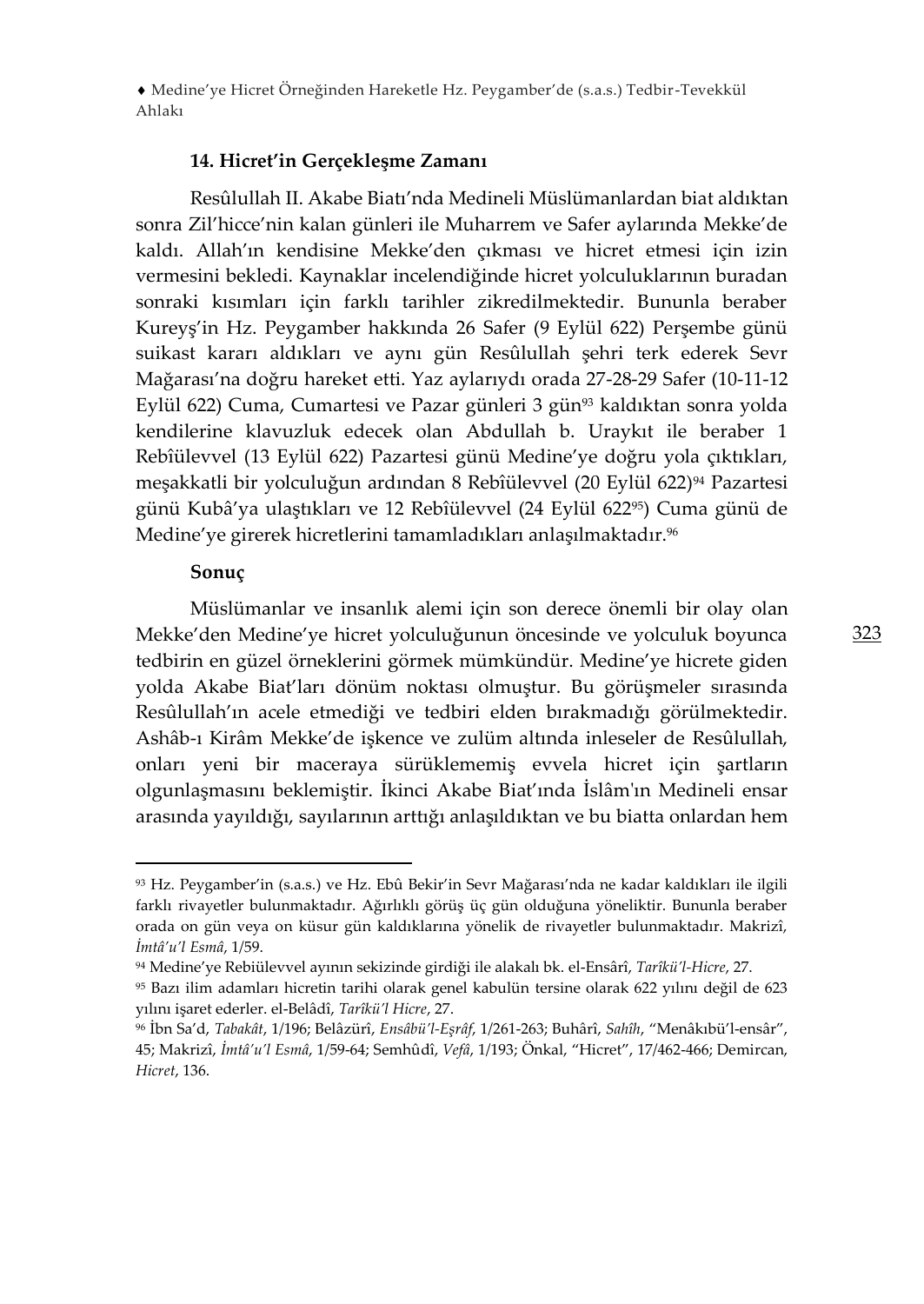### 14. Hicret'in Gerçekleşme Zamanı

Resûlullah II. Akabe Biatı'nda Medineli Müslümanlardan biat aldıktan sonra Zil'hicce'nin kalan günleri ile Muharrem ve Safer aylarında Mekke'de kaldı. Allah'ın kendisine Mekke'den çıkması ve hicret etmesi için izin vermesini bekledi. Kaynaklar incelendiğinde hicret yolculuklarının buradan sonraki kısımları için farklı tarihler zikredilmektedir. Bununla beraber Kureyş'in Hz. Peygamber hakkında 26 Safer (9 Eylül 622) Perşembe günü suikast kararı aldıkları ve aynı gün Resûlullah şehri terk ederek Sevr Mağarası'na doğru hareket etti. Yaz aylarıydı orada 27-28-29 Safer (10-11-12 Eylül 622) Cuma, Cumartesi ve Pazar günleri 3 gün[93] kaldıktan sonra yolda kendilerine klavuzluk edecek olan Abdullah b. Uraykıt ile beraber 1 Rebîülevvel (13 Eylül 622) Pazartesi günü Medine'ye doğru yola çıktıkları, meşakkatli bir yolculuğun ardından 8 Rebîülevvel (20 Eylül 622)[94] Pazartesi günü Kubâ'ya ulaştıkları ve 12 Rebîülevvel (24 Eylül 622[95]) Cuma günü de Medine'ye girerek hicretlerini tamamladıkları anlaşılmaktadır.[96]

### Sonuç

Müslümanlar ve insanlık alemi için son derece önemli bir olay olan Mekke'den Medine'ye hicret yolculuğunun öncesinde ve yolculuk boyunca tedbirin en güzel örneklerini görmek mümkündür. Medine'ye hicrete giden yolda Akabe Biat'ları dönüm noktası olmuştur. Bu görüşmeler sırasında Resûlullah'ın acele etmediği ve tedbiri elden bırakmadığı görülmektedir. Ashâb-ı Kirâm Mekke'de işkence ve zulüm altında inleseler de Resûlullah, onları yeni bir maceraya sürüklememiş evvela hicret için şartların olgunlaşmasını beklemiştir. İkinci Akabe Biat'ında İslâm'ın Medineli ensar arasında yayıldığı, sayılarının arttığı anlaşıldıktan ve bu biatta onlardan hem

---

[93] Hz. Peygamber'in (s.a.s.) ve Hz. Ebû Bekir'in Sevr Mağarası'nda ne kadar kaldıkları ile ilgili farklı rivayetler bulunmaktadır. Ağırlıklı görüş üç gün olduğuna yöneliktir. Bununla beraber orada on gün veya on küsur gün kaldıklarına yönelik de rivayetler bulunmaktadır. Makrizî, *İmtâ'u'l Esmâ*, 1/59.

[94] Medine'ye Rebiülevvel ayının sekizinde girdiği ile alakalı bk. el-Ensârî, *Tarîkü'l-Hicre*, 27.

[95] Bazı ilim adamları hicretin tarihi olarak genel kabulün tersine olarak 622 yılını değil de 623 yılını işaret ederler. el-Belâdî, *Tarîkü'l Hicre*, 27.

[96] İbn Sa'd, *Tabakât*, 1/196; Belâzürî, *Ensâbü'l-Eşrâf*, 1/261-263; Buhârî, *Sahîh*, "Menâkıbü'l-ensâr", 45; Makrizî, *İmtâ'u'l Esmâ*, 1/59-64; Semhûdî, *Vefâ*, 1/193; Önkal, "Hicret", 17/462-466; Demircan, *Hicret*, 136.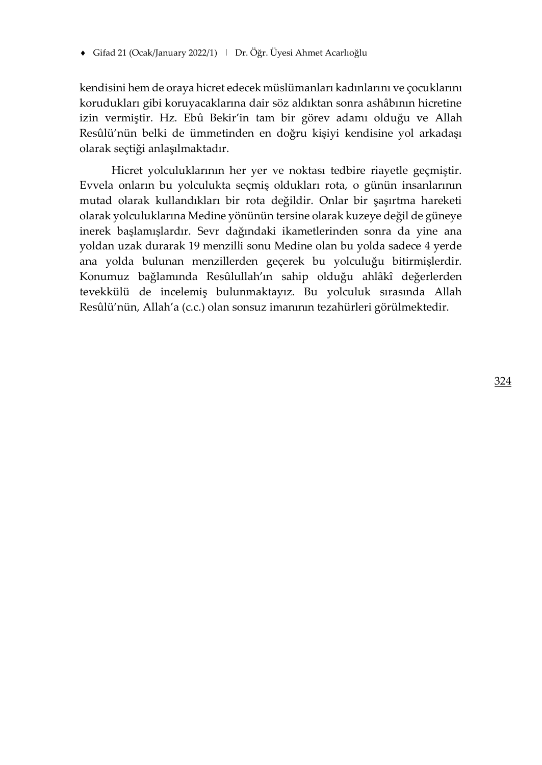kendisini hem de oraya hicret edecek müslümanları kadınlarını ve çocuklarını korudukları gibi koruyacaklarına dair söz aldıktan sonra ashâbının hicretine izin vermiştir. Hz. Ebû Bekir'in tam bir görev adamı olduğu ve Allah Resûlü'nün belki de ümmetinden en doğru kişiyi kendisine yol arkadaşı olarak seçtiği anlaşılmaktadır.

Hicret yolculuklarının her yer ve noktası tedbire riayetle geçmiştir. Evvela onların bu yolculukta seçmiş oldukları rota, o günün insanlarının mutad olarak kullandıkları bir rota değildir. Onlar bir şaşırtma hareketi olarak yolculuklarına Medine yönünün tersine olarak kuzeye değil de güneye inerek başlamışlardır. Sevr dağındaki ikametlerinden sonra da yine ana yoldan uzak durarak 19 menzilli sonu Medine olan bu yolda sadece 4 yerde ana yolda bulunan menzillerden geçerek bu yolculuğu bitirmişlerdir. Konumuz bağlamında Resûlullah'ın sahip olduğu ahlâkî değerlerden tevekkülü de incelemiş bulunmaktayız. Bu yolculuk sırasında Allah Resûlü'nün, Allah'a (c.c.) olan sonsuz imanının tezahürleri görülmektedir.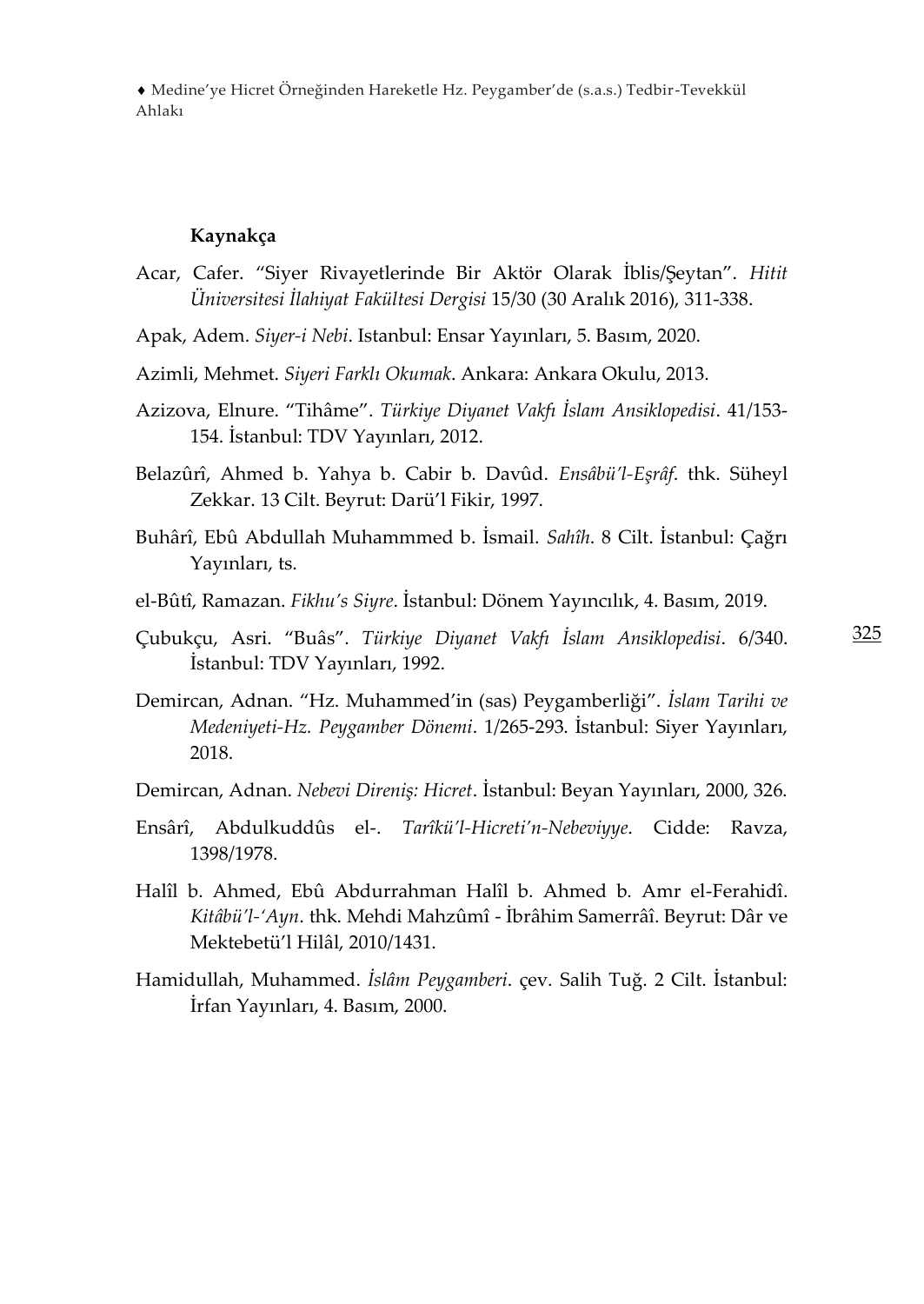## Kaynakça

Acar, Cafer. "Siyer Rivayetlerinde Bir Aktör Olarak İblis/Şeytan". *Hitit Üniversitesi İlahiyat Fakültesi Dergisi* 15/30 (30 Aralık 2016), 311-338.

Apak, Adem. *Siyer-i Nebi*. Istanbul: Ensar Yayınları, 5. Basım, 2020.

Azimli, Mehmet. *Siyeri Farklı Okumak*. Ankara: Ankara Okulu, 2013.

Azizova, Elnure. "Tihâme". *Türkiye Diyanet Vakfı İslam Ansiklopedisi*. 41/153-154. İstanbul: TDV Yayınları, 2012.

Belazûrî, Ahmed b. Yahya b. Cabir b. Davûd. *Ensâbü'l-Eşrâf*. thk. Süheyl Zekkar. 13 Cilt. Beyrut: Darü'l Fikir, 1997.

Buhârî, Ebû Abdullah Muhammmed b. İsmail. *Sahîh*. 8 Cilt. İstanbul: Çağrı Yayınları, ts.

el-Bûtî, Ramazan. *Fikhu's Siyre*. İstanbul: Dönem Yayıncılık, 4. Basım, 2019.

Çubukçu, Asri. "Buâs". *Türkiye Diyanet Vakfı İslam Ansiklopedisi*. 6/340. İstanbul: TDV Yayınları, 1992.

Demircan, Adnan. "Hz. Muhammed'in (sas) Peygamberliği". *İslam Tarihi ve Medeniyeti-Hz. Peygamber Dönemi*. 1/265-293. İstanbul: Siyer Yayınları, 2018.

Demircan, Adnan. *Nebevi Direniş: Hicret*. İstanbul: Beyan Yayınları, 2000, 326.

Ensârî, Abdulkuddûs el-. *Tarîkü'l-Hicreti'n-Nebeviyye*. Cidde: Ravza, 1398/1978.

Halîl b. Ahmed, Ebû Abdurrahman Halîl b. Ahmed b. Amr el-Ferahidî. *Kitâbü'l-'Ayn*. thk. Mehdi Mahzûmî - İbrâhim Samerrâî. Beyrut: Dâr ve Mektebetü'l Hilâl, 2010/1431.

Hamidullah, Muhammed. *İslâm Peygamberi*. çev. Salih Tuğ. 2 Cilt. İstanbul: İrfan Yayınları, 4. Basım, 2000.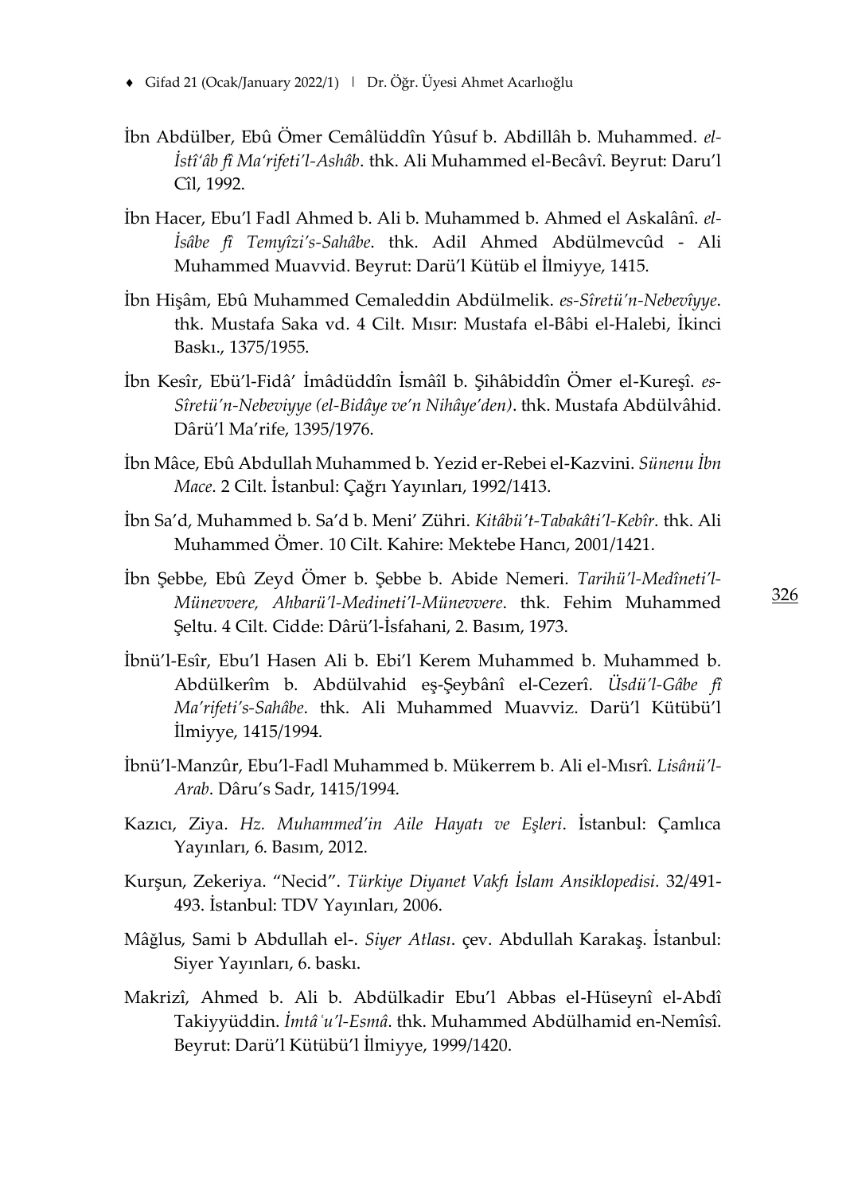İbn Abdülber, Ebû Ömer Cemâlüddîn Yûsuf b. Abdillâh b. Muhammed. *el-İstî'âb fi Ma'rifeti'l-Ashâb*. thk. Ali Muhammed el-Becâvî. Beyrut: Daru'l Cîl, 1992.

İbn Hacer, Ebu'l Fadl Ahmed b. Ali b. Muhammed b. Ahmed el Askalânî. *el-İsâbe fî Temyîzi's-Sahâbe*. thk. Adil Ahmed Abdülmevcûd - Ali Muhammed Muavvid. Beyrut: Darü'l Kütüb el İlmiyye, 1415.

İbn Hişâm, Ebû Muhammed Cemaleddin Abdülmelik. *es-Sîretü'n-Nebevîyye*. thk. Mustafa Saka vd. 4 Cilt. Mısır: Mustafa el-Bâbi el-Halebi, İkinci Baskı., 1375/1955.

İbn Kesîr, Ebü'l-Fidâ' İmâdüddîn İsmâîl b. Şihâbiddîn Ömer el-Kureşî. *es-Sîretü'n-Nebeviyye (el-Bidâye ve'n Nihâye'den)*. thk. Mustafa Abdülvâhid. Dârü'l Ma'rife, 1395/1976.

İbn Mâce, Ebû Abdullah Muhammed b. Yezid er-Rebei el-Kazvini. *Sünenu İbn Mace*. 2 Cilt. İstanbul: Çağrı Yayınları, 1992/1413.

İbn Sa'd, Muhammed b. Sa'd b. Meni' Zühri. *Kitâbü't-Tabakâti'l-Kebîr*. thk. Ali Muhammed Ömer. 10 Cilt. Kahire: Mektebe Hancı, 2001/1421.

İbn Şebbe, Ebû Zeyd Ömer b. Şebbe b. Abide Nemeri. *Tarihü'l-Medîneti'l-Münevvere, Ahbarü'l-Medineti'l-Münevvere*. thk. Fehim Muhammed Şeltu. 4 Cilt. Cidde: Dârü'l-İsfahani, 2. Basım, 1973.

İbnü'l-Esîr, Ebu'l Hasen Ali b. Ebi'l Kerem Muhammed b. Muhammed b. Abdülkerîm b. Abdülvahid eş-Şeybânî el-Cezerî. *Üsdü'l-Gâbe fî Ma'rifeti's-Sahâbe*. thk. Ali Muhammed Muavviz. Darü'l Kütübü'l İlmiyye, 1415/1994.

İbnü'l-Manzûr, Ebu'l-Fadl Muhammed b. Mükerrem b. Ali el-Mısrî. *Lisânü'l-Arab*. Dâru's Sadr, 1415/1994.

Kazıcı, Ziya. *Hz. Muhammed'in Aile Hayatı ve Eşleri*. İstanbul: Çamlıca Yayınları, 6. Basım, 2012.

Kurşun, Zekeriya. "Necid". *Türkiye Diyanet Vakfı İslam Ansiklopedisi*. 32/491-493. İstanbul: TDV Yayınları, 2006.

Mâğlus, Sami b Abdullah el-. *Siyer Atlası*. çev. Abdullah Karakaş. İstanbul: Siyer Yayınları, 6. baskı.

Makrizî, Ahmed b. Ali b. Abdülkadir Ebu'l Abbas el-Hüseynî el-Abdî Takiyyüddin. *İmtâʿu'l-Esmâ*. thk. Muhammed Abdülhamid en-Nemîsî. Beyrut: Darü'l Kütübü'l İlmiyye, 1999/1420.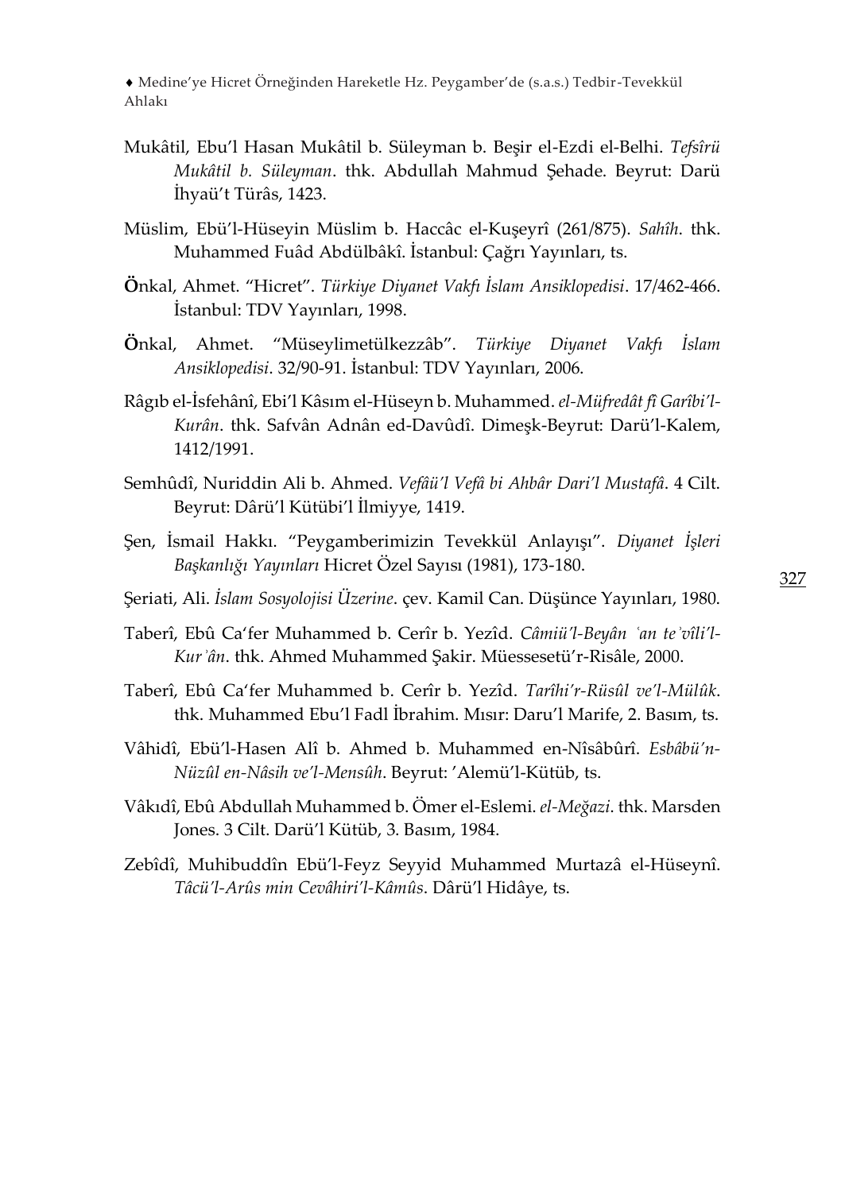Mukâtil, Ebu'l Hasan Mukâtil b. Süleyman b. Beşir el-Ezdi el-Belhi. *Tefsîrü Mukâtil b. Süleyman*. thk. Abdullah Mahmud Şehade. Beyrut: Darü İhyaü't Türâs, 1423.

Müslim, Ebü'l-Hüseyin Müslim b. Haccâc el-Kuşeyrî (261/875). *Sahîh*. thk. Muhammed Fuâd Abdülbâkî. İstanbul: Çağrı Yayınları, ts.

**Ö**nkal, Ahmet. "Hicret". *Türkiye Diyanet Vakfı İslam Ansiklopedisi*. 17/462-466. İstanbul: TDV Yayınları, 1998.

**Ö**nkal, Ahmet. "Müseylimetülkezzâb". *Türkiye Diyanet Vakfı İslam Ansiklopedisi*. 32/90-91. İstanbul: TDV Yayınları, 2006.

Râgıb el-İsfehânî, Ebi'l Kâsım el-Hüseyn b. Muhammed. *el-Müfredât fî Garîbi'l-Kurân*. thk. Safvân Adnân ed-Davûdî. Dimeşk-Beyrut: Darü'l-Kalem, 1412/1991.

Semhûdî, Nuriddin Ali b. Ahmed. *Vefâü'l Vefâ bi Ahbâr Dari'l Mustafâ*. 4 Cilt. Beyrut: Dârü'l Kütübi'l İlmiyye, 1419.

Şen, İsmail Hakkı. "Peygamberimizin Tevekkül Anlayışı". *Diyanet İşleri Başkanlığı Yayınları* Hicret Özel Sayısı (1981), 173-180.

Şeriati, Ali. *İslam Sosyolojisi Üzerine*. çev. Kamil Can. Düşünce Yayınları, 1980.

Taberî, Ebû Ca'fer Muhammed b. Cerîr b. Yezîd. *Câmiü'l-Beyân ʿan teʾvîli'l-Kurʾân*. thk. Ahmed Muhammed Şakir. Müessesetü'r-Risâle, 2000.

Taberî, Ebû Ca'fer Muhammed b. Cerîr b. Yezîd. *Tarîhi'r-Rüsûl ve'l-Mülûk*. thk. Muhammed Ebu'l Fadl İbrahim. Mısır: Daru'l Marife, 2. Basım, ts.

Vâhidî, Ebü'l-Hasen Alî b. Ahmed b. Muhammed en-Nîsâbûrî. *Esbâbü'n-Nüzûl en-Nâsih ve'l-Mensûh*. Beyrut: 'Alemü'l-Kütüb, ts.

Vâkıdî, Ebû Abdullah Muhammed b. Ömer el-Eslemi. *el-Meğazi*. thk. Marsden Jones. 3 Cilt. Darü'l Kütüb, 3. Basım, 1984.

Zebîdî, Muhibuddîn Ebü'l-Feyz Seyyid Muhammed Murtazâ el-Hüseynî. *Tâcü'l-Arûs min Cevâhiri'l-Kâmûs*. Dârü'l Hidâye, ts.